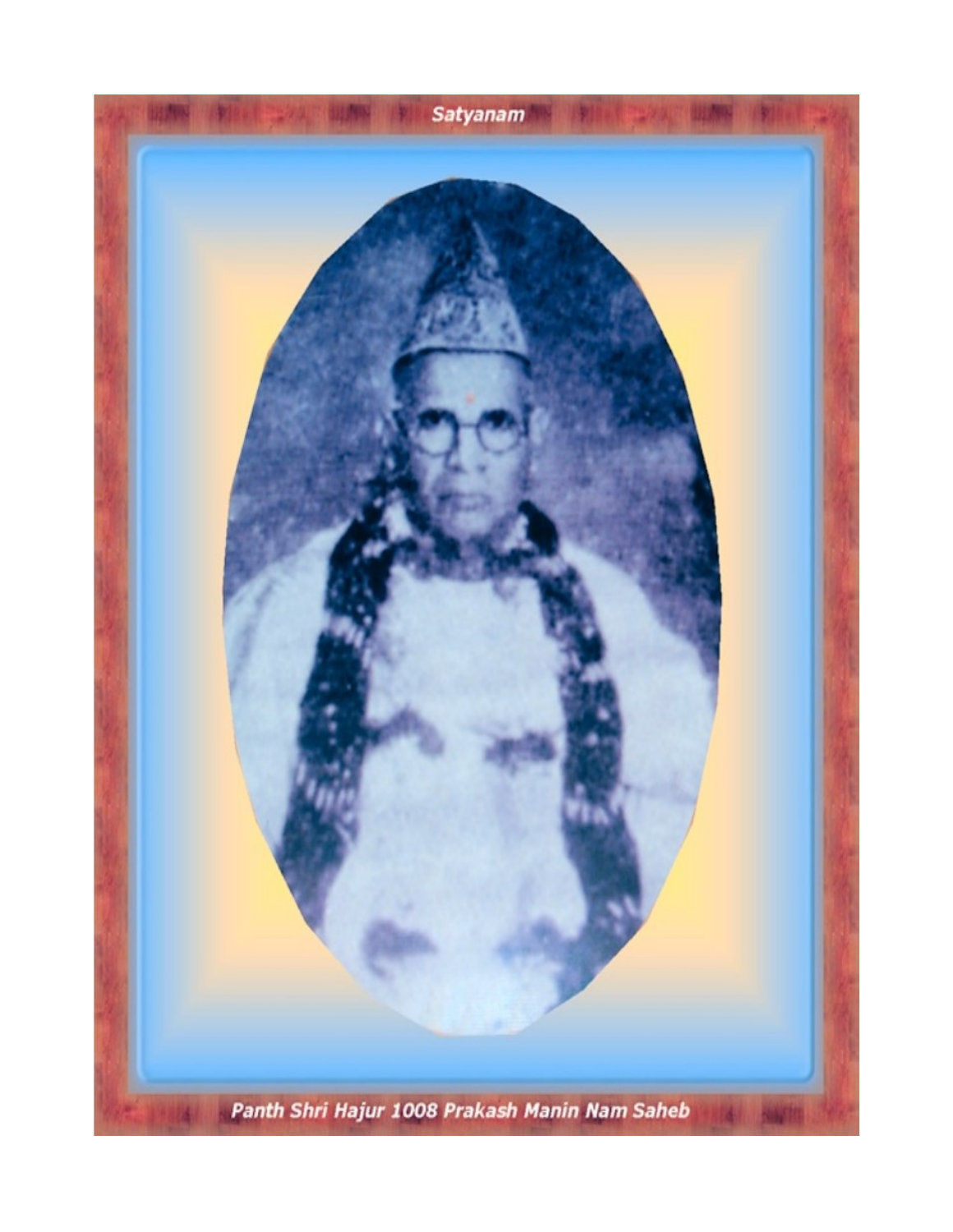Satyanam

Panth Shri Hajur 1008 Prakash Manin Nam Saheb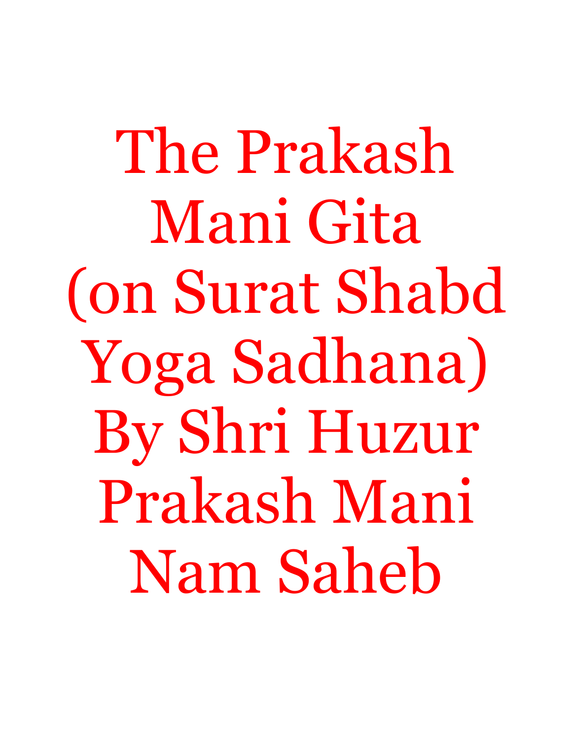# The Prakash Mani Gita (on Surat Shabd Yoga Sadhana) By Shri Huzur Prakash Mani Nam Saheb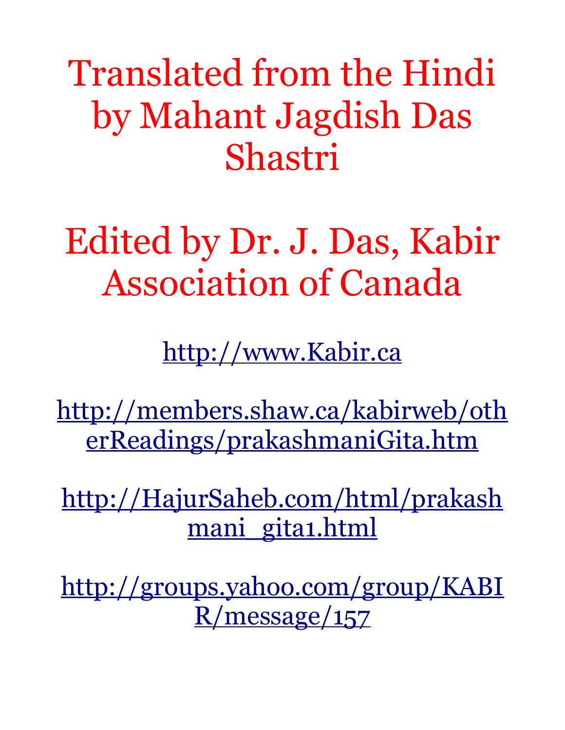Translated from the Hindi by Mahant Jagdish Das Shastri

Edited by Dr. J. Das, Kabir Association of Canada

http://www.Kabir.ca

http://members.shaw.ca/kabirweb/otherReadings/prakashmaniGita.htm

http://HajurSaheb.com/html/prakashmani_gita1.html

http://groups.yahoo.com/group/KABIR/message/157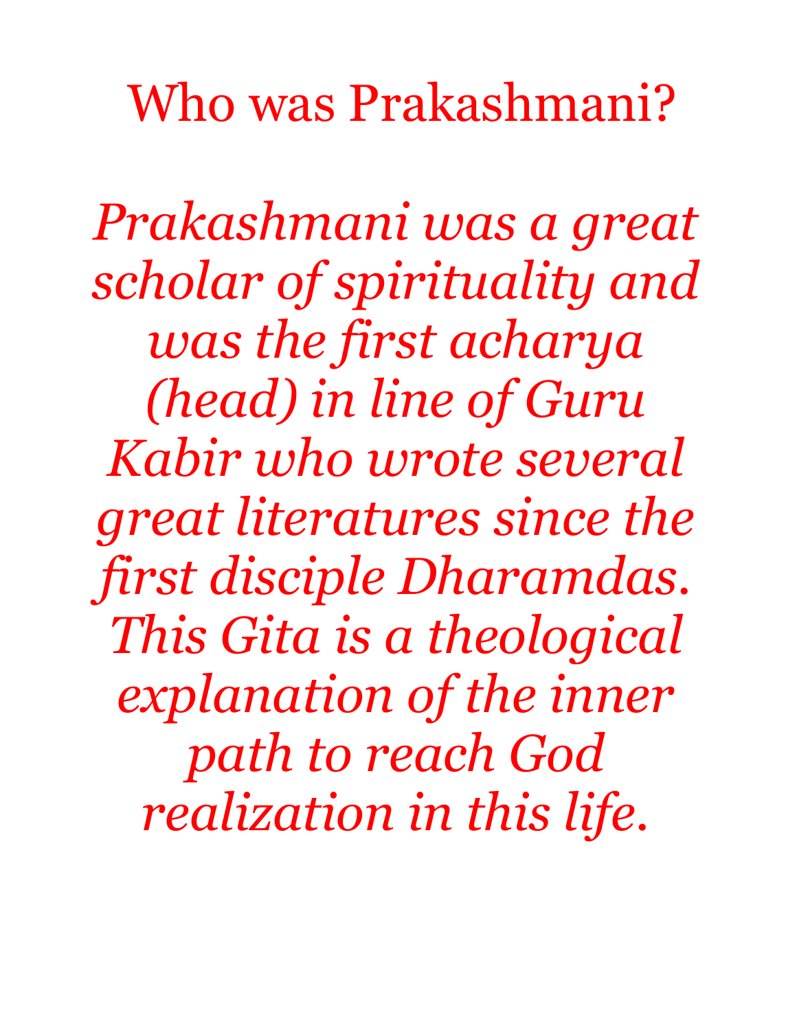# Who was Prakashmani?

*Prakashmani was a great scholar of spirituality and was the first acharya (head) in line of Guru Kabir who wrote several great literatures since the first disciple Dharamdas. This Gita is a theological explanation of the inner path to reach God realization in this life.*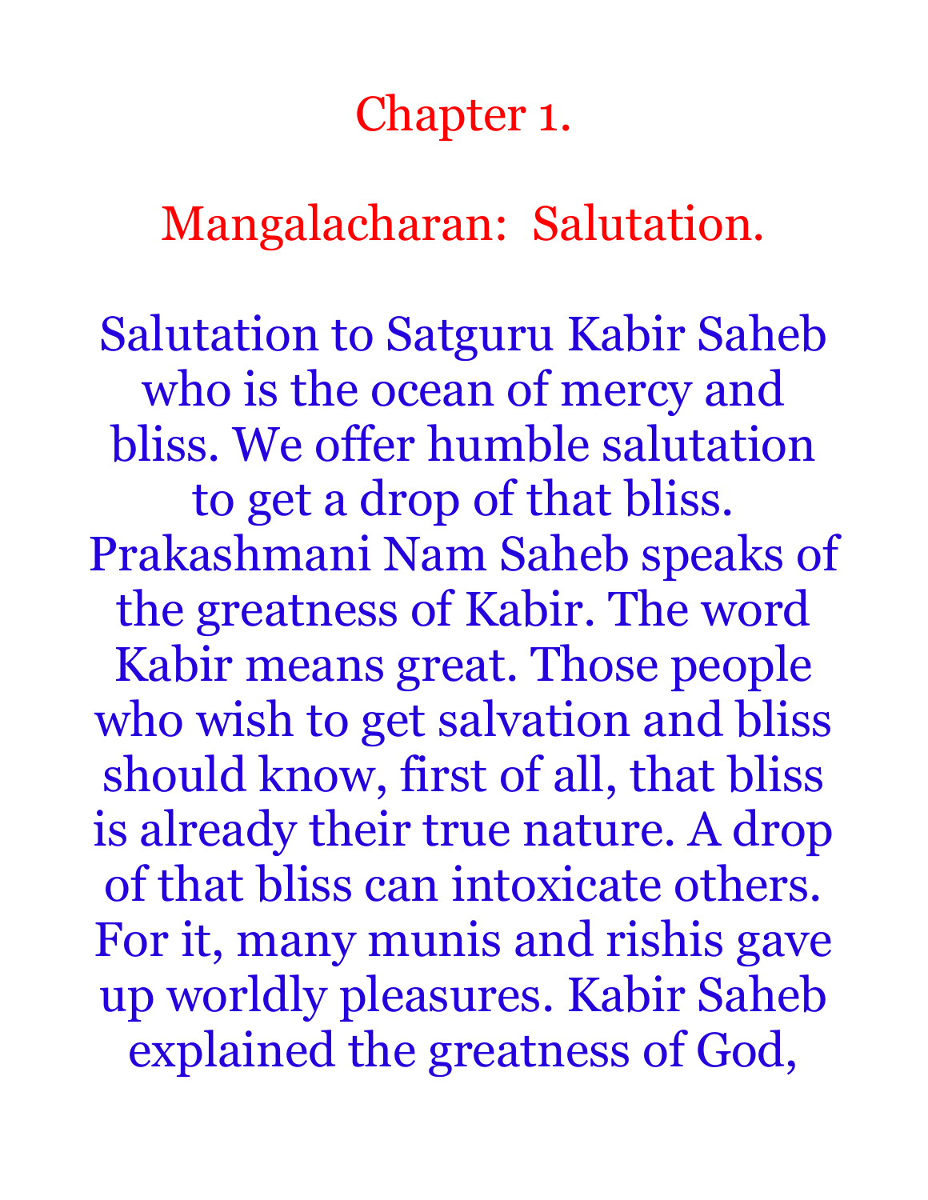# Chapter 1.

## Mangalacharan: Salutation.

Salutation to Satguru Kabir Saheb who is the ocean of mercy and bliss. We offer humble salutation to get a drop of that bliss. Prakashmani Nam Saheb speaks of the greatness of Kabir. The word Kabir means great. Those people who wish to get salvation and bliss should know, first of all, that bliss is already their true nature. A drop of that bliss can intoxicate others. For it, many munis and rishis gave up worldly pleasures. Kabir Saheb explained the greatness of God,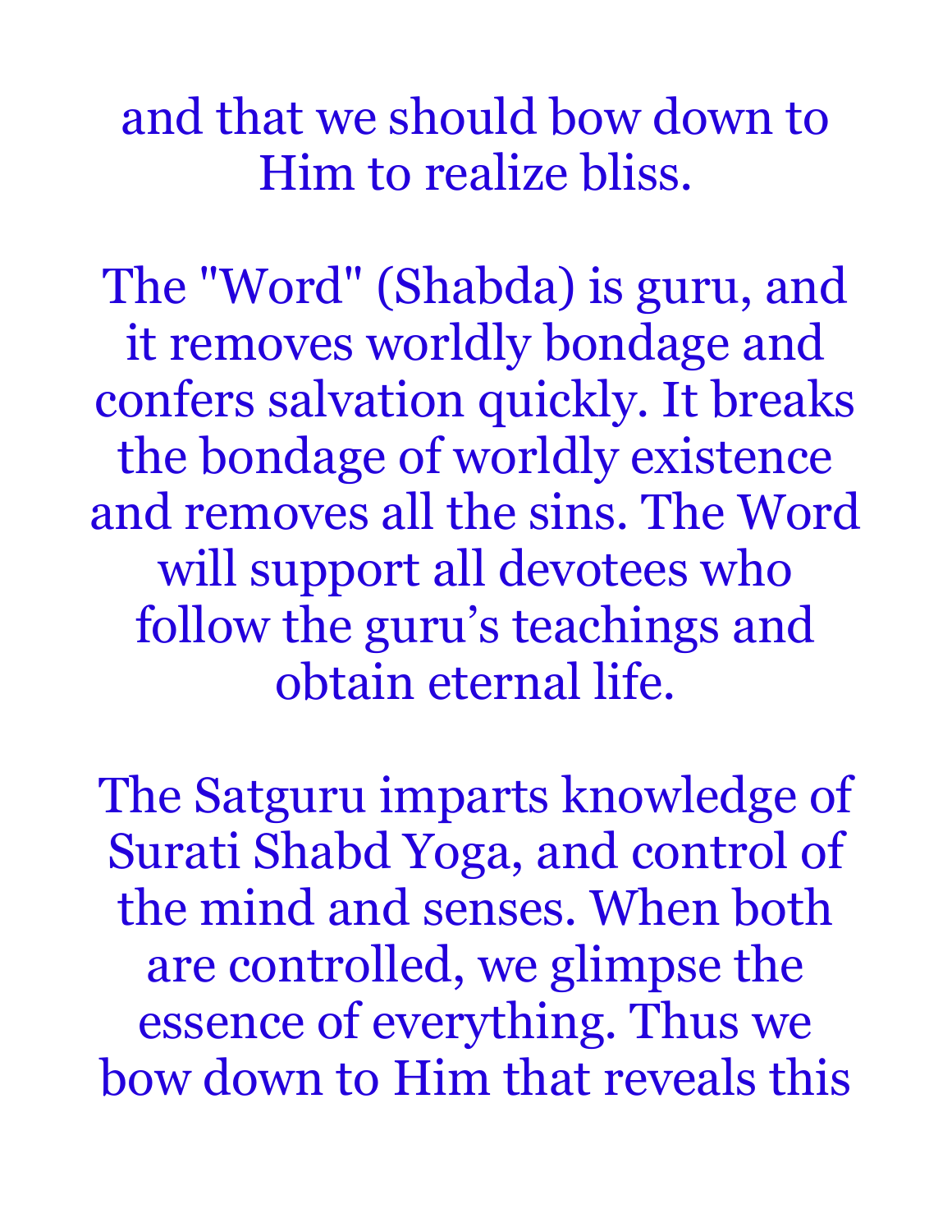and that we should bow down to Him to realize bliss.

The "Word" (Shabda) is guru, and it removes worldly bondage and confers salvation quickly. It breaks the bondage of worldly existence and removes all the sins. The Word will support all devotees who follow the guru's teachings and obtain eternal life.

The Satguru imparts knowledge of Surati Shabd Yoga, and control of the mind and senses. When both are controlled, we glimpse the essence of everything. Thus we bow down to Him that reveals this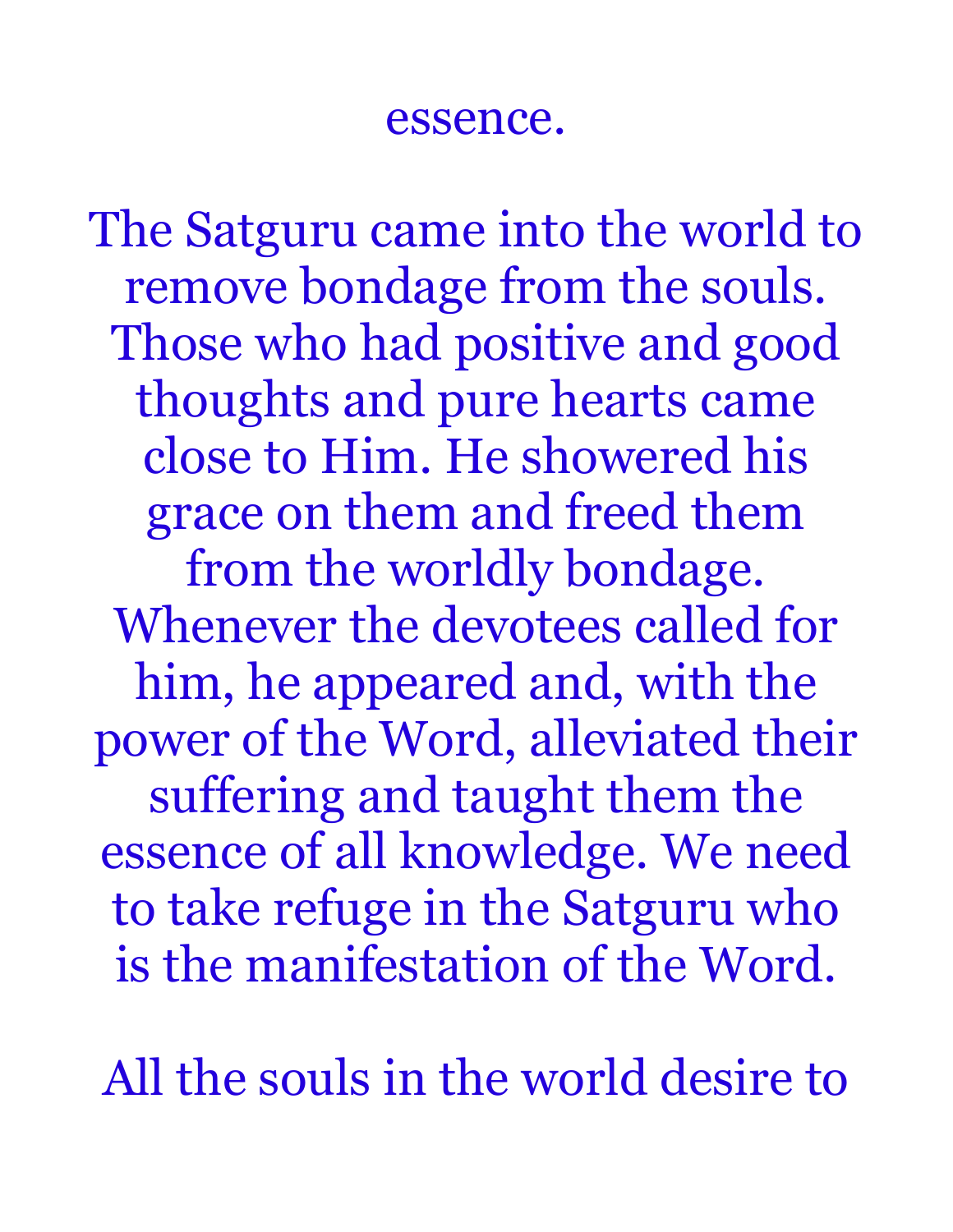essence.

The Satguru came into the world to remove bondage from the souls. Those who had positive and good thoughts and pure hearts came close to Him. He showered his grace on them and freed them from the worldly bondage. Whenever the devotees called for him, he appeared and, with the power of the Word, alleviated their suffering and taught them the essence of all knowledge. We need to take refuge in the Satguru who is the manifestation of the Word.

All the souls in the world desire to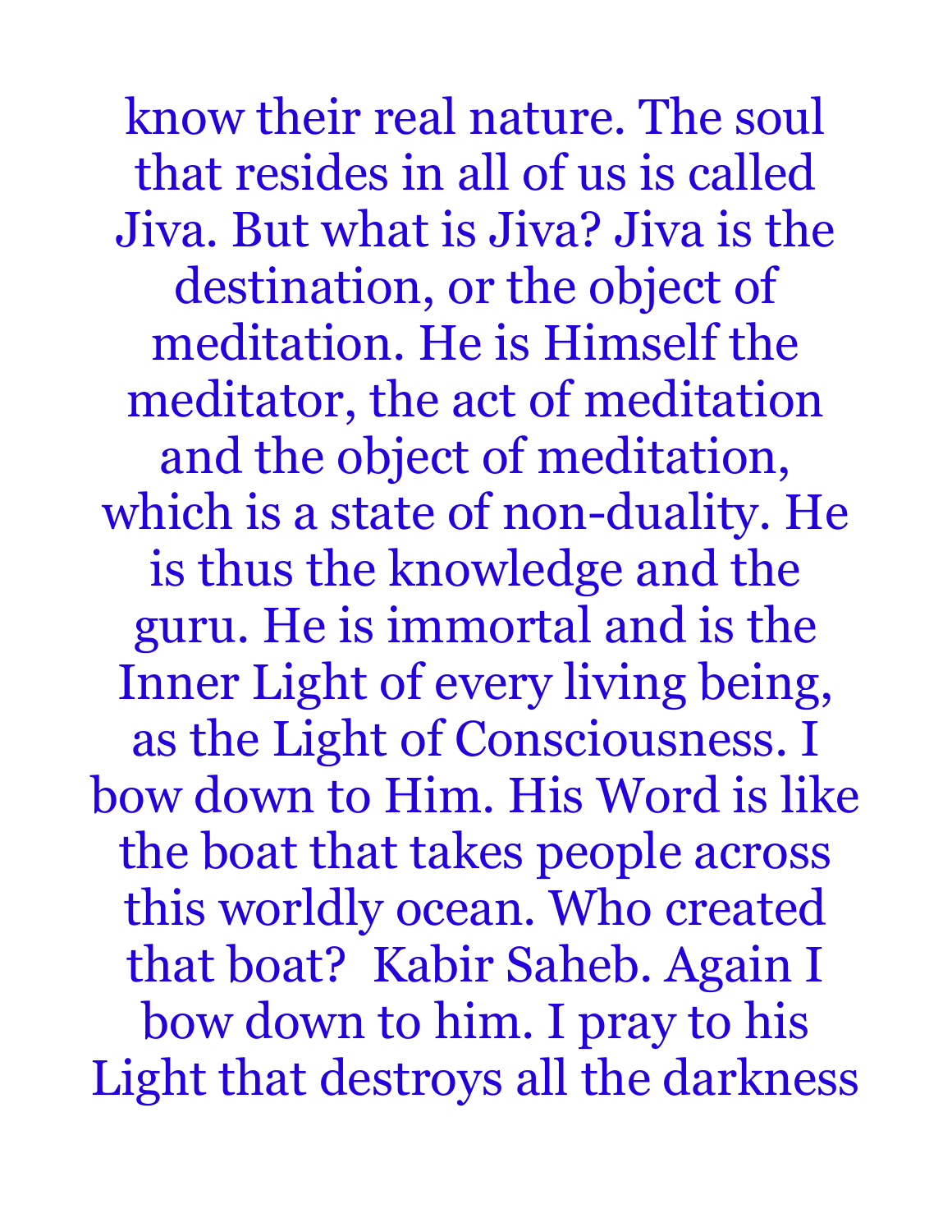know their real nature. The soul that resides in all of us is called Jiva. But what is Jiva? Jiva is the destination, or the object of meditation. He is Himself the meditator, the act of meditation and the object of meditation, which is a state of non-duality. He is thus the knowledge and the guru. He is immortal and is the Inner Light of every living being, as the Light of Consciousness. I bow down to Him. His Word is like the boat that takes people across this worldly ocean. Who created that boat? Kabir Saheb. Again I bow down to him. I pray to his Light that destroys all the darkness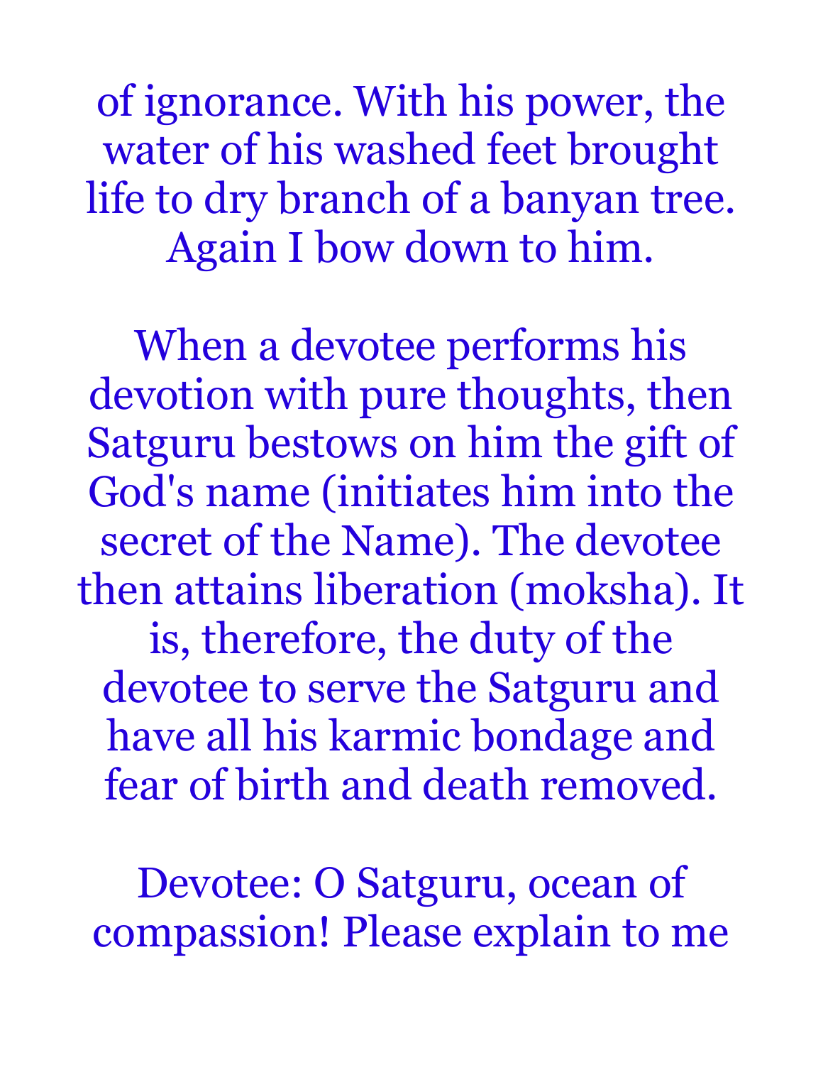of ignorance. With his power, the water of his washed feet brought life to dry branch of a banyan tree. Again I bow down to him.

When a devotee performs his devotion with pure thoughts, then Satguru bestows on him the gift of God's name (initiates him into the secret of the Name). The devotee then attains liberation (moksha). It is, therefore, the duty of the devotee to serve the Satguru and have all his karmic bondage and fear of birth and death removed.

Devotee: O Satguru, ocean of compassion! Please explain to me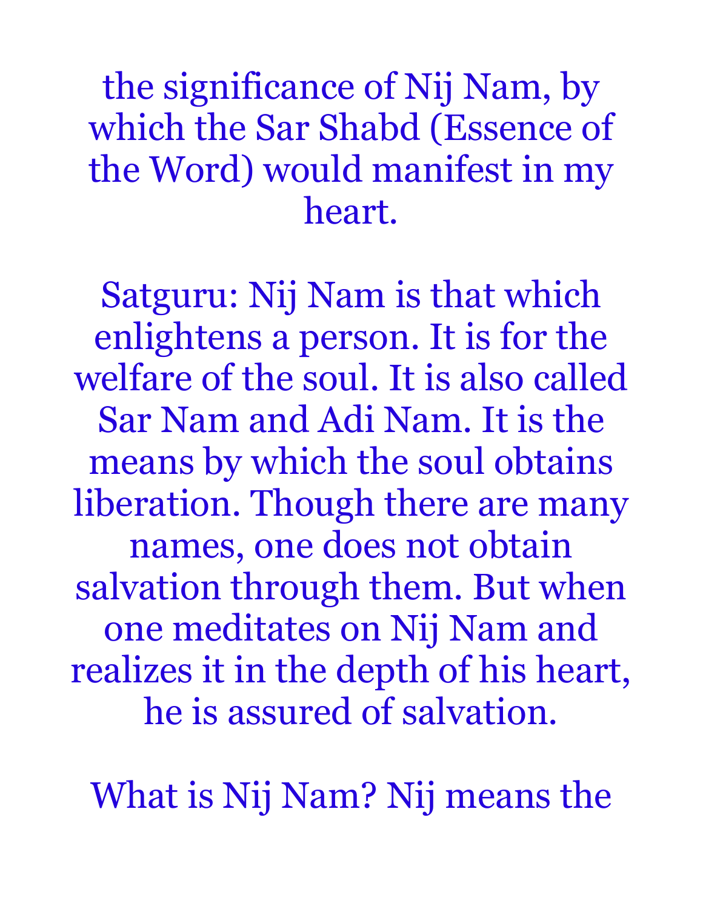the significance of Nij Nam, by which the Sar Shabd (Essence of the Word) would manifest in my heart.

Satguru: Nij Nam is that which enlightens a person. It is for the welfare of the soul. It is also called Sar Nam and Adi Nam. It is the means by which the soul obtains liberation. Though there are many names, one does not obtain salvation through them. But when one meditates on Nij Nam and realizes it in the depth of his heart, he is assured of salvation.

What is Nij Nam? Nij means the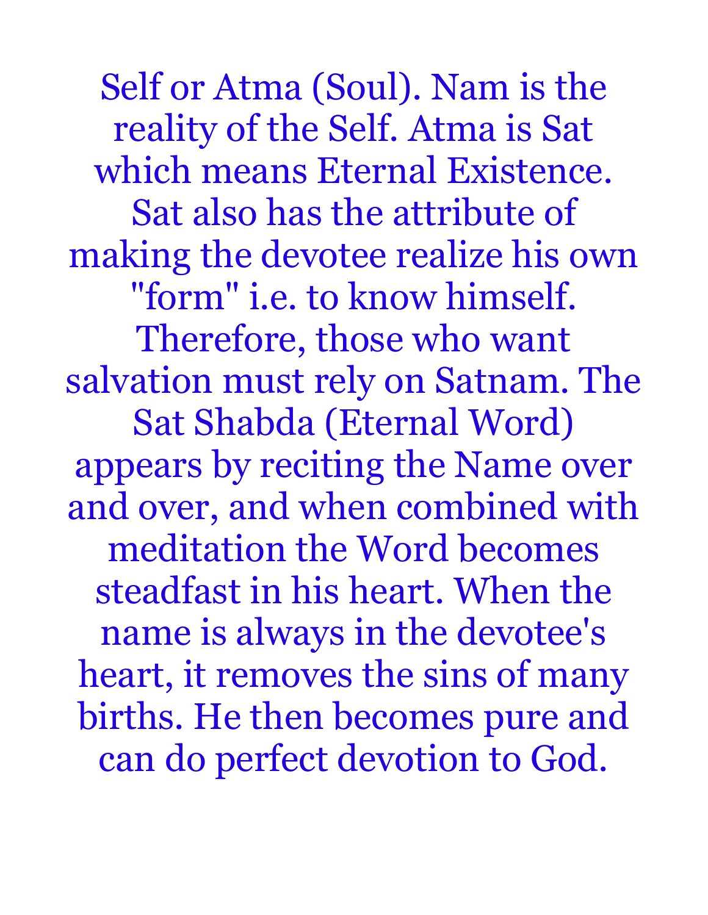Self or Atma (Soul). Nam is the reality of the Self. Atma is Sat which means Eternal Existence. Sat also has the attribute of making the devotee realize his own "form" i.e. to know himself. Therefore, those who want salvation must rely on Satnam. The Sat Shabda (Eternal Word) appears by reciting the Name over and over, and when combined with meditation the Word becomes steadfast in his heart. When the name is always in the devotee's heart, it removes the sins of many births. He then becomes pure and can do perfect devotion to God.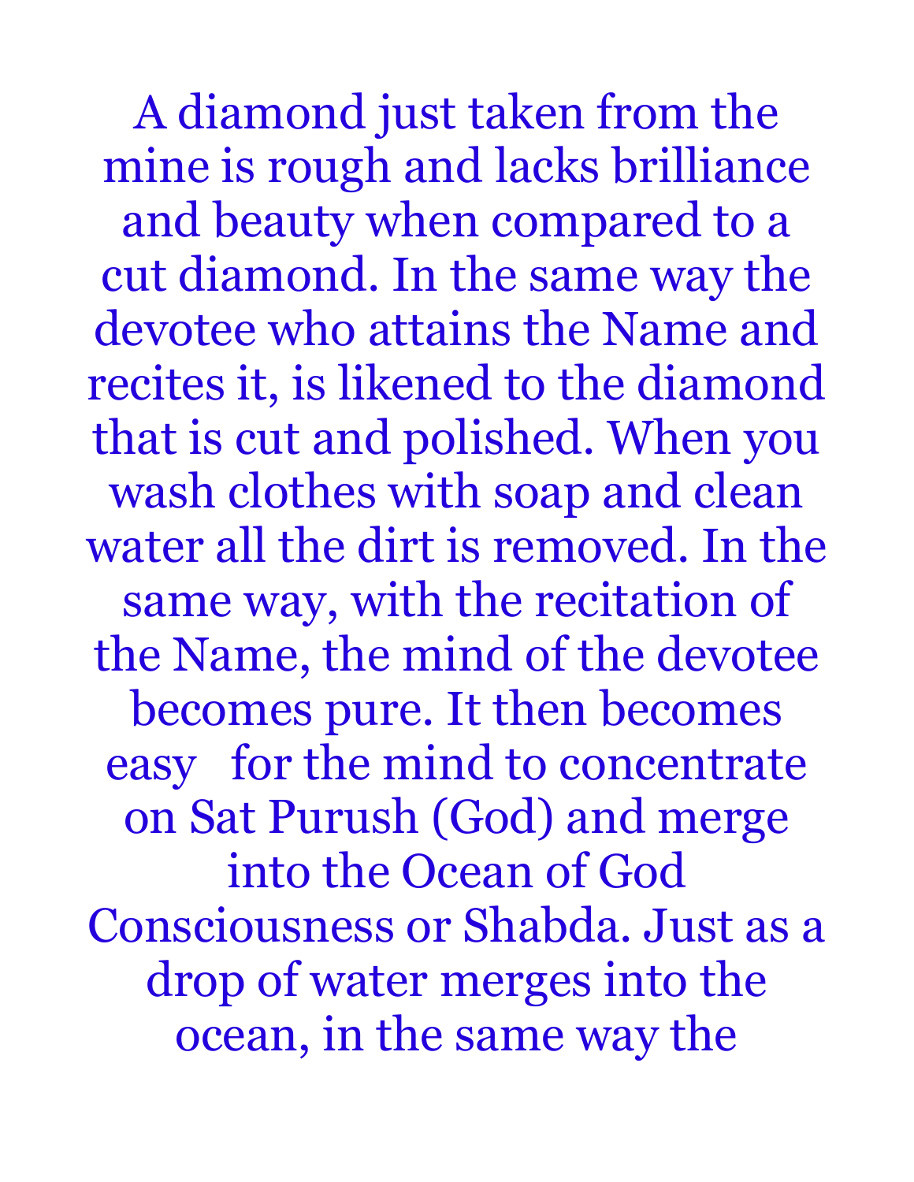A diamond just taken from the mine is rough and lacks brilliance and beauty when compared to a cut diamond. In the same way the devotee who attains the Name and recites it, is likened to the diamond that is cut and polished. When you wash clothes with soap and clean water all the dirt is removed. In the same way, with the recitation of the Name, the mind of the devotee becomes pure. It then becomes easy for the mind to concentrate on Sat Purush (God) and merge into the Ocean of God Consciousness or Shabda. Just as a drop of water merges into the ocean, in the same way the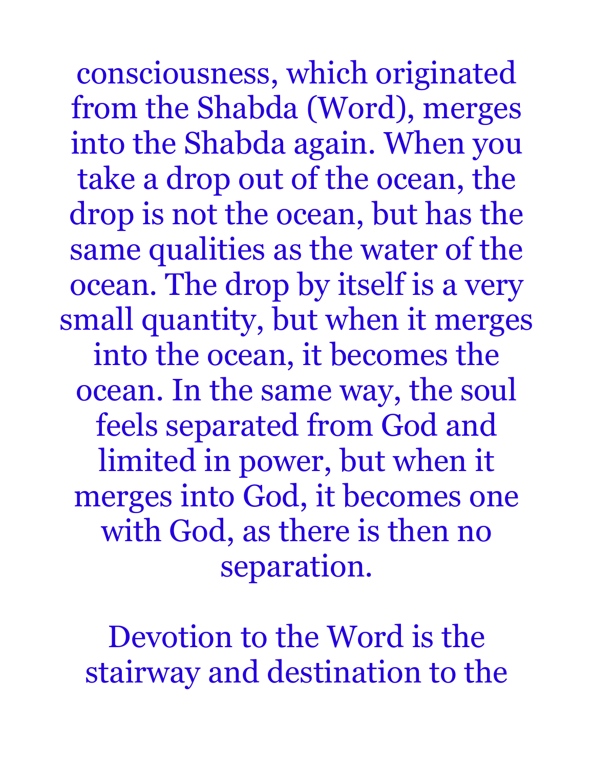consciousness, which originated from the Shabda (Word), merges into the Shabda again. When you take a drop out of the ocean, the drop is not the ocean, but has the same qualities as the water of the ocean. The drop by itself is a very small quantity, but when it merges into the ocean, it becomes the ocean. In the same way, the soul feels separated from God and limited in power, but when it merges into God, it becomes one with God, as there is then no separation.

Devotion to the Word is the stairway and destination to the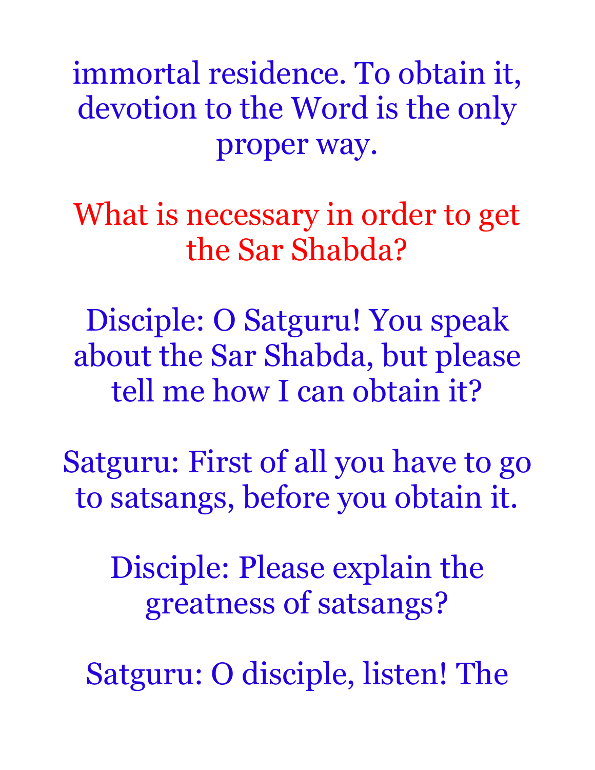immortal residence. To obtain it, devotion to the Word is the only proper way.

## What is necessary in order to get the Sar Shabda?

Disciple: O Satguru! You speak about the Sar Shabda, but please tell me how I can obtain it?

Satguru: First of all you have to go to satsangs, before you obtain it.

Disciple: Please explain the greatness of satsangs?

Satguru: O disciple, listen! The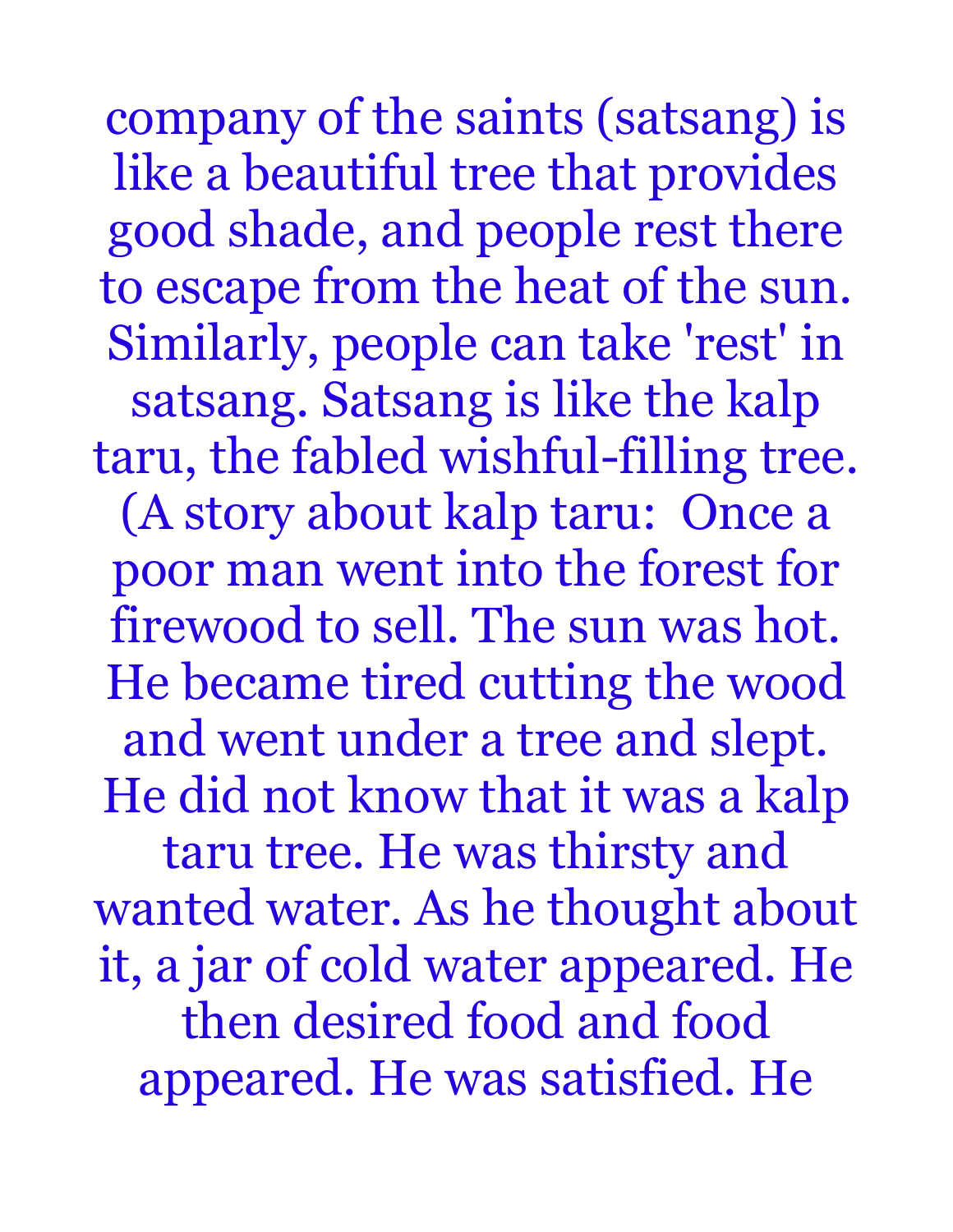company of the saints (satsang) is like a beautiful tree that provides good shade, and people rest there to escape from the heat of the sun. Similarly, people can take 'rest' in satsang. Satsang is like the kalp taru, the fabled wishful-filling tree. (A story about kalp taru: Once a poor man went into the forest for firewood to sell. The sun was hot. He became tired cutting the wood and went under a tree and slept. He did not know that it was a kalp taru tree. He was thirsty and wanted water. As he thought about it, a jar of cold water appeared. He then desired food and food appeared. He was satisfied. He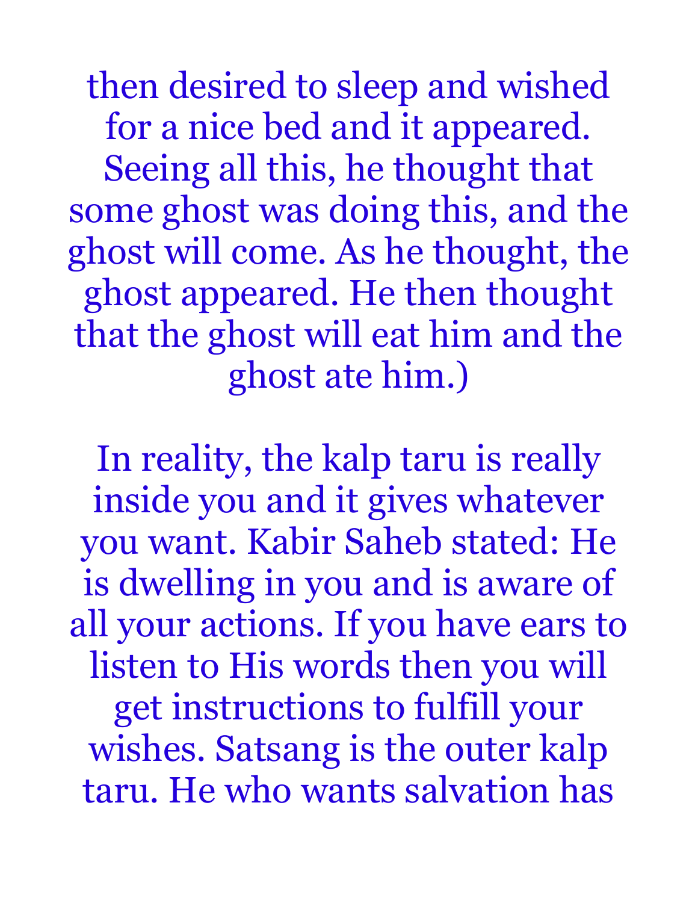then desired to sleep and wished for a nice bed and it appeared. Seeing all this, he thought that some ghost was doing this, and the ghost will come. As he thought, the ghost appeared. He then thought that the ghost will eat him and the ghost ate him.)

In reality, the kalp taru is really inside you and it gives whatever you want. Kabir Saheb stated: He is dwelling in you and is aware of all your actions. If you have ears to listen to His words then you will get instructions to fulfill your wishes. Satsang is the outer kalp taru. He who wants salvation has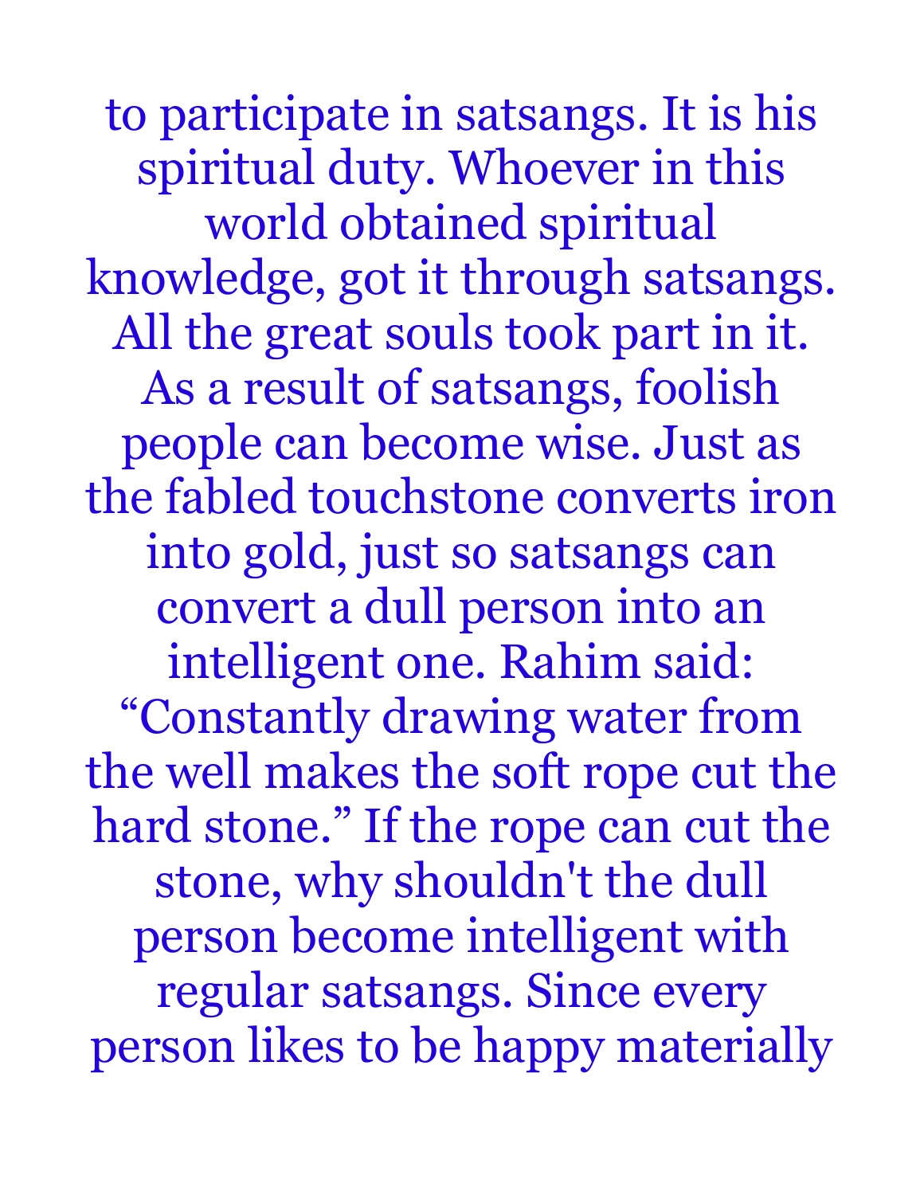to participate in satsangs. It is his spiritual duty. Whoever in this world obtained spiritual knowledge, got it through satsangs. All the great souls took part in it. As a result of satsangs, foolish people can become wise. Just as the fabled touchstone converts iron into gold, just so satsangs can convert a dull person into an intelligent one. Rahim said: "Constantly drawing water from the well makes the soft rope cut the hard stone." If the rope can cut the stone, why shouldn't the dull person become intelligent with regular satsangs. Since every person likes to be happy materially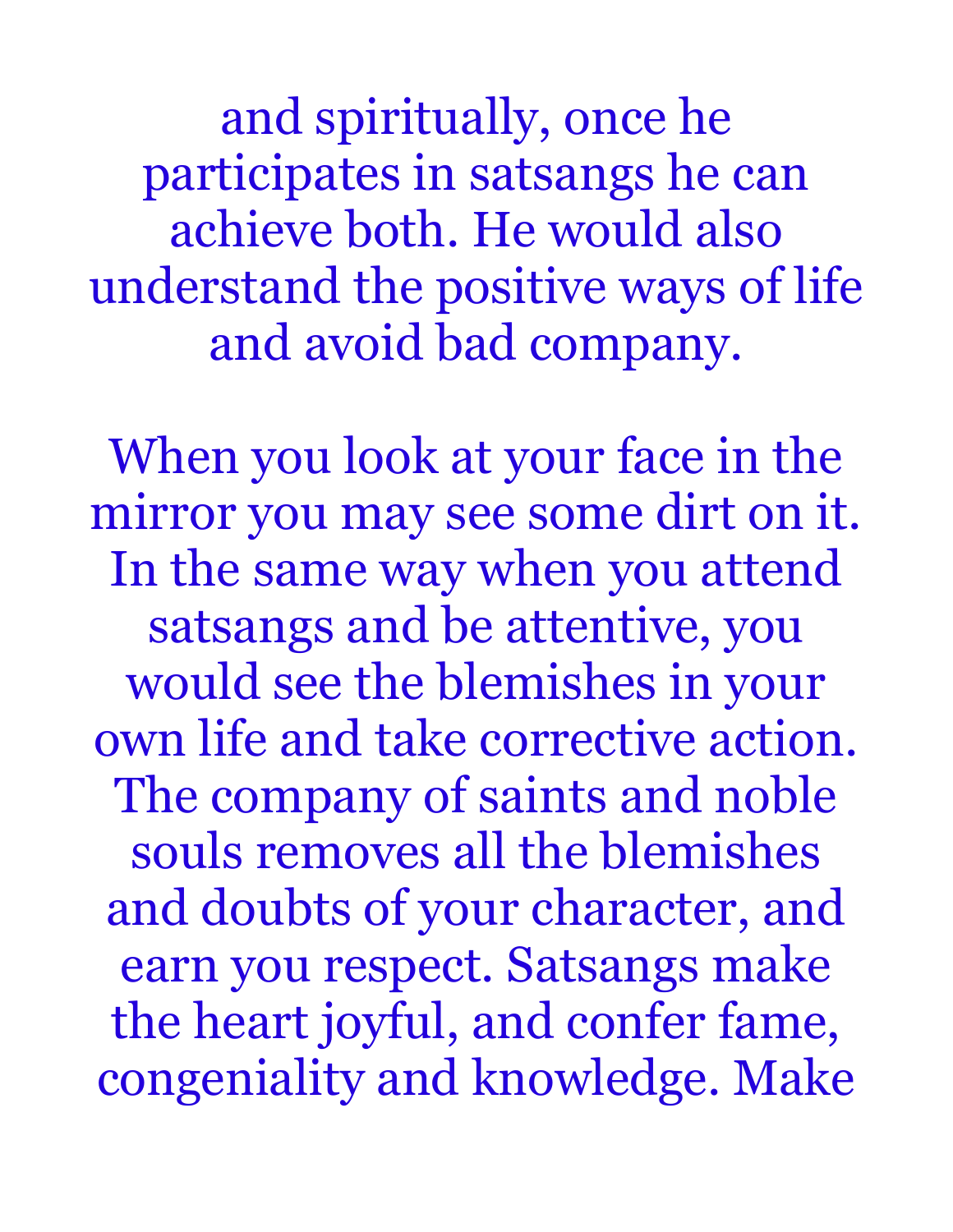and spiritually, once he participates in satsangs he can achieve both. He would also understand the positive ways of life and avoid bad company.

When you look at your face in the mirror you may see some dirt on it. In the same way when you attend satsangs and be attentive, you would see the blemishes in your own life and take corrective action. The company of saints and noble souls removes all the blemishes and doubts of your character, and earn you respect. Satsangs make the heart joyful, and confer fame, congeniality and knowledge. Make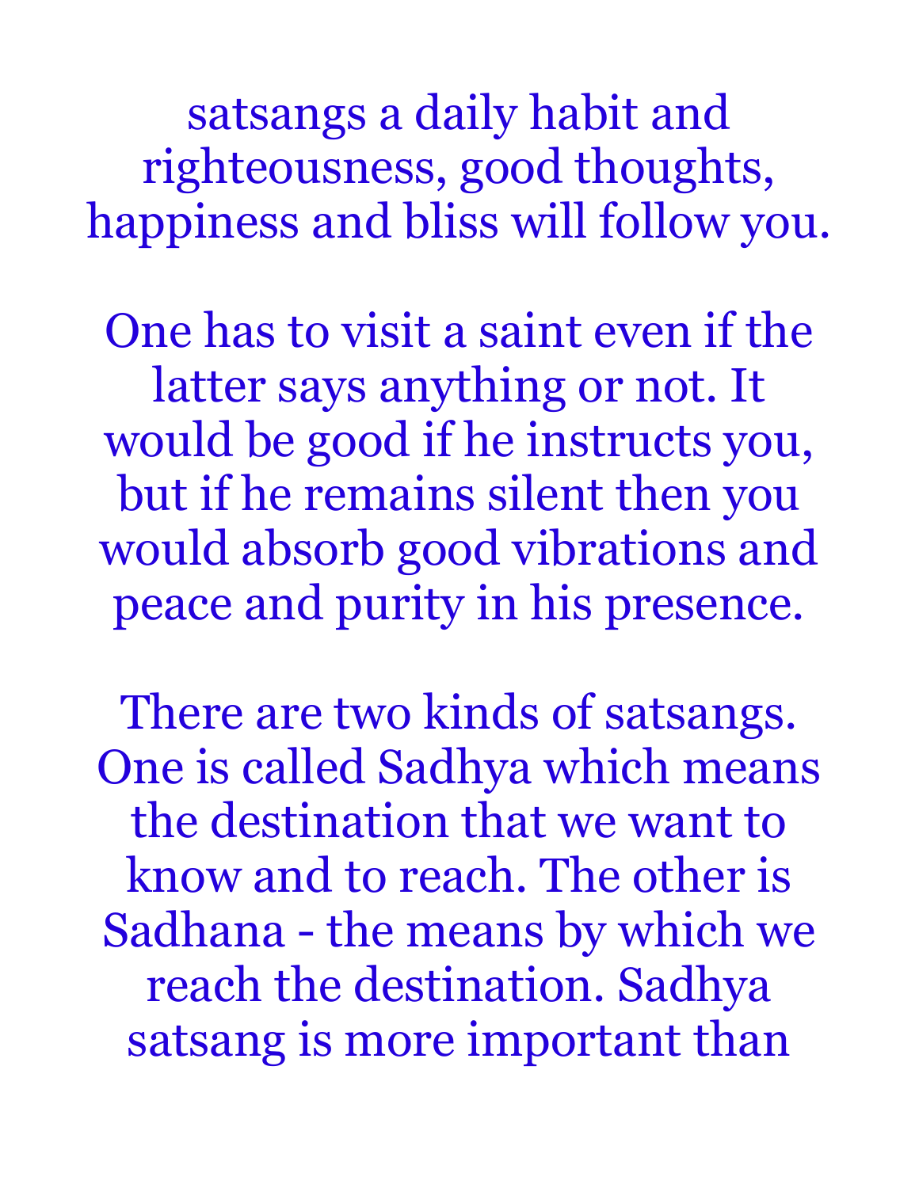satsangs a daily habit and righteousness, good thoughts, happiness and bliss will follow you.

One has to visit a saint even if the latter says anything or not. It would be good if he instructs you, but if he remains silent then you would absorb good vibrations and peace and purity in his presence.

There are two kinds of satsangs. One is called Sadhya which means the destination that we want to know and to reach. The other is Sadhana - the means by which we reach the destination. Sadhya satsang is more important than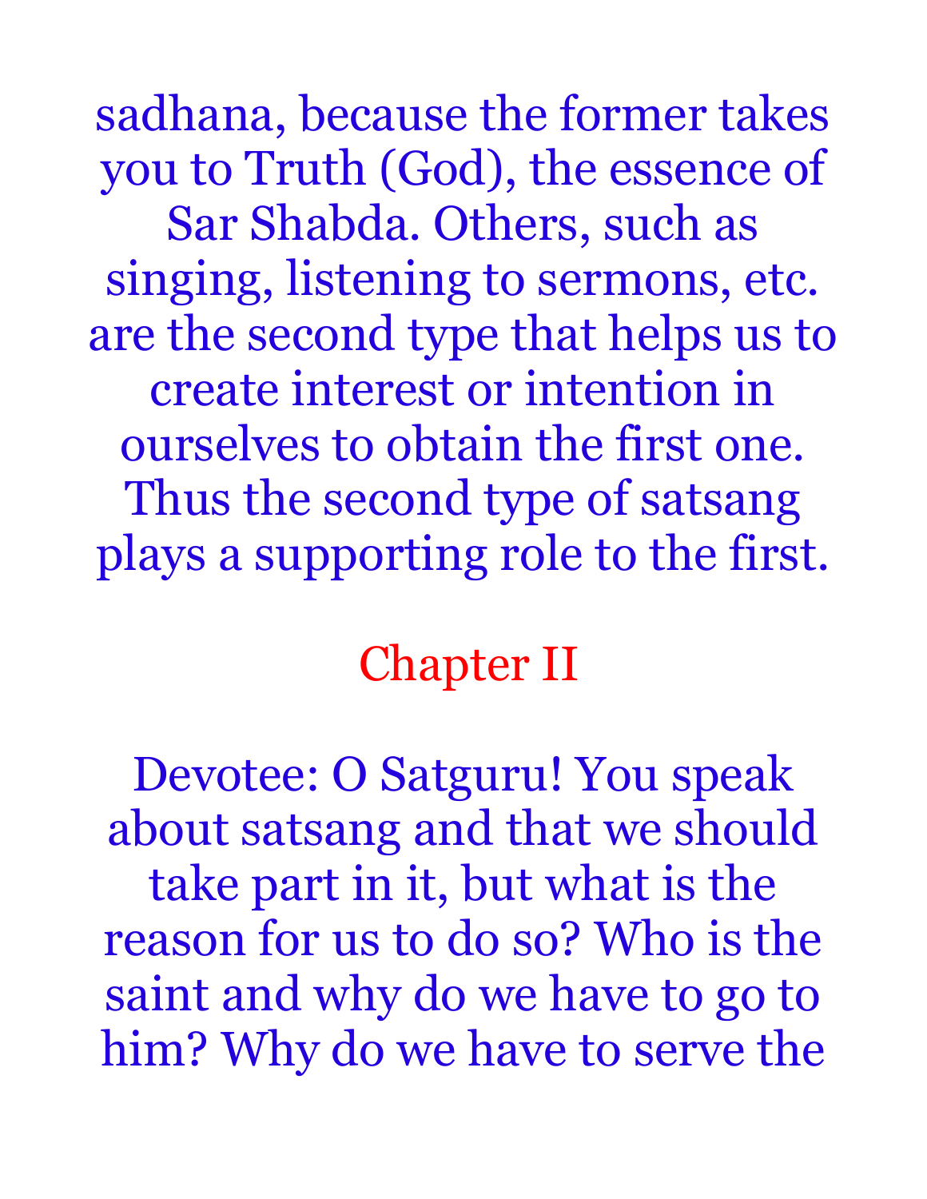sadhana, because the former takes you to Truth (God), the essence of Sar Shabda. Others, such as singing, listening to sermons, etc. are the second type that helps us to create interest or intention in ourselves to obtain the first one. Thus the second type of satsang plays a supporting role to the first.

## Chapter II

Devotee: O Satguru! You speak about satsang and that we should take part in it, but what is the reason for us to do so? Who is the saint and why do we have to go to him? Why do we have to serve the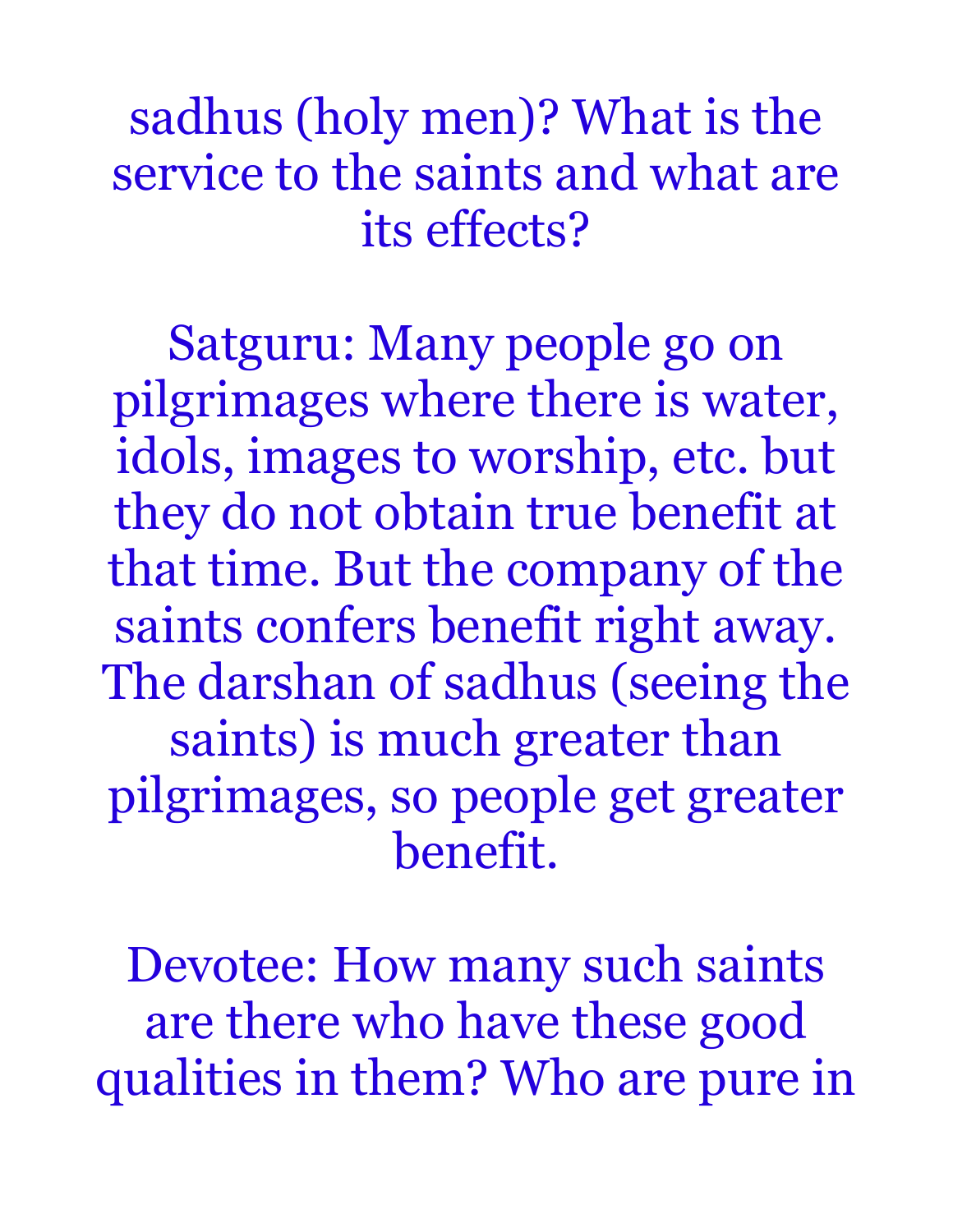sadhus (holy men)? What is the service to the saints and what are its effects?

Satguru: Many people go on pilgrimages where there is water, idols, images to worship, etc. but they do not obtain true benefit at that time. But the company of the saints confers benefit right away. The darshan of sadhus (seeing the saints) is much greater than pilgrimages, so people get greater benefit.

Devotee: How many such saints are there who have these good qualities in them? Who are pure in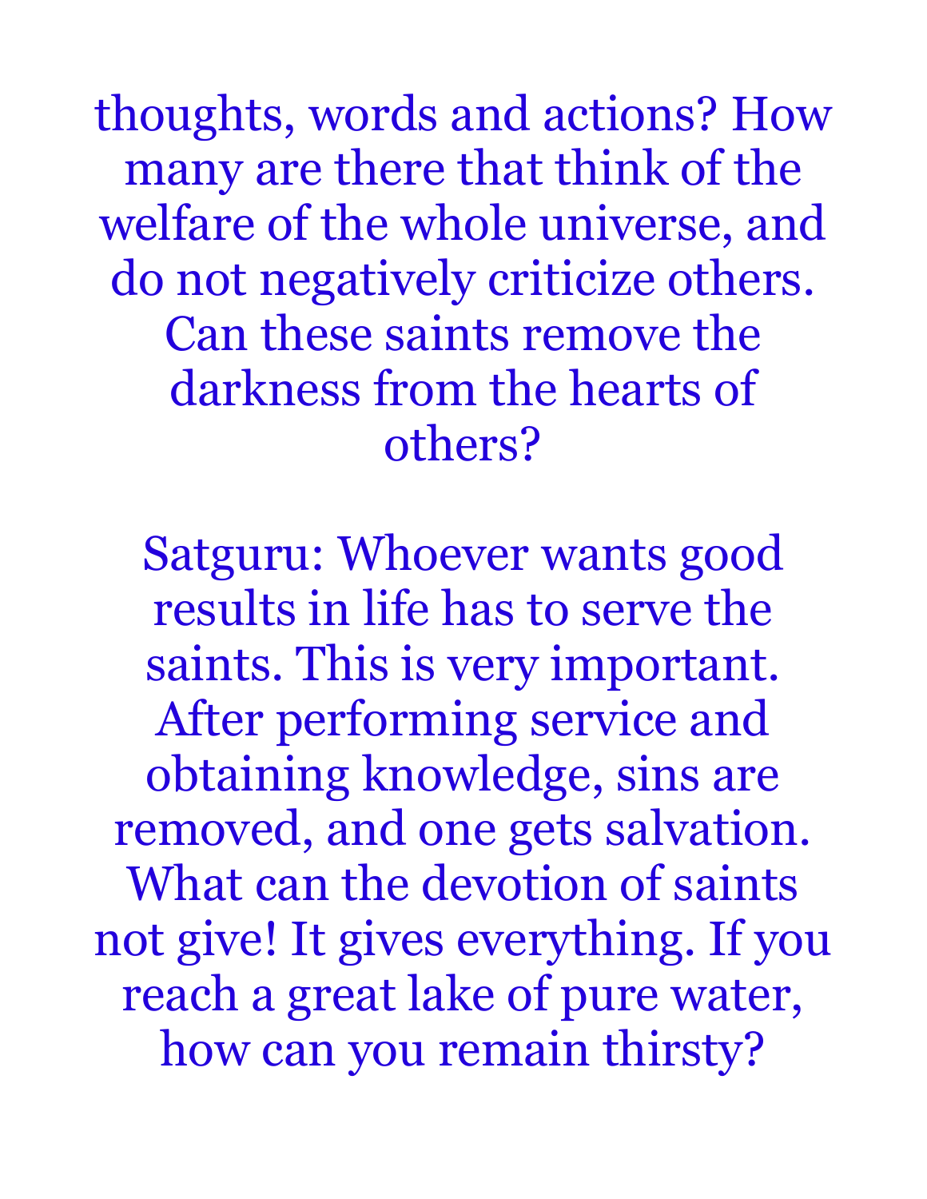thoughts, words and actions? How many are there that think of the welfare of the whole universe, and do not negatively criticize others. Can these saints remove the darkness from the hearts of others?

Satguru: Whoever wants good results in life has to serve the saints. This is very important. After performing service and obtaining knowledge, sins are removed, and one gets salvation. What can the devotion of saints not give! It gives everything. If you reach a great lake of pure water, how can you remain thirsty?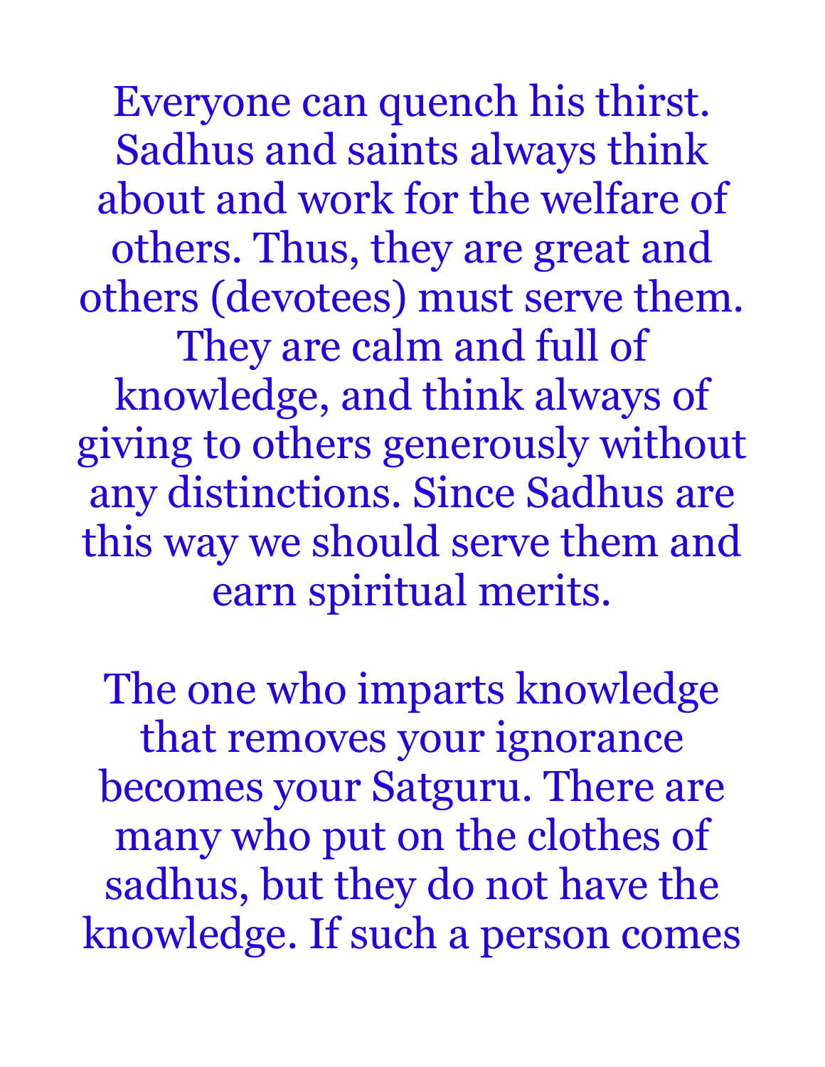Everyone can quench his thirst. Sadhus and saints always think about and work for the welfare of others. Thus, they are great and others (devotees) must serve them. They are calm and full of knowledge, and think always of giving to others generously without any distinctions. Since Sadhus are this way we should serve them and earn spiritual merits.

The one who imparts knowledge that removes your ignorance becomes your Satguru. There are many who put on the clothes of sadhus, but they do not have the knowledge. If such a person comes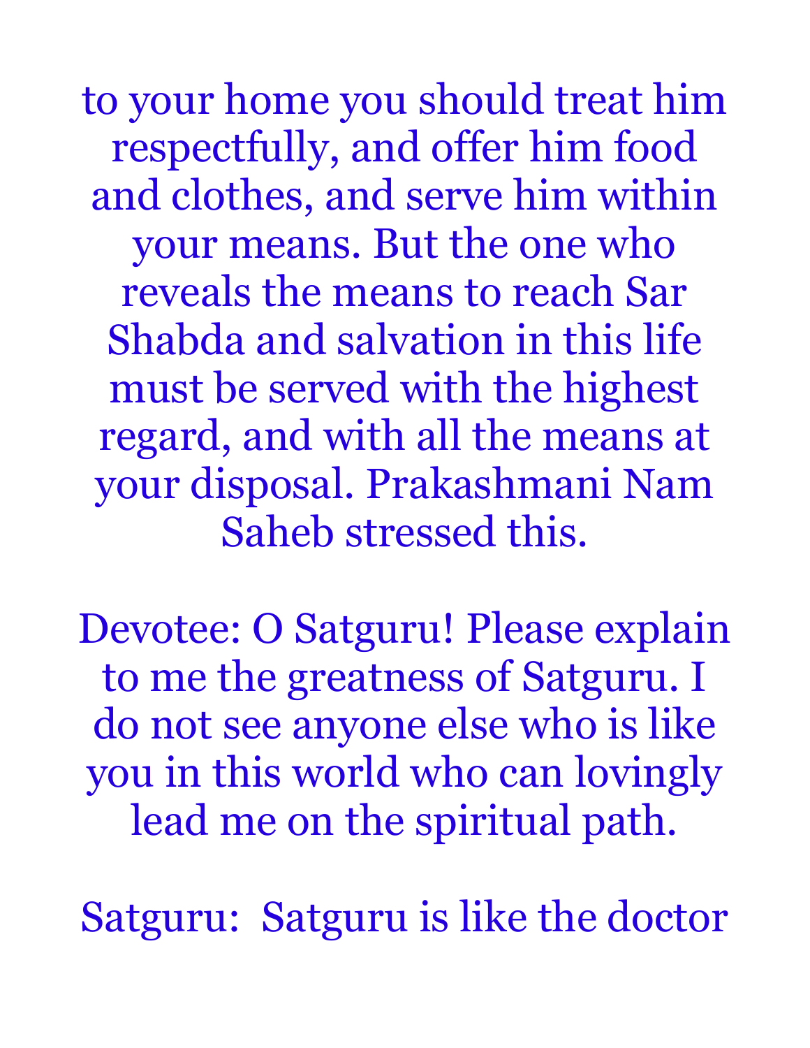to your home you should treat him respectfully, and offer him food and clothes, and serve him within your means. But the one who reveals the means to reach Sar Shabda and salvation in this life must be served with the highest regard, and with all the means at your disposal. Prakashmani Nam Saheb stressed this.

Devotee: O Satguru! Please explain to me the greatness of Satguru. I do not see anyone else who is like you in this world who can lovingly lead me on the spiritual path.

Satguru: Satguru is like the doctor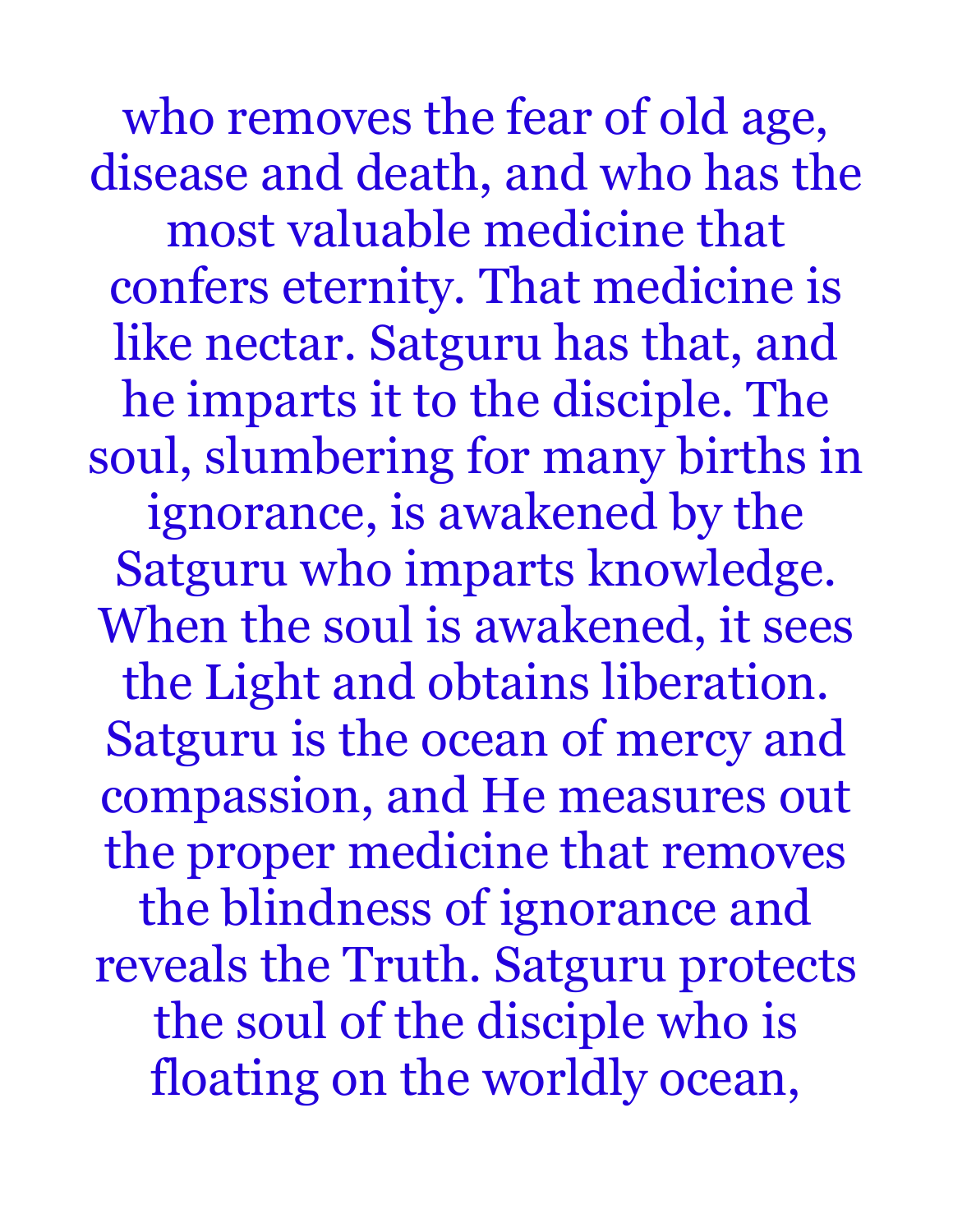who removes the fear of old age, disease and death, and who has the most valuable medicine that confers eternity. That medicine is like nectar. Satguru has that, and he imparts it to the disciple. The soul, slumbering for many births in ignorance, is awakened by the Satguru who imparts knowledge. When the soul is awakened, it sees the Light and obtains liberation. Satguru is the ocean of mercy and compassion, and He measures out the proper medicine that removes the blindness of ignorance and reveals the Truth. Satguru protects the soul of the disciple who is floating on the worldly ocean,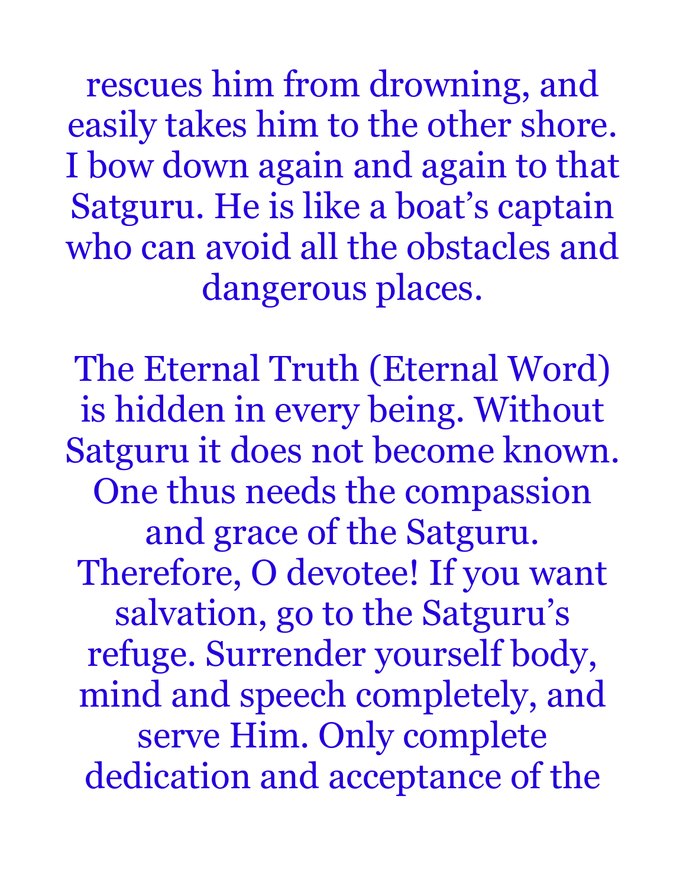rescues him from drowning, and easily takes him to the other shore. I bow down again and again to that Satguru. He is like a boat's captain who can avoid all the obstacles and dangerous places.

The Eternal Truth (Eternal Word) is hidden in every being. Without Satguru it does not become known. One thus needs the compassion and grace of the Satguru. Therefore, O devotee! If you want salvation, go to the Satguru's refuge. Surrender yourself body, mind and speech completely, and serve Him. Only complete dedication and acceptance of the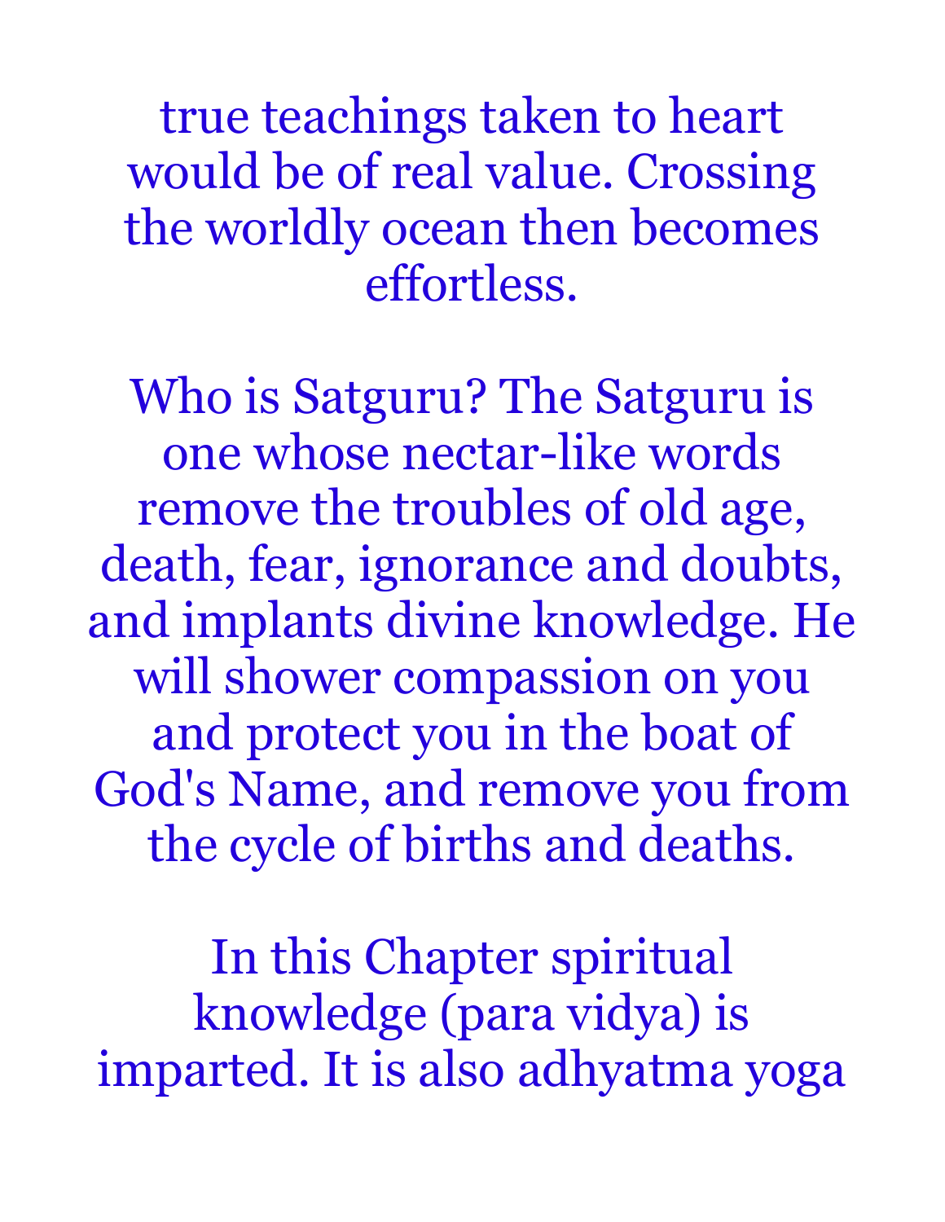true teachings taken to heart would be of real value. Crossing the worldly ocean then becomes effortless.

Who is Satguru? The Satguru is one whose nectar-like words remove the troubles of old age, death, fear, ignorance and doubts, and implants divine knowledge. He will shower compassion on you and protect you in the boat of God's Name, and remove you from the cycle of births and deaths.

In this Chapter spiritual knowledge (para vidya) is imparted. It is also adhyatma yoga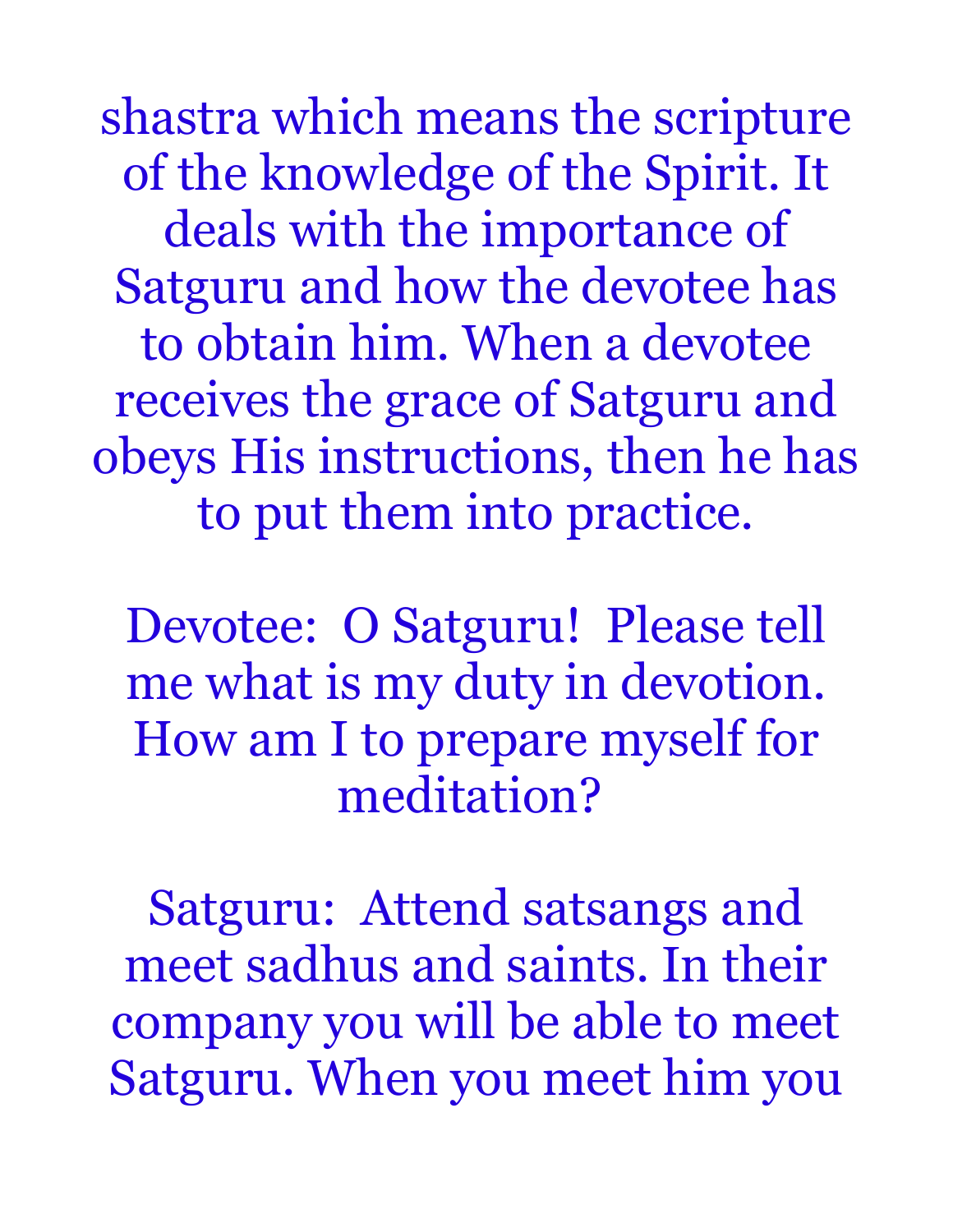shastra which means the scripture of the knowledge of the Spirit. It deals with the importance of Satguru and how the devotee has to obtain him. When a devotee receives the grace of Satguru and obeys His instructions, then he has to put them into practice.

Devotee: O Satguru! Please tell me what is my duty in devotion. How am I to prepare myself for meditation?

Satguru: Attend satsangs and meet sadhus and saints. In their company you will be able to meet Satguru. When you meet him you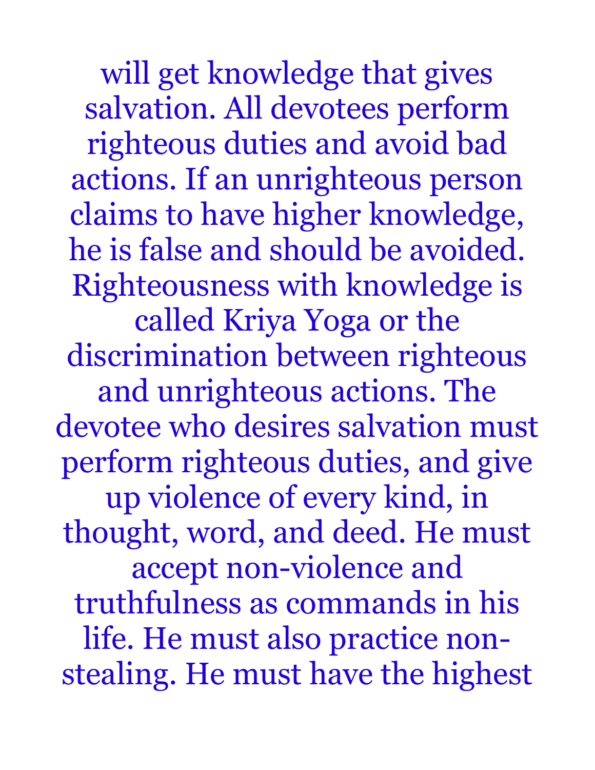will get knowledge that gives salvation. All devotees perform righteous duties and avoid bad actions. If an unrighteous person claims to have higher knowledge, he is false and should be avoided. Righteousness with knowledge is called Kriya Yoga or the discrimination between righteous and unrighteous actions. The devotee who desires salvation must perform righteous duties, and give up violence of every kind, in thought, word, and deed. He must accept non-violence and truthfulness as commands in his life. He must also practice non-stealing. He must have the highest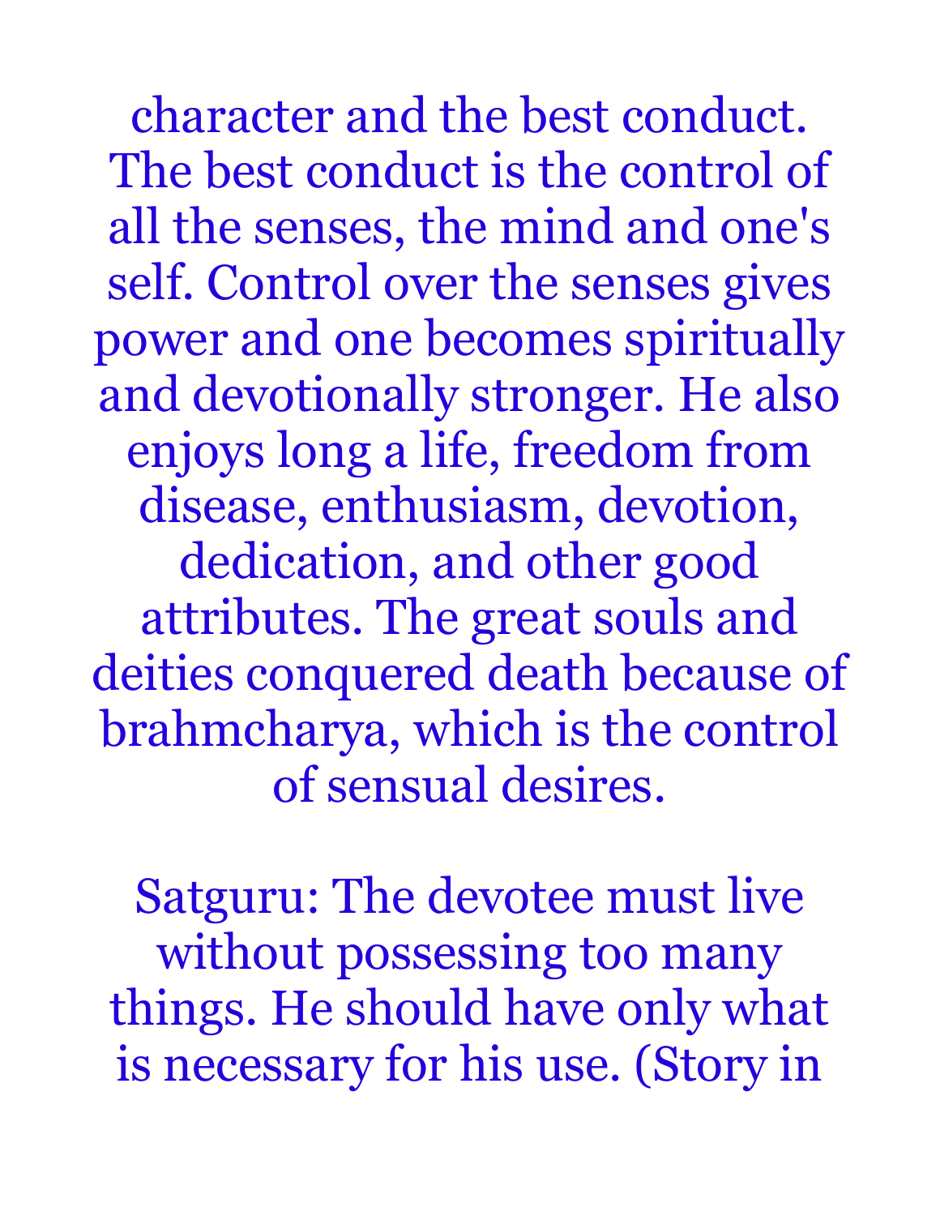character and the best conduct. The best conduct is the control of all the senses, the mind and one's self. Control over the senses gives power and one becomes spiritually and devotionally stronger. He also enjoys long a life, freedom from disease, enthusiasm, devotion, dedication, and other good attributes. The great souls and deities conquered death because of brahmcharya, which is the control of sensual desires.

Satguru: The devotee must live without possessing too many things. He should have only what is necessary for his use. (Story in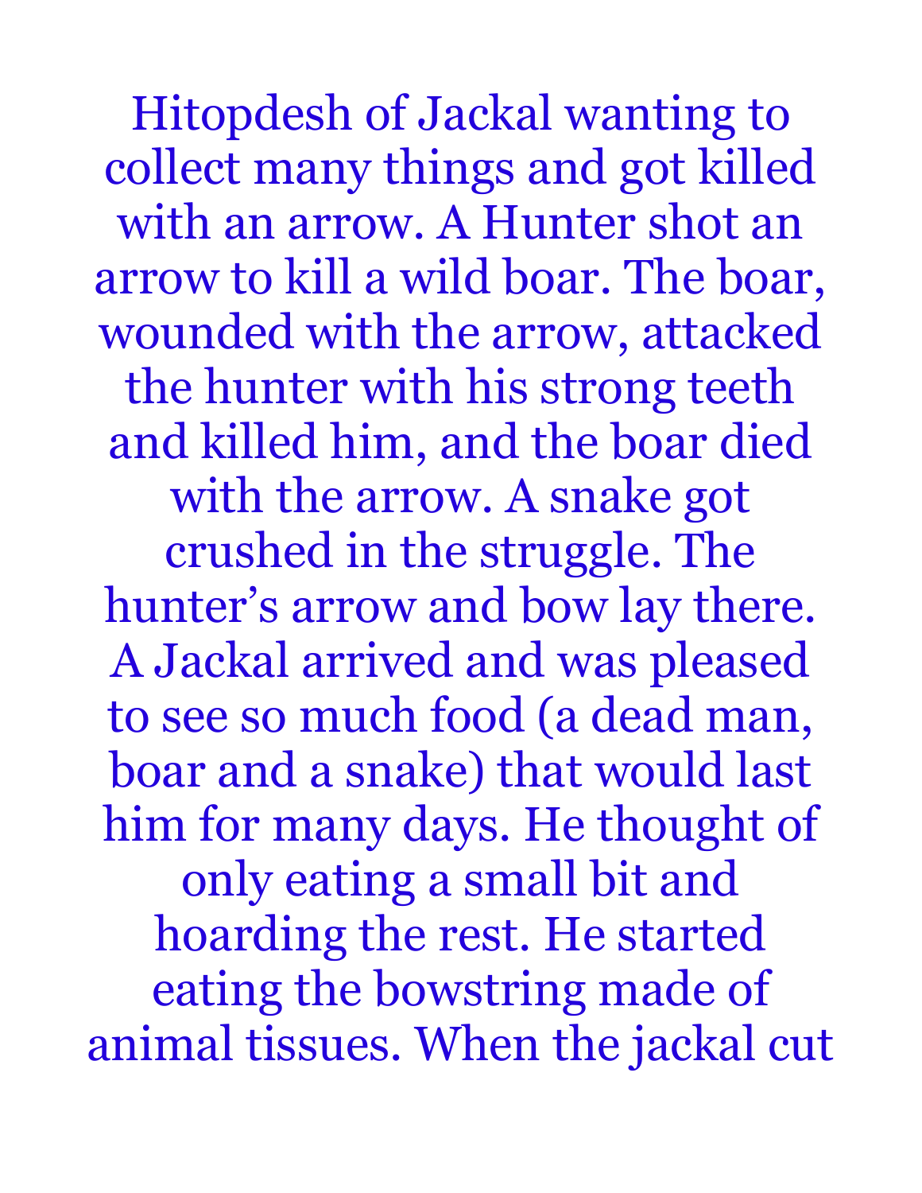Hitopdesh of Jackal wanting to collect many things and got killed with an arrow. A Hunter shot an arrow to kill a wild boar. The boar, wounded with the arrow, attacked the hunter with his strong teeth and killed him, and the boar died with the arrow. A snake got crushed in the struggle. The hunter's arrow and bow lay there. A Jackal arrived and was pleased to see so much food (a dead man, boar and a snake) that would last him for many days. He thought of only eating a small bit and hoarding the rest. He started eating the bowstring made of animal tissues. When the jackal cut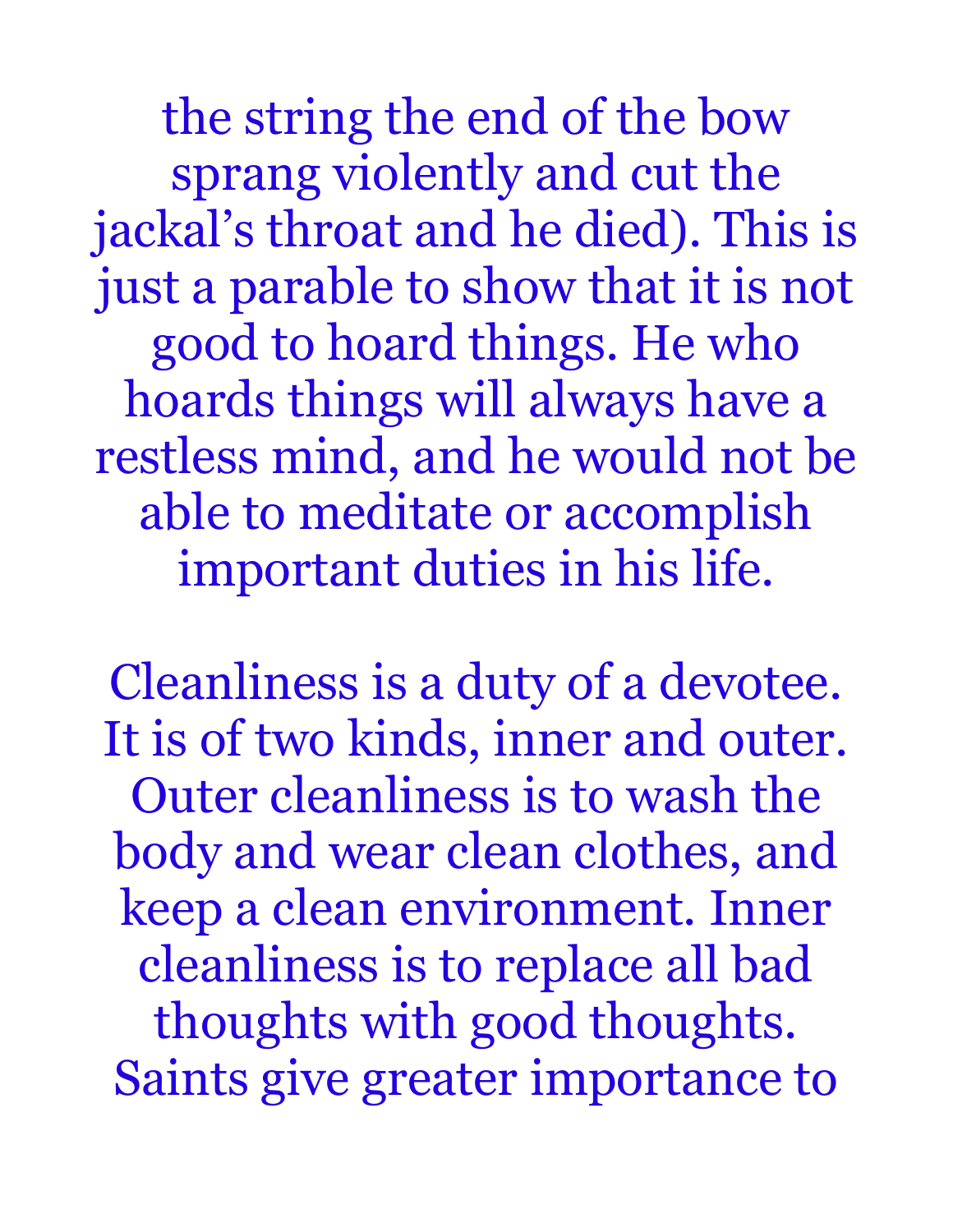the string the end of the bow sprang violently and cut the jackal's throat and he died). This is just a parable to show that it is not good to hoard things. He who hoards things will always have a restless mind, and he would not be able to meditate or accomplish important duties in his life.

Cleanliness is a duty of a devotee. It is of two kinds, inner and outer. Outer cleanliness is to wash the body and wear clean clothes, and keep a clean environment. Inner cleanliness is to replace all bad thoughts with good thoughts. Saints give greater importance to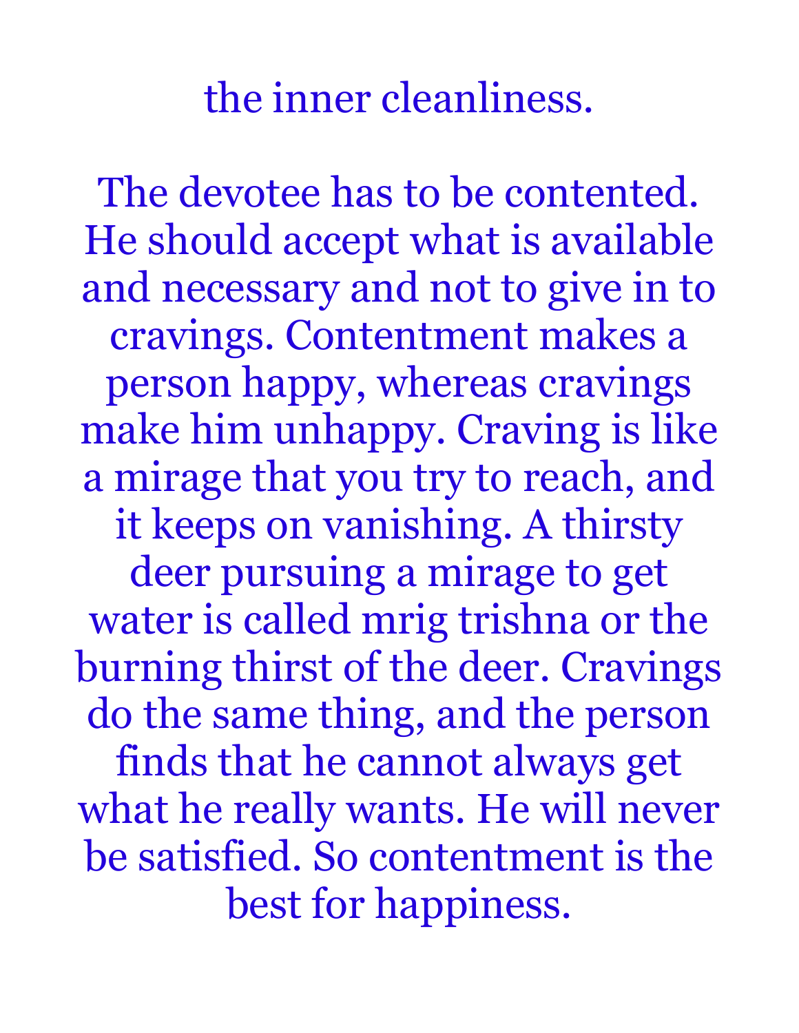the inner cleanliness.

The devotee has to be contented. He should accept what is available and necessary and not to give in to cravings. Contentment makes a person happy, whereas cravings make him unhappy. Craving is like a mirage that you try to reach, and it keeps on vanishing. A thirsty deer pursuing a mirage to get water is called mrig trishna or the burning thirst of the deer. Cravings do the same thing, and the person finds that he cannot always get what he really wants. He will never be satisfied. So contentment is the best for happiness.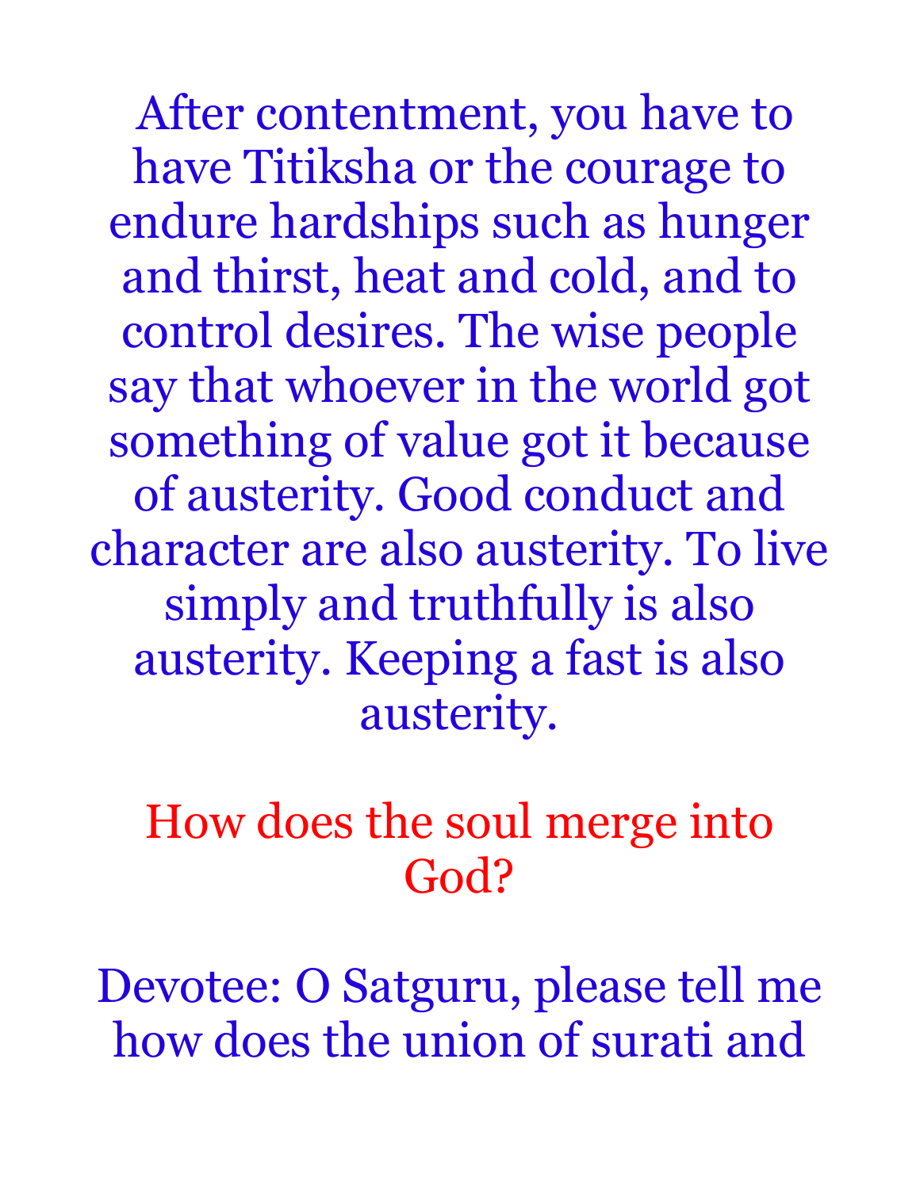After contentment, you have to have Titiksha or the courage to endure hardships such as hunger and thirst, heat and cold, and to control desires. The wise people say that whoever in the world got something of value got it because of austerity. Good conduct and character are also austerity. To live simply and truthfully is also austerity. Keeping a fast is also austerity.

## How does the soul merge into God?

Devotee: O Satguru, please tell me how does the union of surati and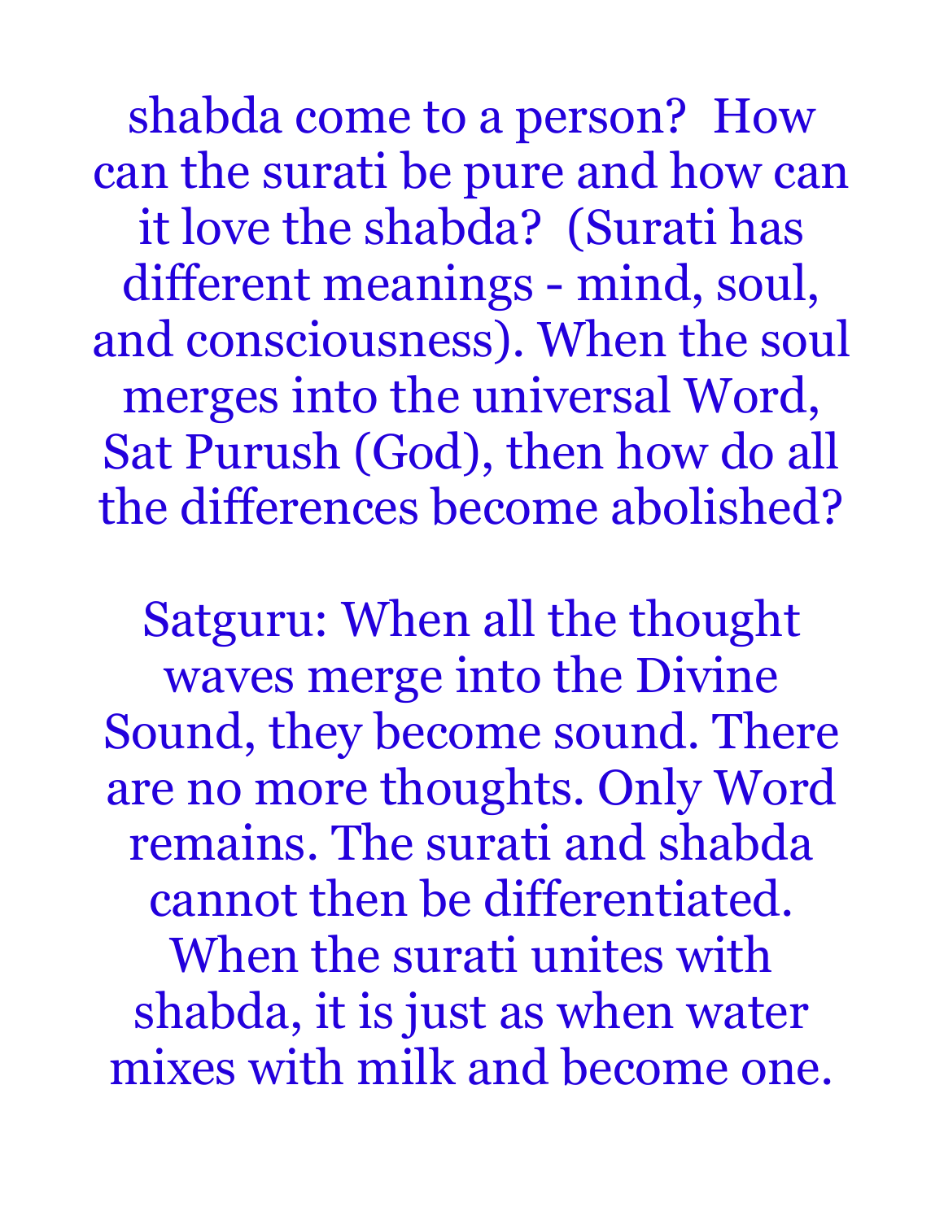shabda come to a person? How can the surati be pure and how can it love the shabda? (Surati has different meanings - mind, soul, and consciousness). When the soul merges into the universal Word, Sat Purush (God), then how do all the differences become abolished?

Satguru: When all the thought waves merge into the Divine Sound, they become sound. There are no more thoughts. Only Word remains. The surati and shabda cannot then be differentiated. When the surati unites with shabda, it is just as when water mixes with milk and become one.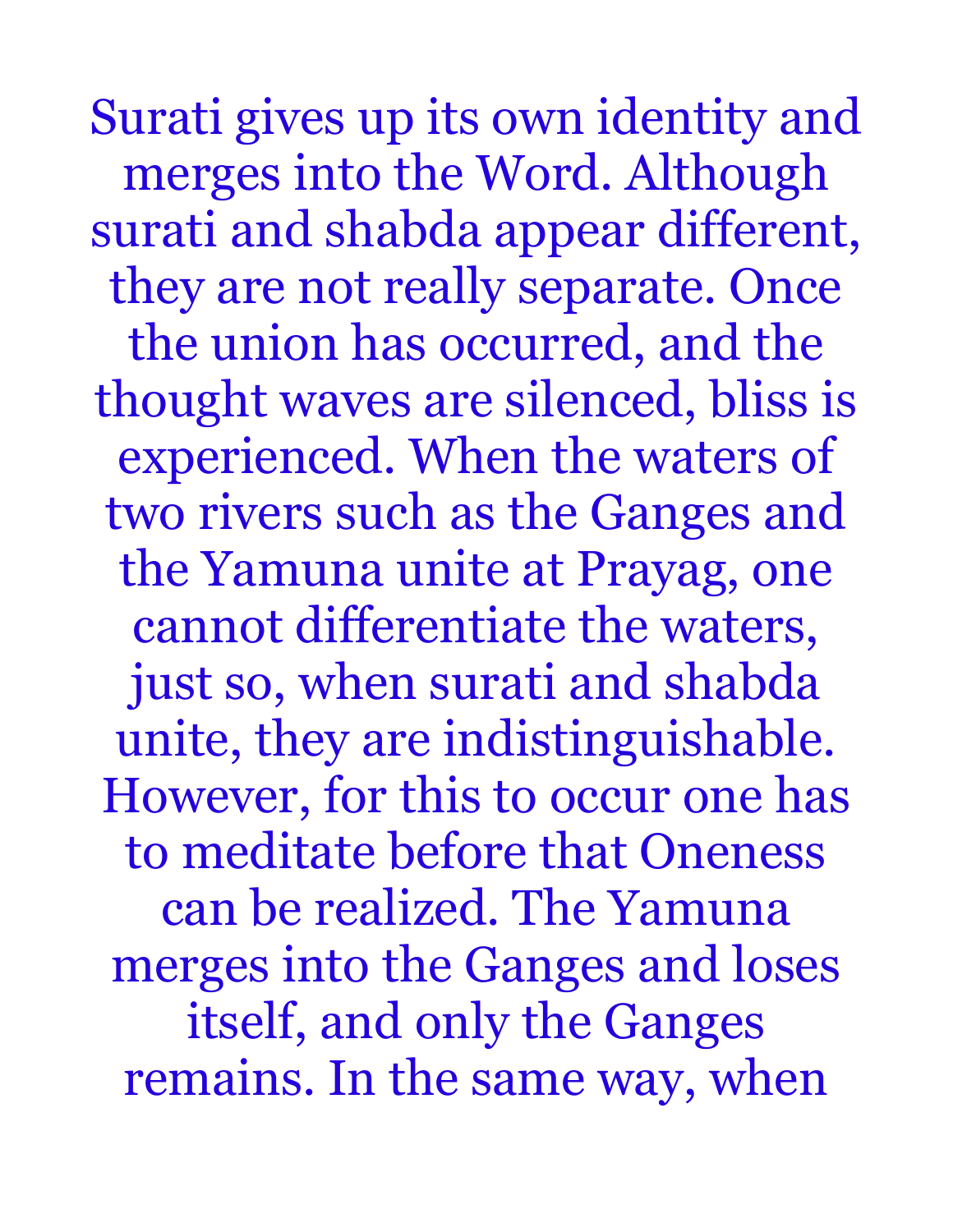Surati gives up its own identity and merges into the Word. Although surati and shabda appear different, they are not really separate. Once the union has occurred, and the thought waves are silenced, bliss is experienced. When the waters of two rivers such as the Ganges and the Yamuna unite at Prayag, one cannot differentiate the waters, just so, when surati and shabda unite, they are indistinguishable. However, for this to occur one has to meditate before that Oneness can be realized. The Yamuna merges into the Ganges and loses itself, and only the Ganges remains. In the same way, when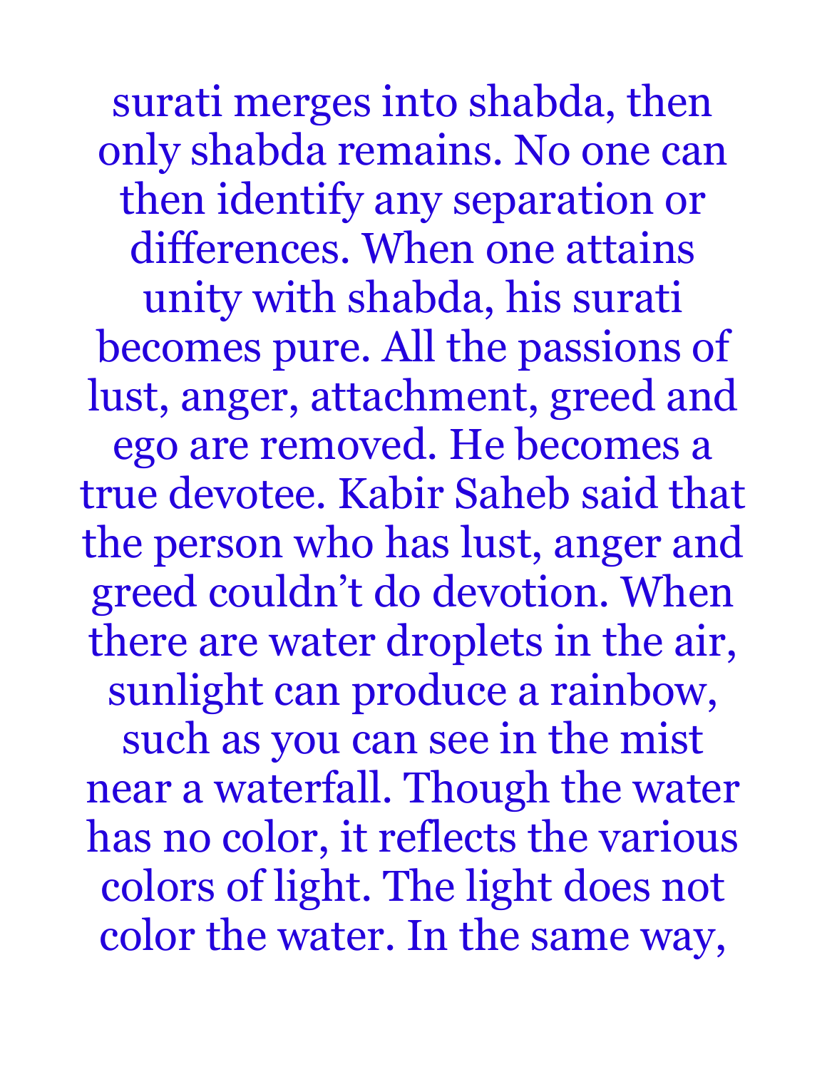surati merges into shabda, then only shabda remains. No one can then identify any separation or differences. When one attains unity with shabda, his surati becomes pure. All the passions of lust, anger, attachment, greed and ego are removed. He becomes a true devotee. Kabir Saheb said that the person who has lust, anger and greed couldn't do devotion. When there are water droplets in the air, sunlight can produce a rainbow, such as you can see in the mist near a waterfall. Though the water has no color, it reflects the various colors of light. The light does not color the water. In the same way,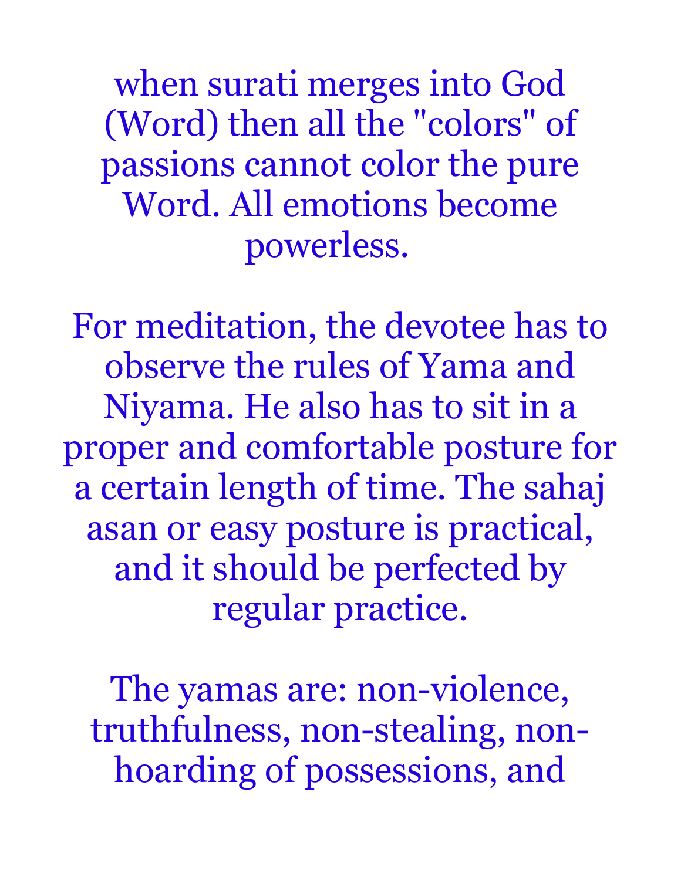when surati merges into God (Word) then all the "colors" of passions cannot color the pure Word. All emotions become powerless.

For meditation, the devotee has to observe the rules of Yama and Niyama. He also has to sit in a proper and comfortable posture for a certain length of time. The sahaj asan or easy posture is practical, and it should be perfected by regular practice.

The yamas are: non-violence, truthfulness, non-stealing, non-hoarding of possessions, and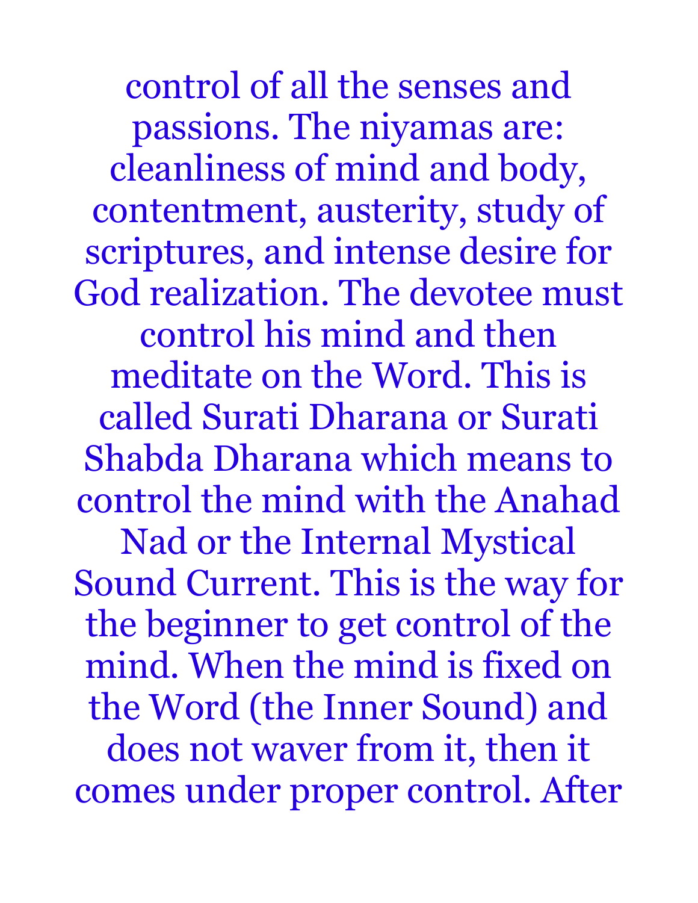control of all the senses and passions. The niyamas are: cleanliness of mind and body, contentment, austerity, study of scriptures, and intense desire for God realization. The devotee must control his mind and then meditate on the Word. This is called Surati Dharana or Surati Shabda Dharana which means to control the mind with the Anahad Nad or the Internal Mystical Sound Current. This is the way for the beginner to get control of the mind. When the mind is fixed on the Word (the Inner Sound) and does not waver from it, then it comes under proper control. After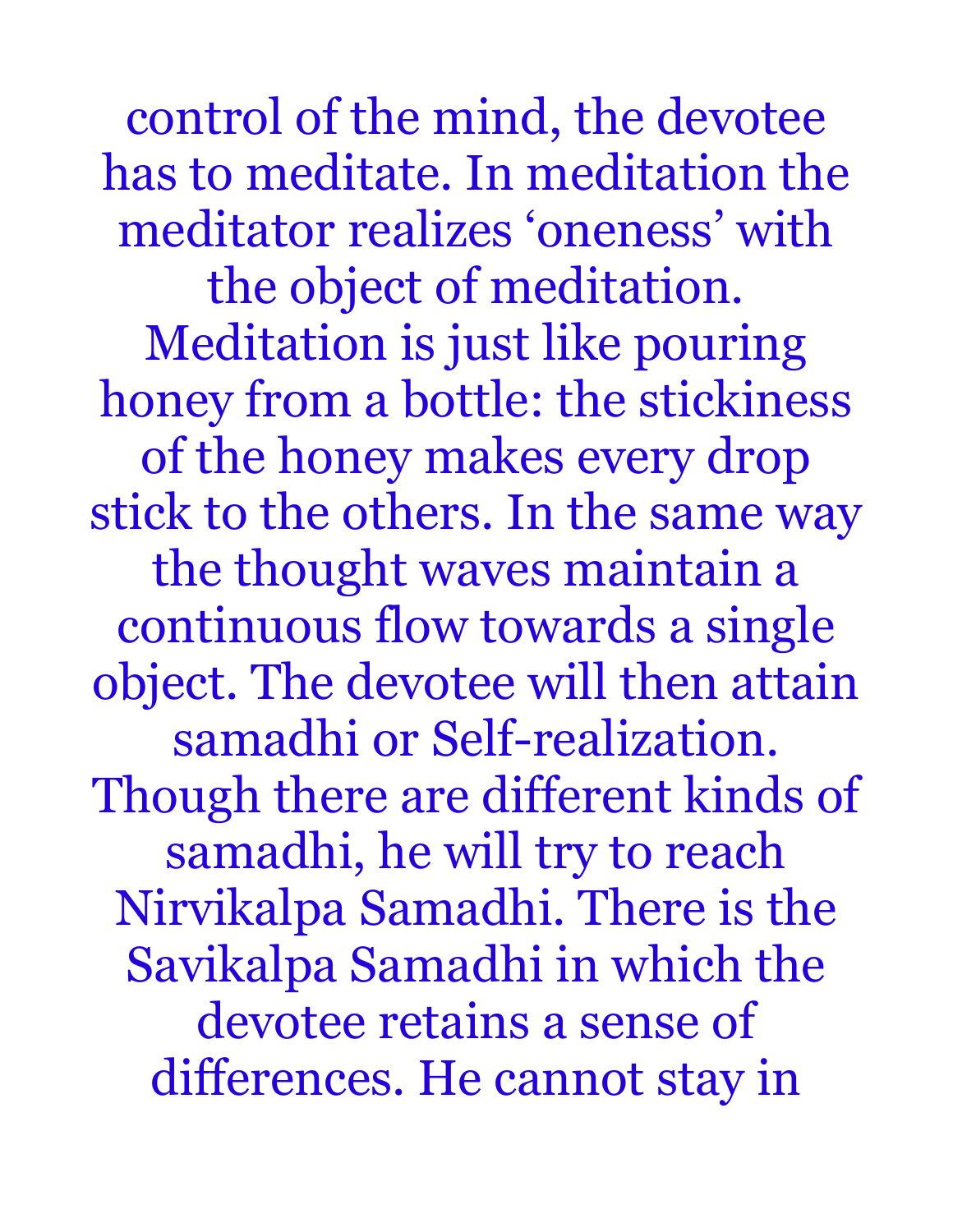control of the mind, the devotee has to meditate. In meditation the meditator realizes ‘oneness’ with the object of meditation. Meditation is just like pouring honey from a bottle: the stickiness of the honey makes every drop stick to the others. In the same way the thought waves maintain a continuous flow towards a single object. The devotee will then attain samadhi or Self-realization. Though there are different kinds of samadhi, he will try to reach Nirvikalpa Samadhi. There is the Savikalpa Samadhi in which the devotee retains a sense of differences. He cannot stay in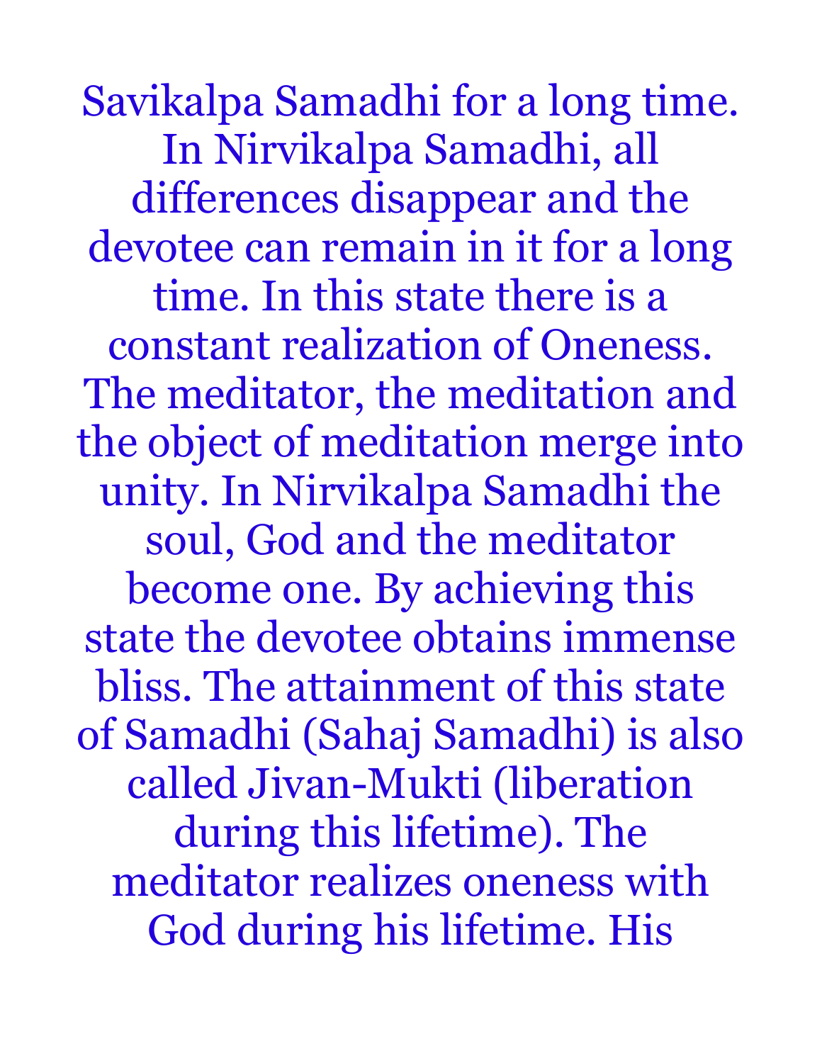Savikalpa Samadhi for a long time. In Nirvikalpa Samadhi, all differences disappear and the devotee can remain in it for a long time. In this state there is a constant realization of Oneness. The meditator, the meditation and the object of meditation merge into unity. In Nirvikalpa Samadhi the soul, God and the meditator become one. By achieving this state the devotee obtains immense bliss. The attainment of this state of Samadhi (Sahaj Samadhi) is also called Jivan-Mukti (liberation during this lifetime). The meditator realizes oneness with God during his lifetime. His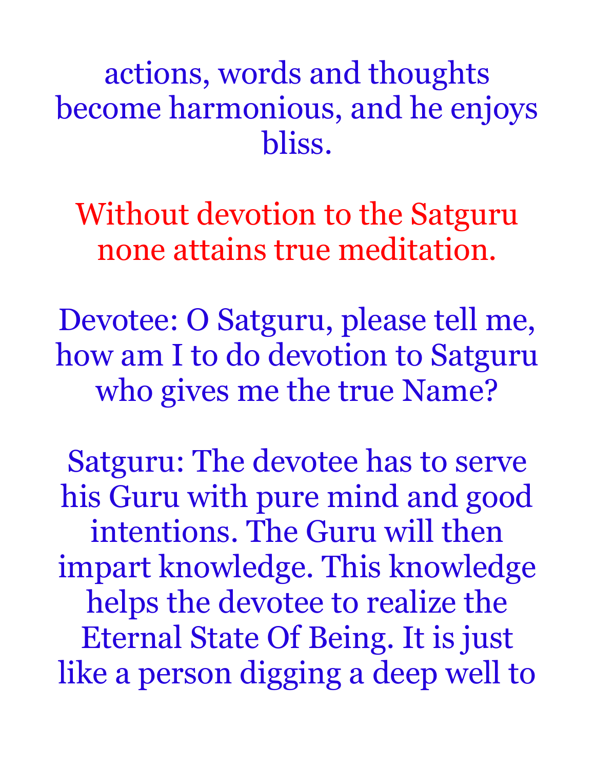actions, words and thoughts become harmonious, and he enjoys bliss.

Without devotion to the Satguru none attains true meditation.

Devotee: O Satguru, please tell me, how am I to do devotion to Satguru who gives me the true Name?

Satguru: The devotee has to serve his Guru with pure mind and good intentions. The Guru will then impart knowledge. This knowledge helps the devotee to realize the Eternal State Of Being. It is just like a person digging a deep well to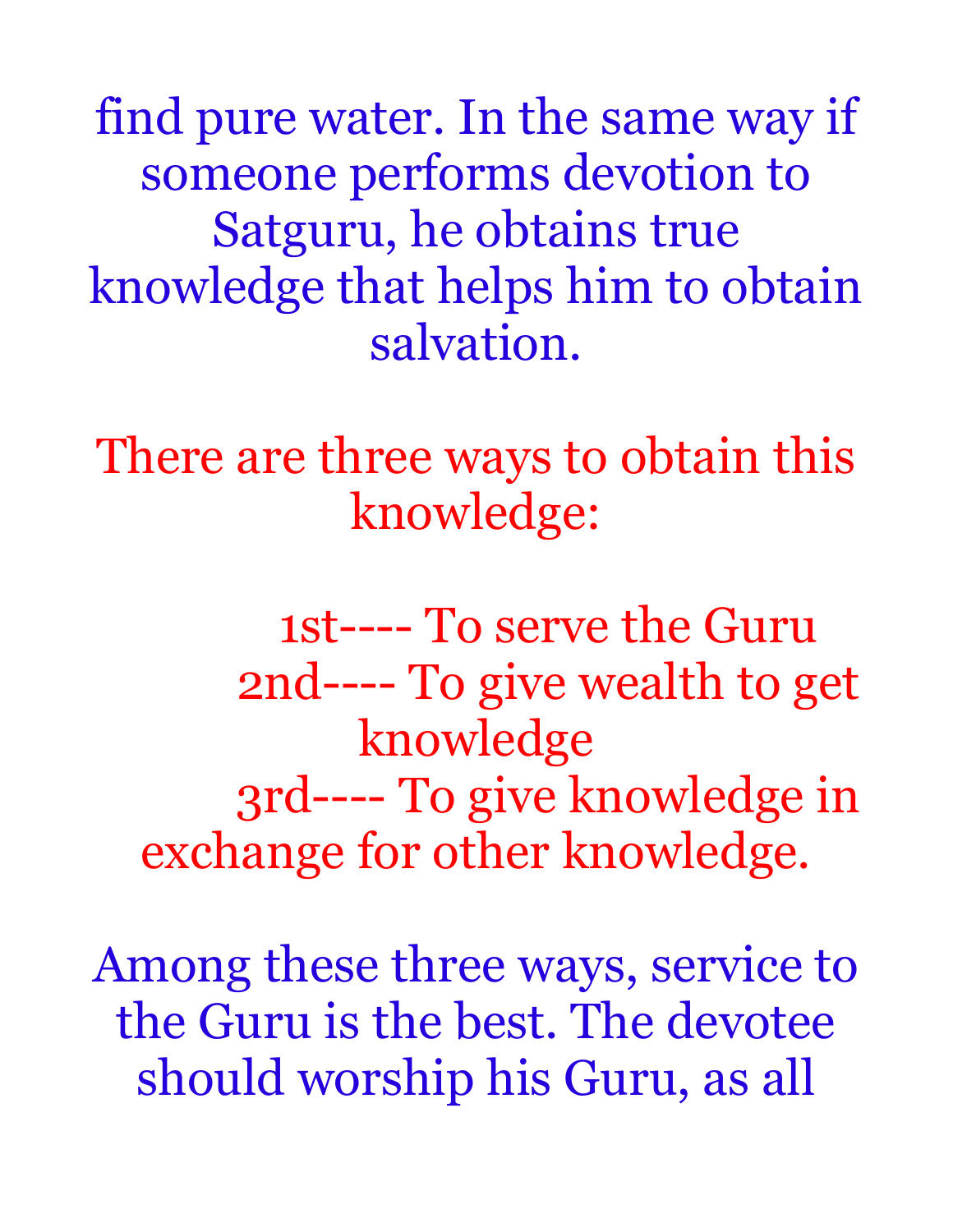find pure water. In the same way if someone performs devotion to Satguru, he obtains true knowledge that helps him to obtain salvation.

There are three ways to obtain this knowledge:

1st---- To serve the Guru
2nd---- To give wealth to get knowledge
3rd---- To give knowledge in exchange for other knowledge.

Among these three ways, service to the Guru is the best. The devotee should worship his Guru, as all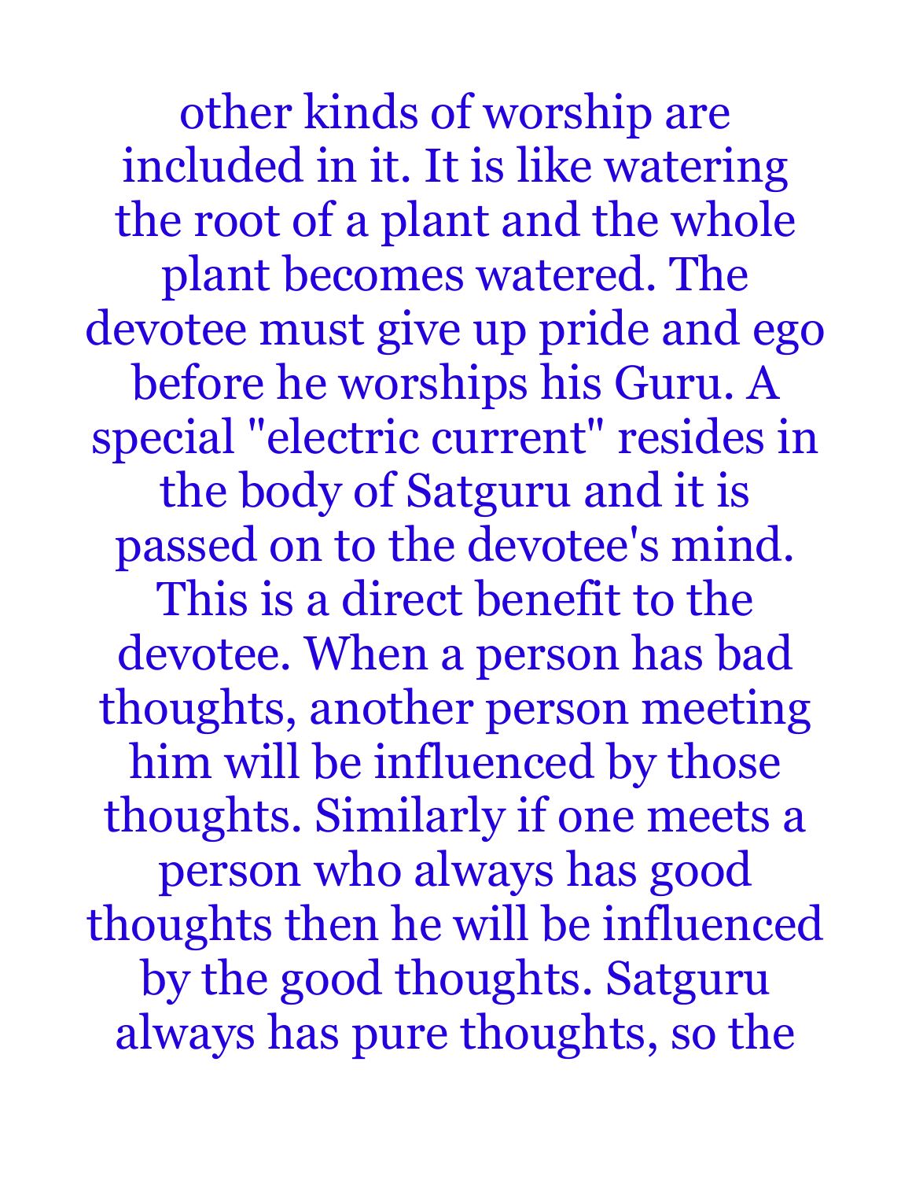other kinds of worship are included in it. It is like watering the root of a plant and the whole plant becomes watered. The devotee must give up pride and ego before he worships his Guru. A special "electric current" resides in the body of Satguru and it is passed on to the devotee's mind. This is a direct benefit to the devotee. When a person has bad thoughts, another person meeting him will be influenced by those thoughts. Similarly if one meets a person who always has good thoughts then he will be influenced by the good thoughts. Satguru always has pure thoughts, so the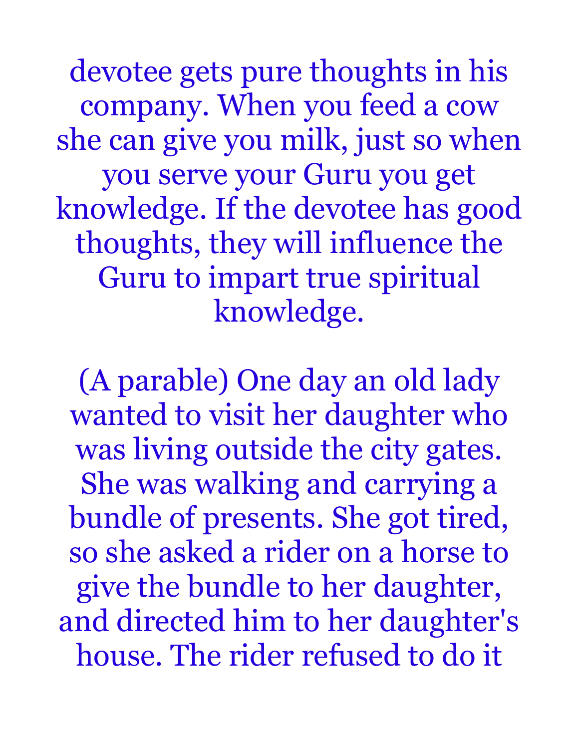devotee gets pure thoughts in his company. When you feed a cow she can give you milk, just so when you serve your Guru you get knowledge. If the devotee has good thoughts, they will influence the Guru to impart true spiritual knowledge.

(A parable) One day an old lady wanted to visit her daughter who was living outside the city gates. She was walking and carrying a bundle of presents. She got tired, so she asked a rider on a horse to give the bundle to her daughter, and directed him to her daughter's house. The rider refused to do it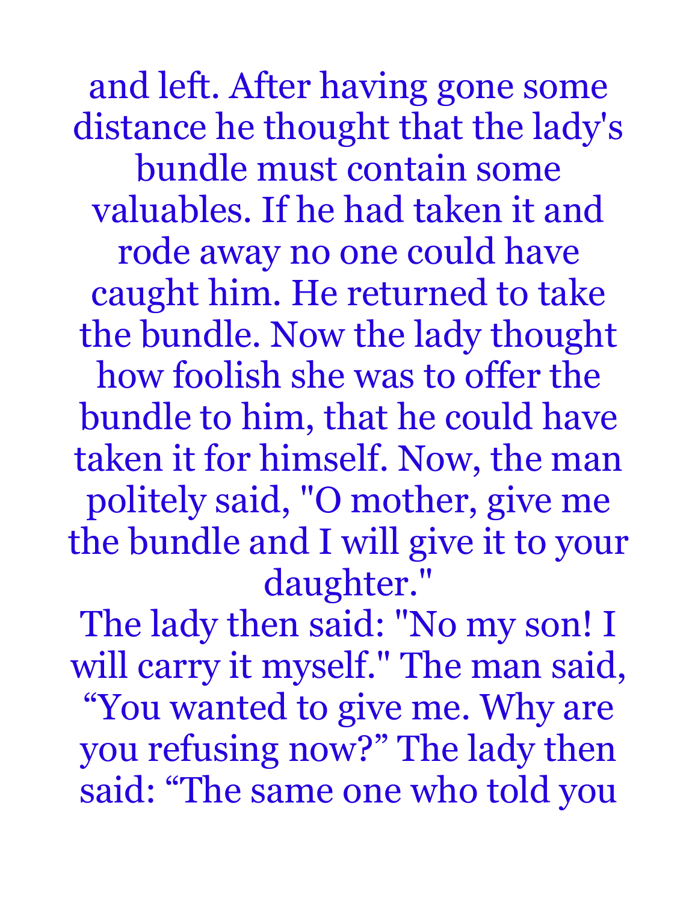and left. After having gone some distance he thought that the lady's bundle must contain some valuables. If he had taken it and rode away no one could have caught him. He returned to take the bundle. Now the lady thought how foolish she was to offer the bundle to him, that he could have taken it for himself. Now, the man politely said, "O mother, give me the bundle and I will give it to your daughter."

The lady then said: "No my son! I will carry it myself." The man said, “You wanted to give me. Why are you refusing now?” The lady then said: “The same one who told you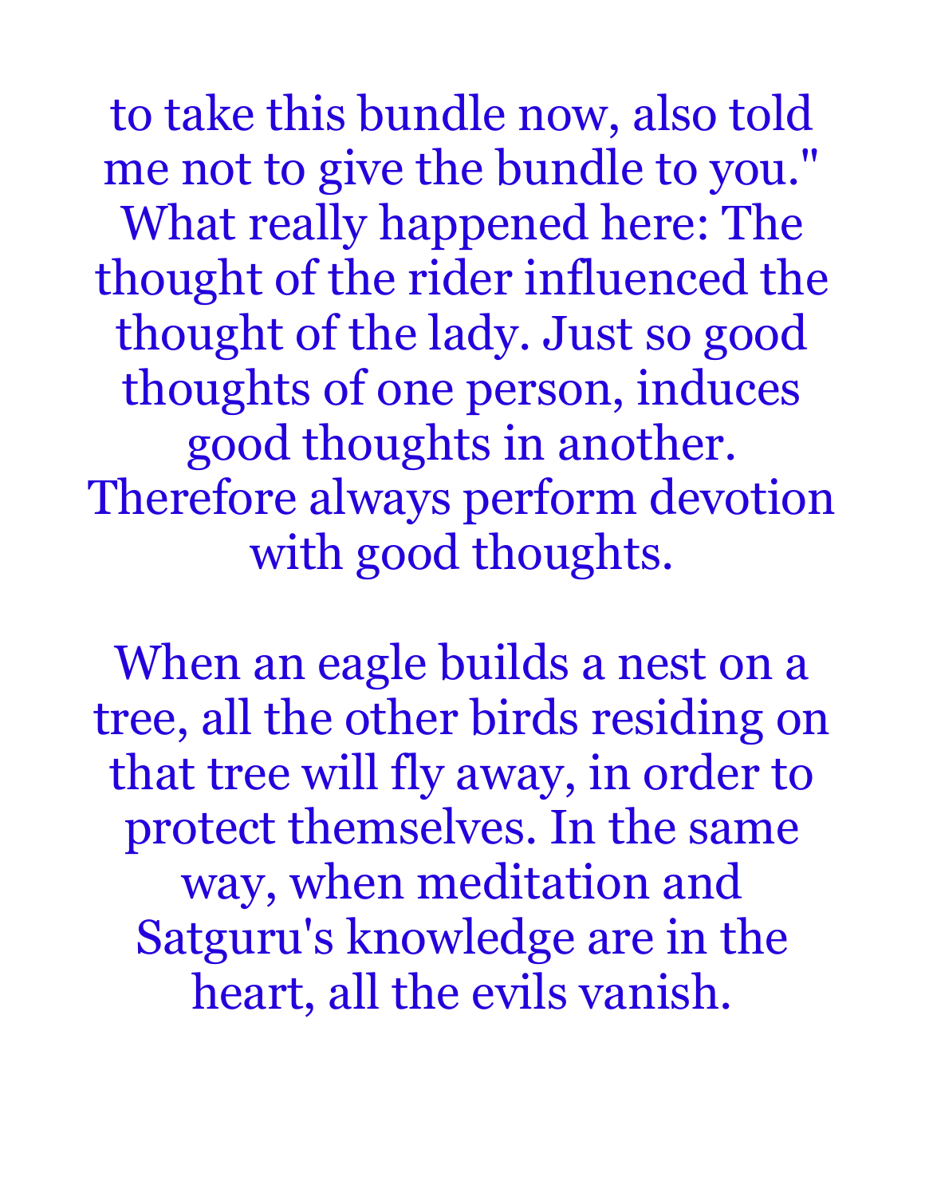to take this bundle now, also told me not to give the bundle to you." What really happened here: The thought of the rider influenced the thought of the lady. Just so good thoughts of one person, induces good thoughts in another. Therefore always perform devotion with good thoughts.

When an eagle builds a nest on a tree, all the other birds residing on that tree will fly away, in order to protect themselves. In the same way, when meditation and Satguru's knowledge are in the heart, all the evils vanish.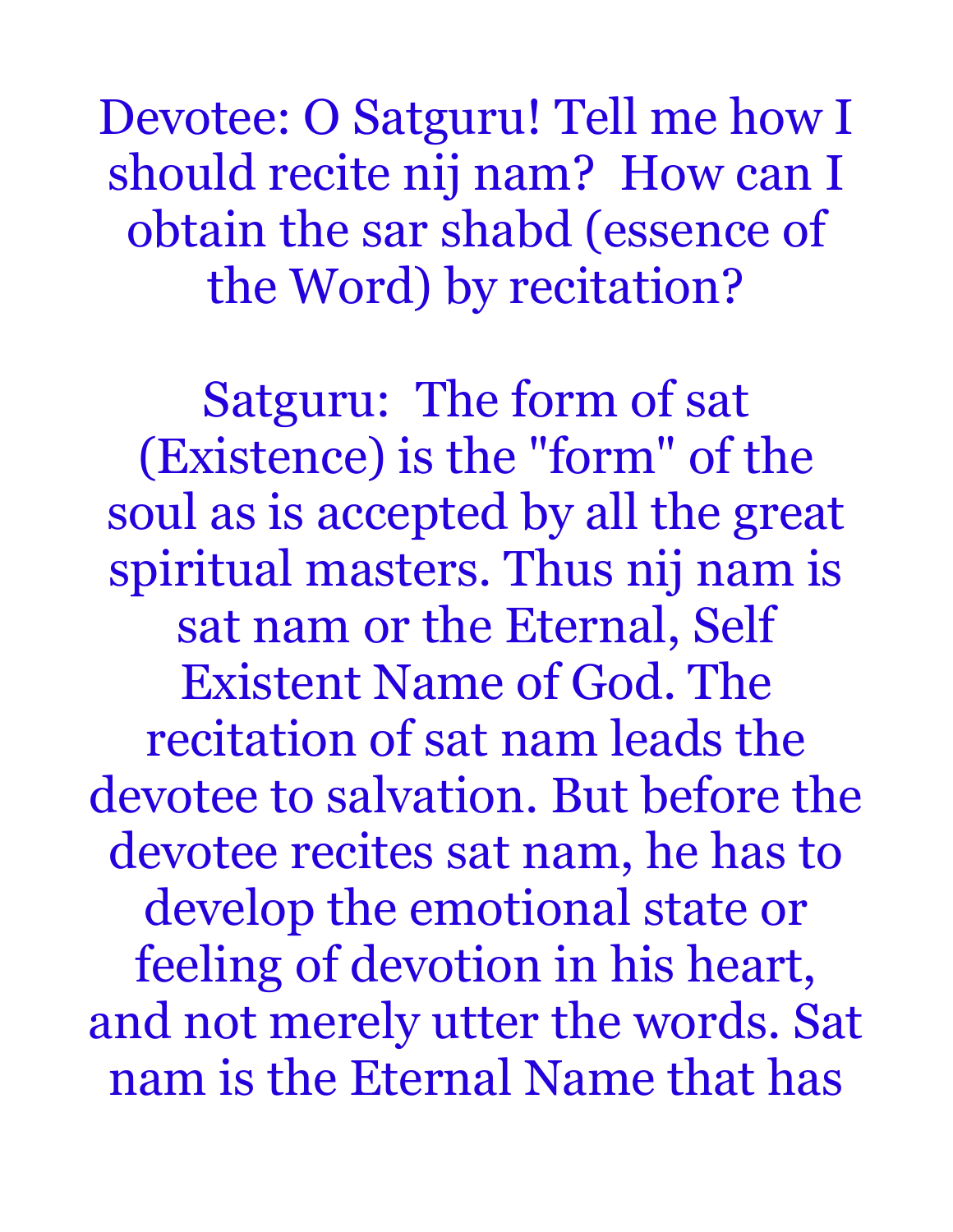Devotee: O Satguru! Tell me how I should recite nij nam? How can I obtain the sar shabd (essence of the Word) by recitation?

Satguru: The form of sat (Existence) is the "form" of the soul as is accepted by all the great spiritual masters. Thus nij nam is sat nam or the Eternal, Self Existent Name of God. The recitation of sat nam leads the devotee to salvation. But before the devotee recites sat nam, he has to develop the emotional state or feeling of devotion in his heart, and not merely utter the words. Sat nam is the Eternal Name that has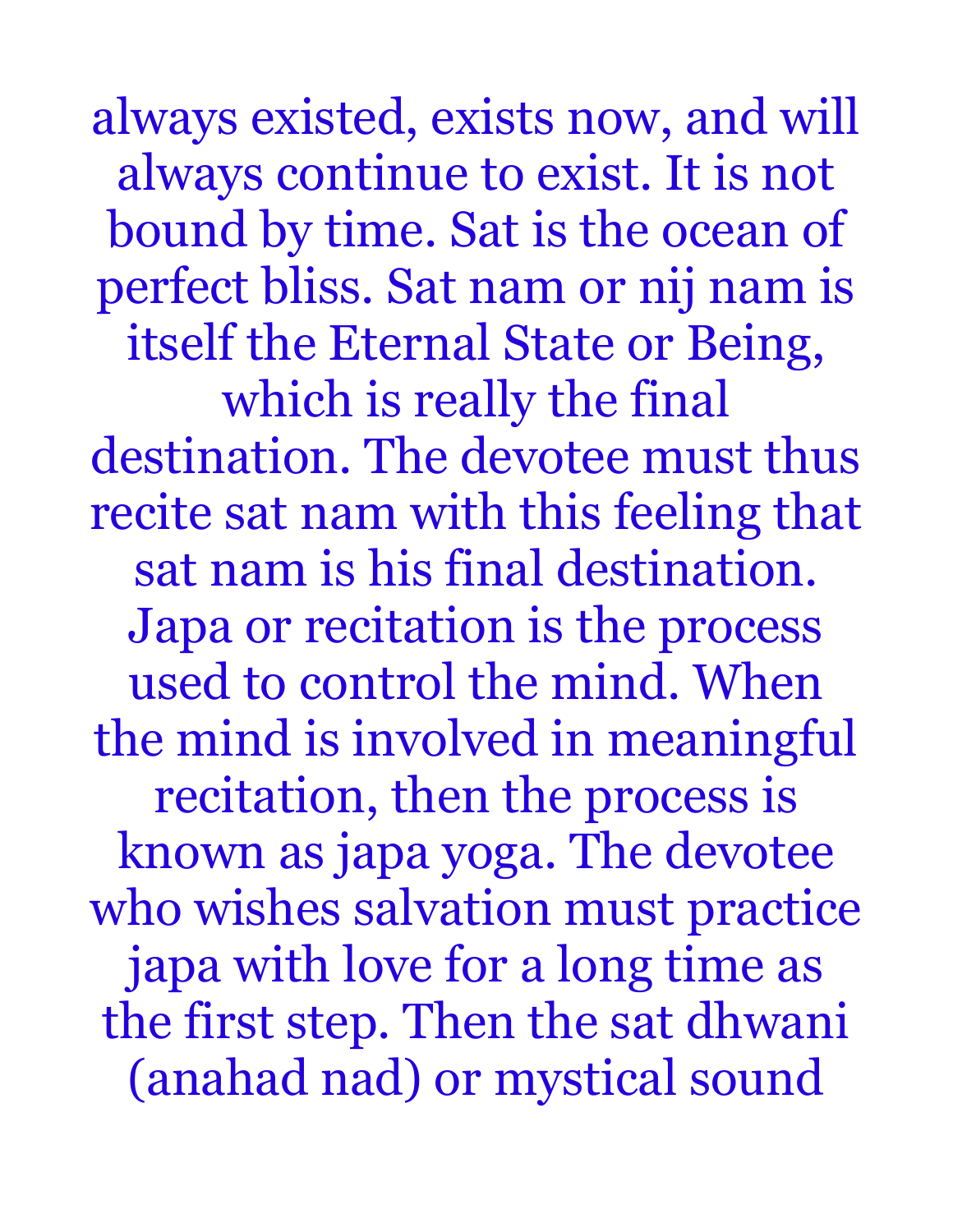always existed, exists now, and will always continue to exist. It is not bound by time. Sat is the ocean of perfect bliss. Sat nam or nij nam is itself the Eternal State or Being, which is really the final destination. The devotee must thus recite sat nam with this feeling that sat nam is his final destination. Japa or recitation is the process used to control the mind. When the mind is involved in meaningful recitation, then the process is known as japa yoga. The devotee who wishes salvation must practice japa with love for a long time as the first step. Then the sat dhwani (anahad nad) or mystical sound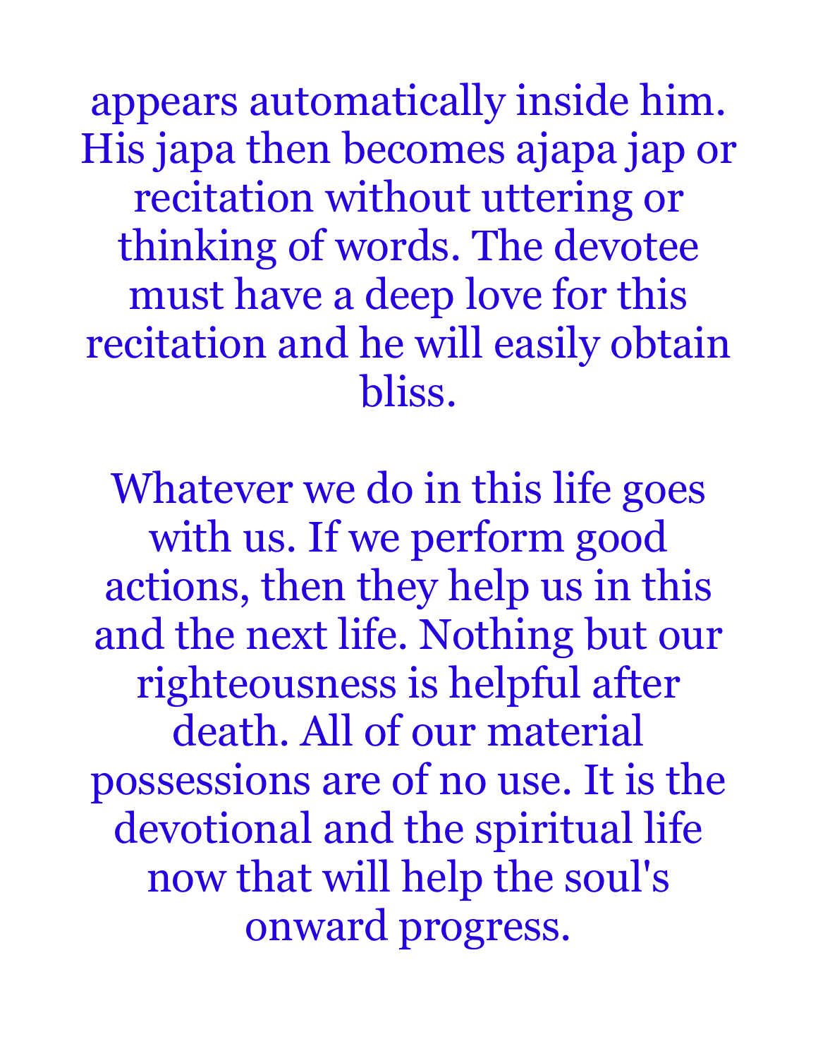appears automatically inside him. His japa then becomes ajapa jap or recitation without uttering or thinking of words. The devotee must have a deep love for this recitation and he will easily obtain bliss.

Whatever we do in this life goes with us. If we perform good actions, then they help us in this and the next life. Nothing but our righteousness is helpful after death. All of our material possessions are of no use. It is the devotional and the spiritual life now that will help the soul's onward progress.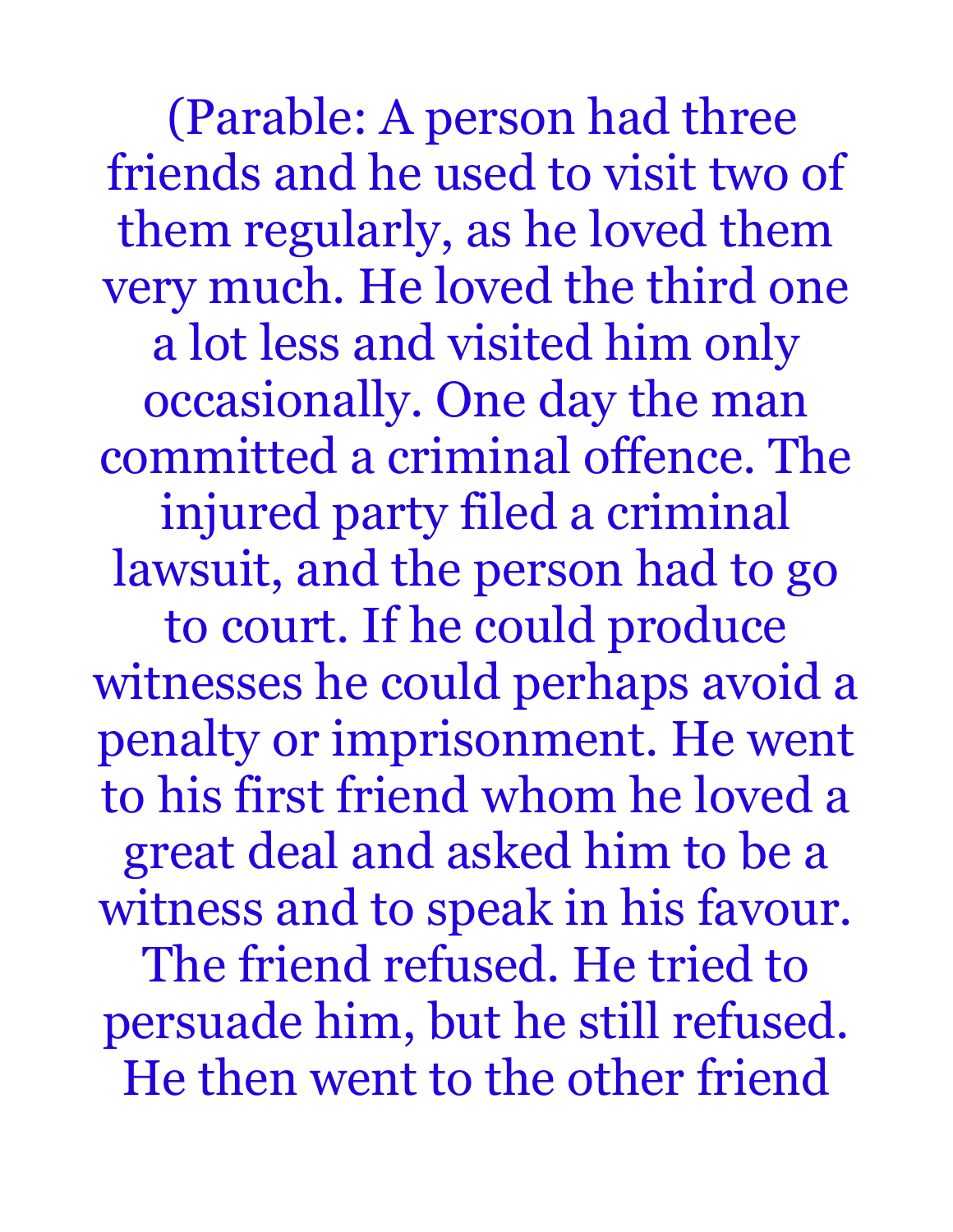(Parable: A person had three friends and he used to visit two of them regularly, as he loved them very much. He loved the third one a lot less and visited him only occasionally. One day the man committed a criminal offence. The injured party filed a criminal lawsuit, and the person had to go to court. If he could produce witnesses he could perhaps avoid a penalty or imprisonment. He went to his first friend whom he loved a great deal and asked him to be a witness and to speak in his favour. The friend refused. He tried to persuade him, but he still refused. He then went to the other friend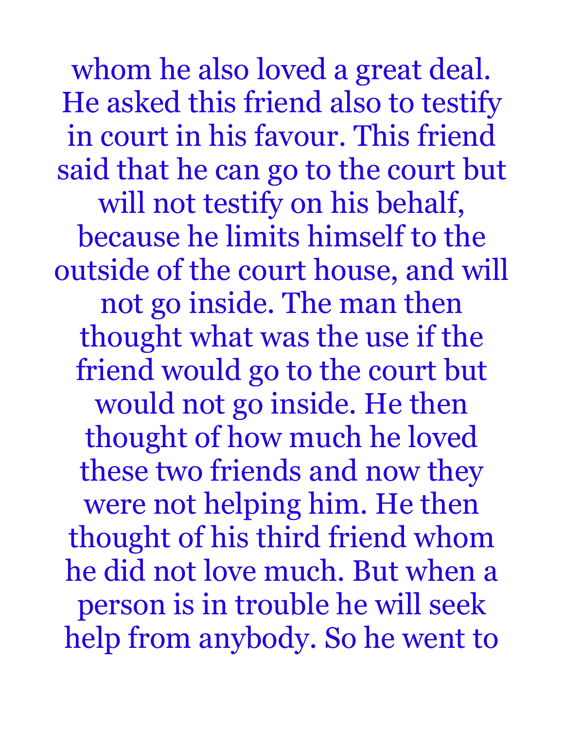whom he also loved a great deal. He asked this friend also to testify in court in his favour. This friend said that he can go to the court but will not testify on his behalf, because he limits himself to the outside of the court house, and will not go inside. The man then thought what was the use if the friend would go to the court but would not go inside. He then thought of how much he loved these two friends and now they were not helping him. He then thought of his third friend whom he did not love much. But when a person is in trouble he will seek help from anybody. So he went to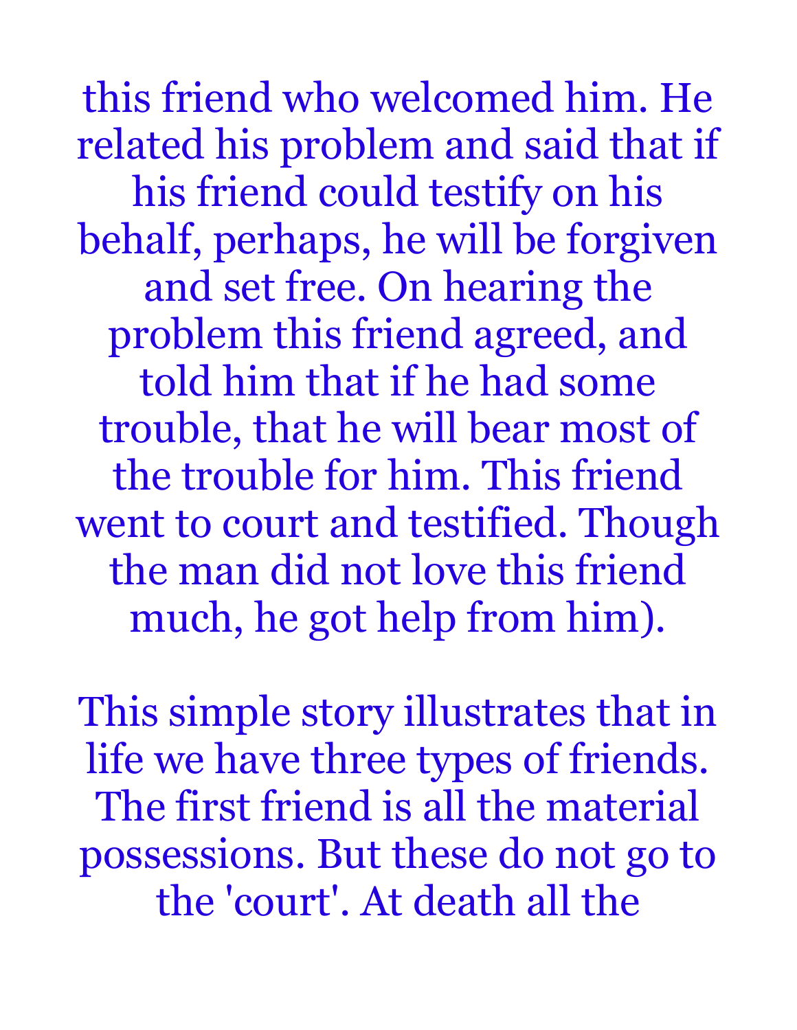this friend who welcomed him. He related his problem and said that if his friend could testify on his behalf, perhaps, he will be forgiven and set free. On hearing the problem this friend agreed, and told him that if he had some trouble, that he will bear most of the trouble for him. This friend went to court and testified. Though the man did not love this friend much, he got help from him).

This simple story illustrates that in life we have three types of friends. The first friend is all the material possessions. But these do not go to the 'court'. At death all the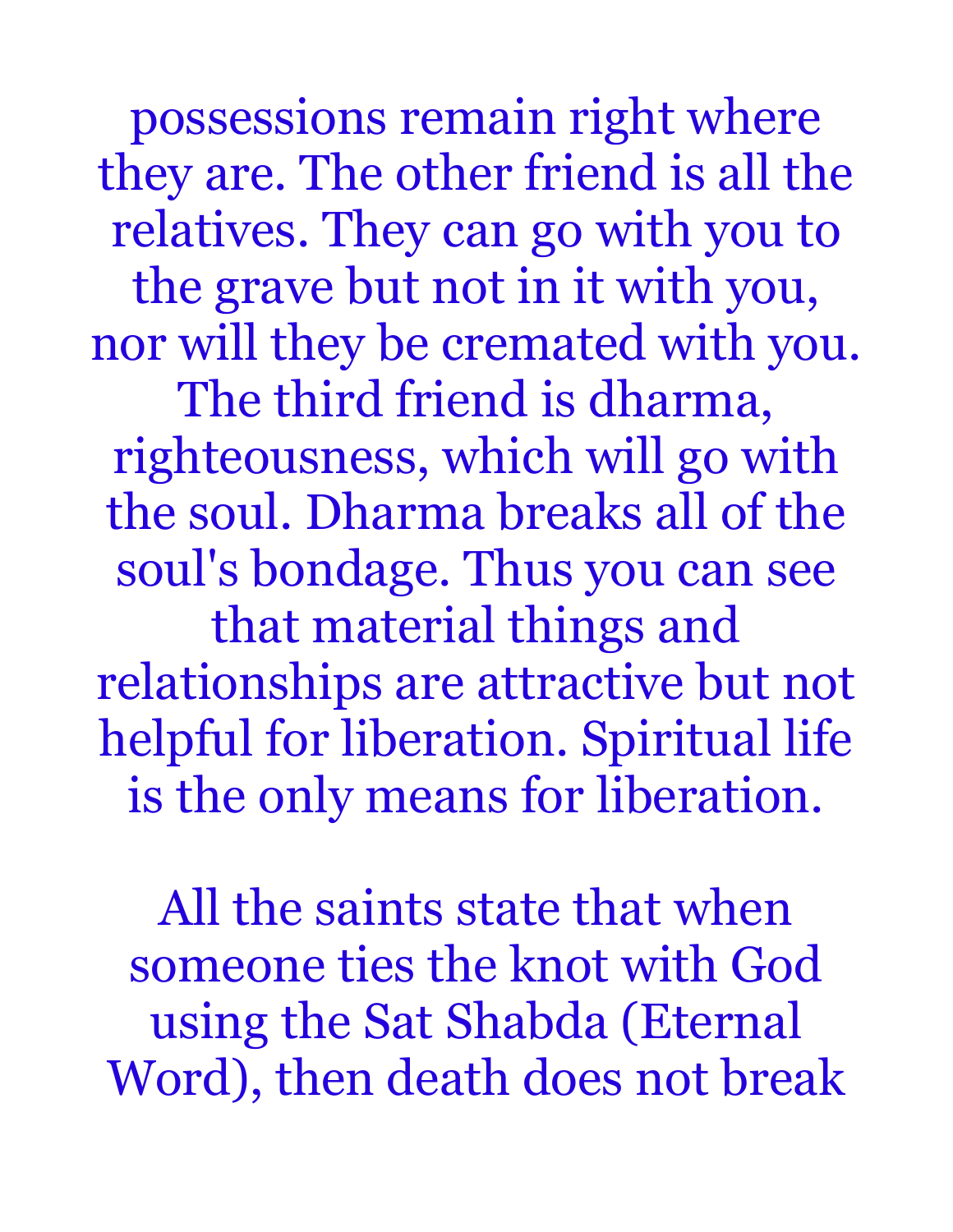possessions remain right where they are. The other friend is all the relatives. They can go with you to the grave but not in it with you, nor will they be cremated with you. The third friend is dharma, righteousness, which will go with the soul. Dharma breaks all of the soul's bondage. Thus you can see that material things and relationships are attractive but not helpful for liberation. Spiritual life is the only means for liberation.

All the saints state that when someone ties the knot with God using the Sat Shabda (Eternal Word), then death does not break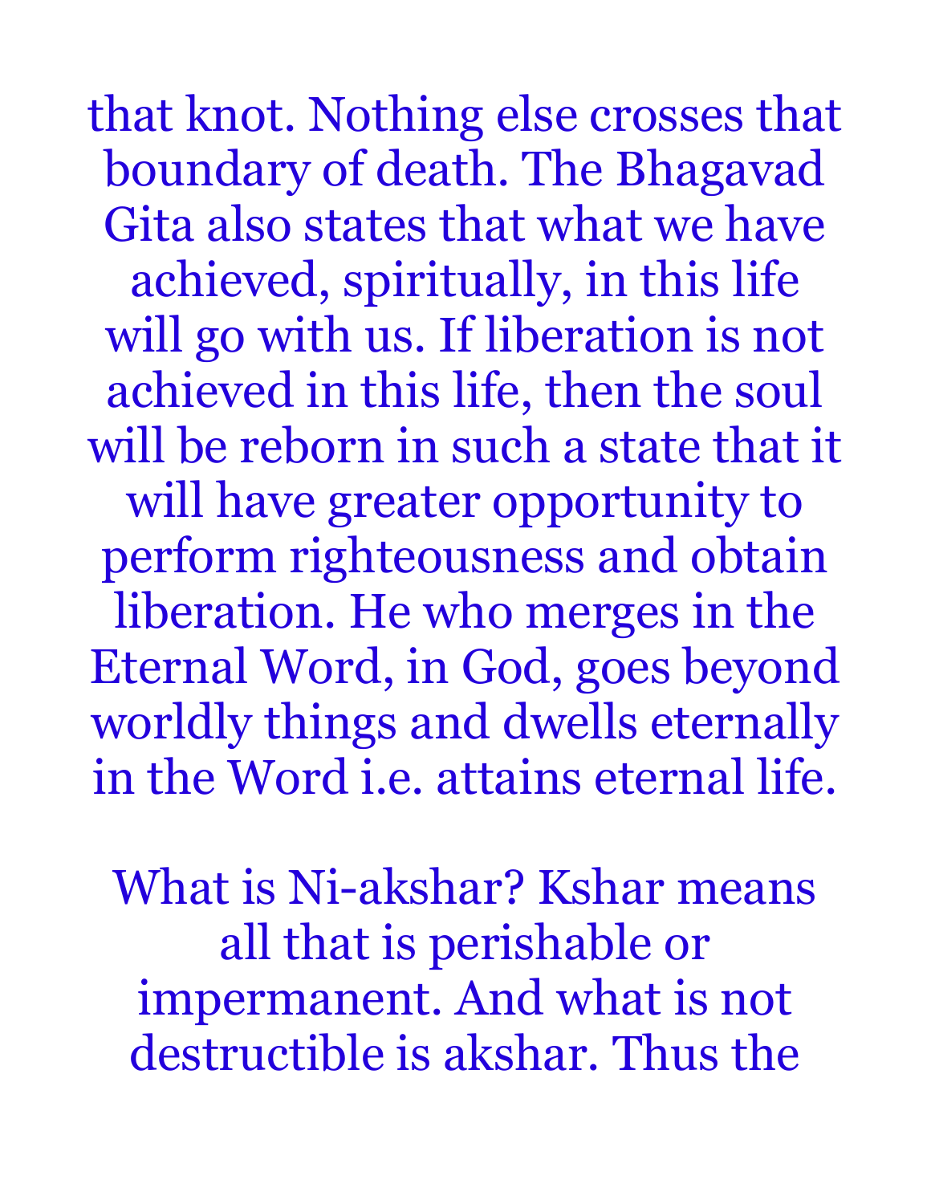that knot. Nothing else crosses that boundary of death. The Bhagavad Gita also states that what we have achieved, spiritually, in this life will go with us. If liberation is not achieved in this life, then the soul will be reborn in such a state that it will have greater opportunity to perform righteousness and obtain liberation. He who merges in the Eternal Word, in God, goes beyond worldly things and dwells eternally in the Word i.e. attains eternal life.

What is Ni-akshar? Kshar means all that is perishable or impermanent. And what is not destructible is akshar. Thus the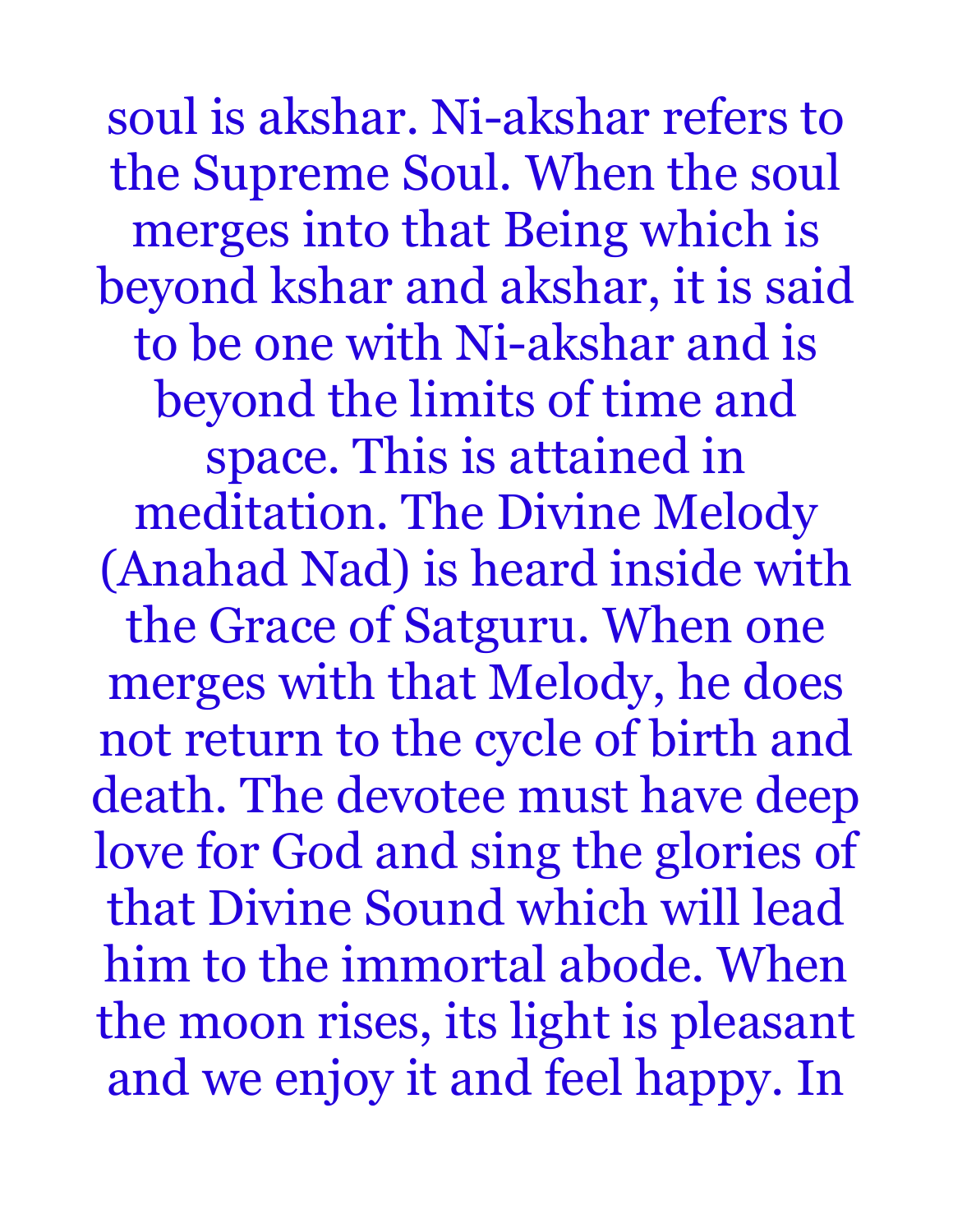soul is akshar. Ni-akshar refers to the Supreme Soul. When the soul merges into that Being which is beyond kshar and akshar, it is said to be one with Ni-akshar and is beyond the limits of time and space. This is attained in meditation. The Divine Melody (Anahad Nad) is heard inside with the Grace of Satguru. When one merges with that Melody, he does not return to the cycle of birth and death. The devotee must have deep love for God and sing the glories of that Divine Sound which will lead him to the immortal abode. When the moon rises, its light is pleasant and we enjoy it and feel happy. In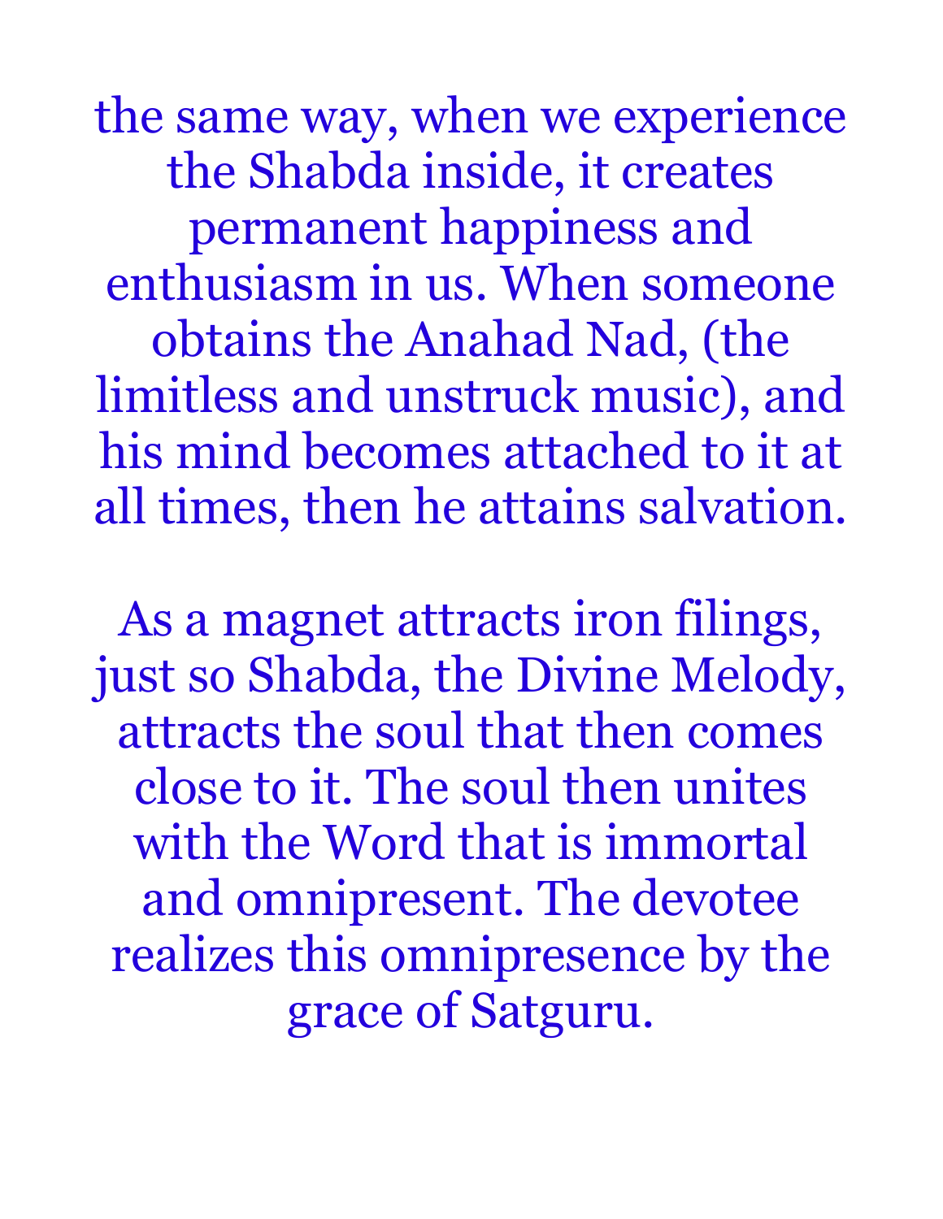the same way, when we experience the Shabda inside, it creates permanent happiness and enthusiasm in us. When someone obtains the Anahad Nad, (the limitless and unstruck music), and his mind becomes attached to it at all times, then he attains salvation.

As a magnet attracts iron filings, just so Shabda, the Divine Melody, attracts the soul that then comes close to it. The soul then unites with the Word that is immortal and omnipresent. The devotee realizes this omnipresence by the grace of Satguru.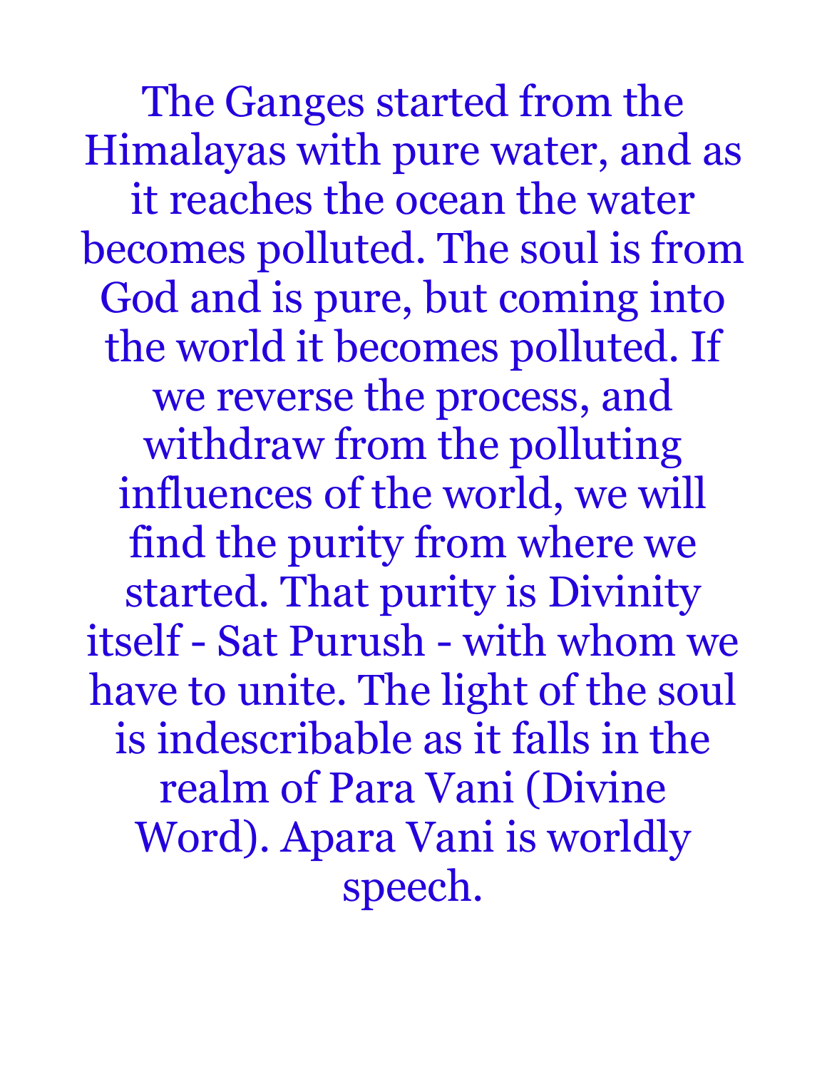The Ganges started from the Himalayas with pure water, and as it reaches the ocean the water becomes polluted. The soul is from God and is pure, but coming into the world it becomes polluted. If we reverse the process, and withdraw from the polluting influences of the world, we will find the purity from where we started. That purity is Divinity itself - Sat Purush - with whom we have to unite. The light of the soul is indescribable as it falls in the realm of Para Vani (Divine Word). Apara Vani is worldly speech.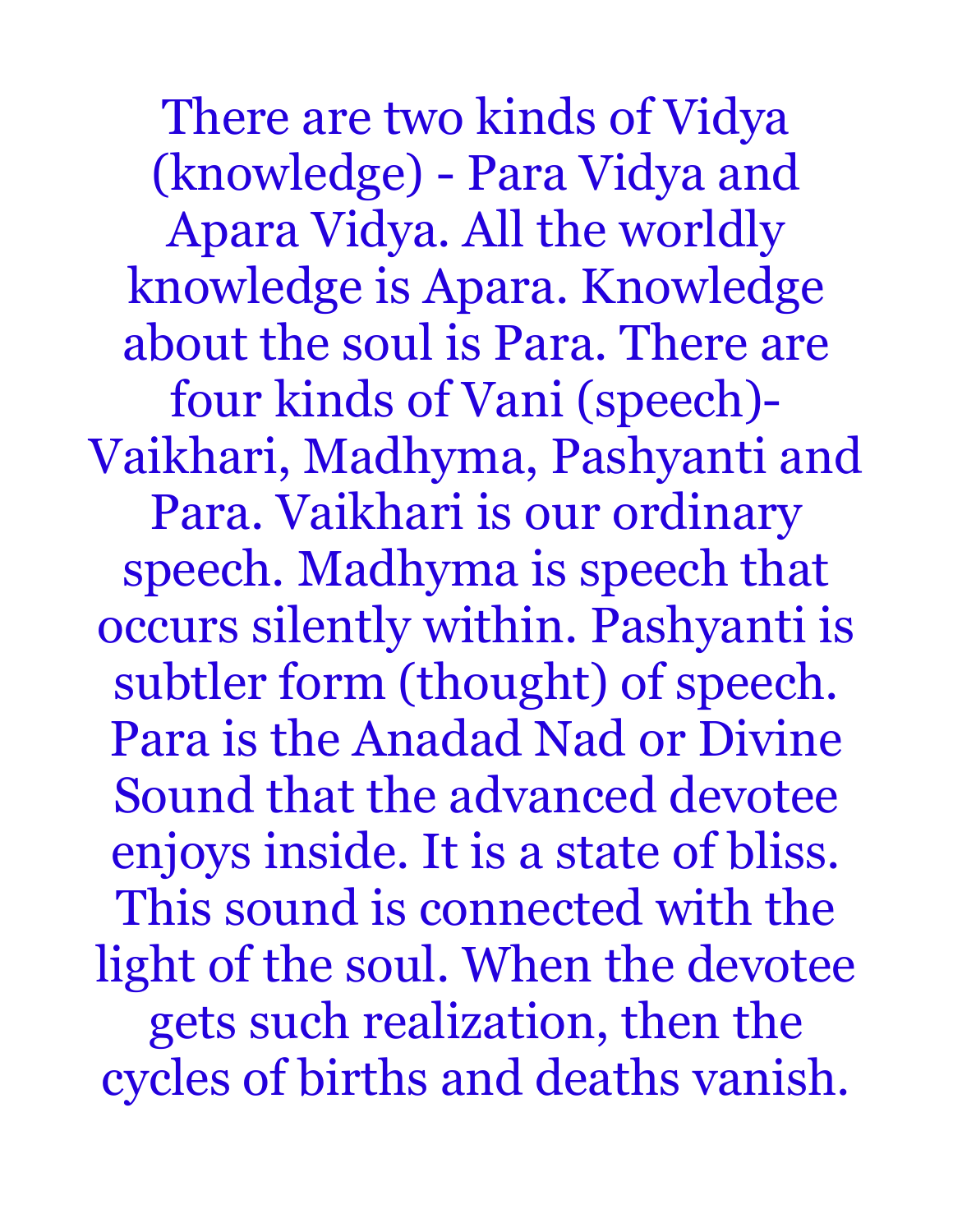There are two kinds of Vidya (knowledge) - Para Vidya and Apara Vidya. All the worldly knowledge is Apara. Knowledge about the soul is Para. There are four kinds of Vani (speech)- Vaikhari, Madhyma, Pashyanti and Para. Vaikhari is our ordinary speech. Madhyma is speech that occurs silently within. Pashyanti is subtler form (thought) of speech. Para is the Anadad Nad or Divine Sound that the advanced devotee enjoys inside. It is a state of bliss. This sound is connected with the light of the soul. When the devotee gets such realization, then the cycles of births and deaths vanish.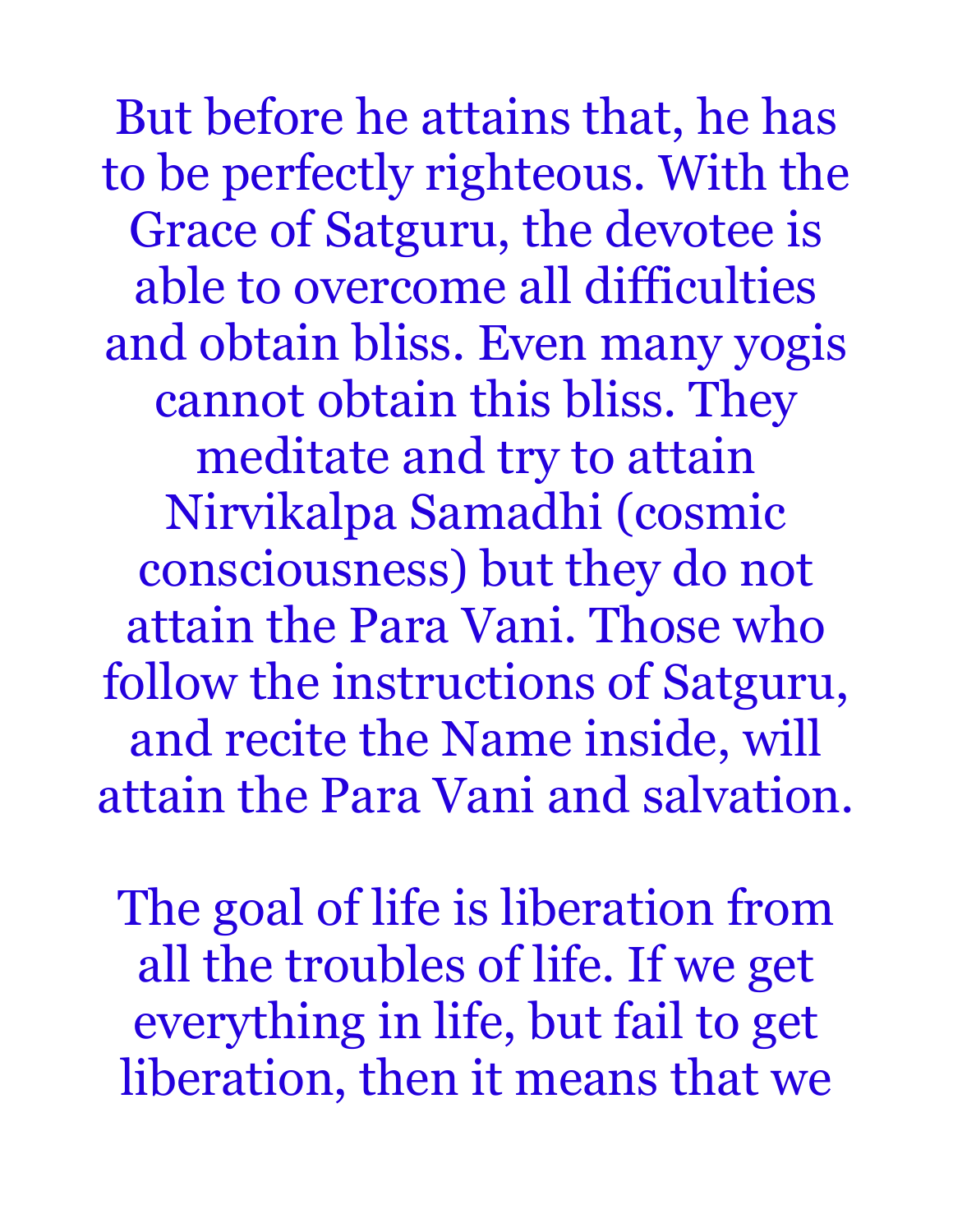But before he attains that, he has to be perfectly righteous. With the Grace of Satguru, the devotee is able to overcome all difficulties and obtain bliss. Even many yogis cannot obtain this bliss. They meditate and try to attain Nirvikalpa Samadhi (cosmic consciousness) but they do not attain the Para Vani. Those who follow the instructions of Satguru, and recite the Name inside, will attain the Para Vani and salvation.

The goal of life is liberation from all the troubles of life. If we get everything in life, but fail to get liberation, then it means that we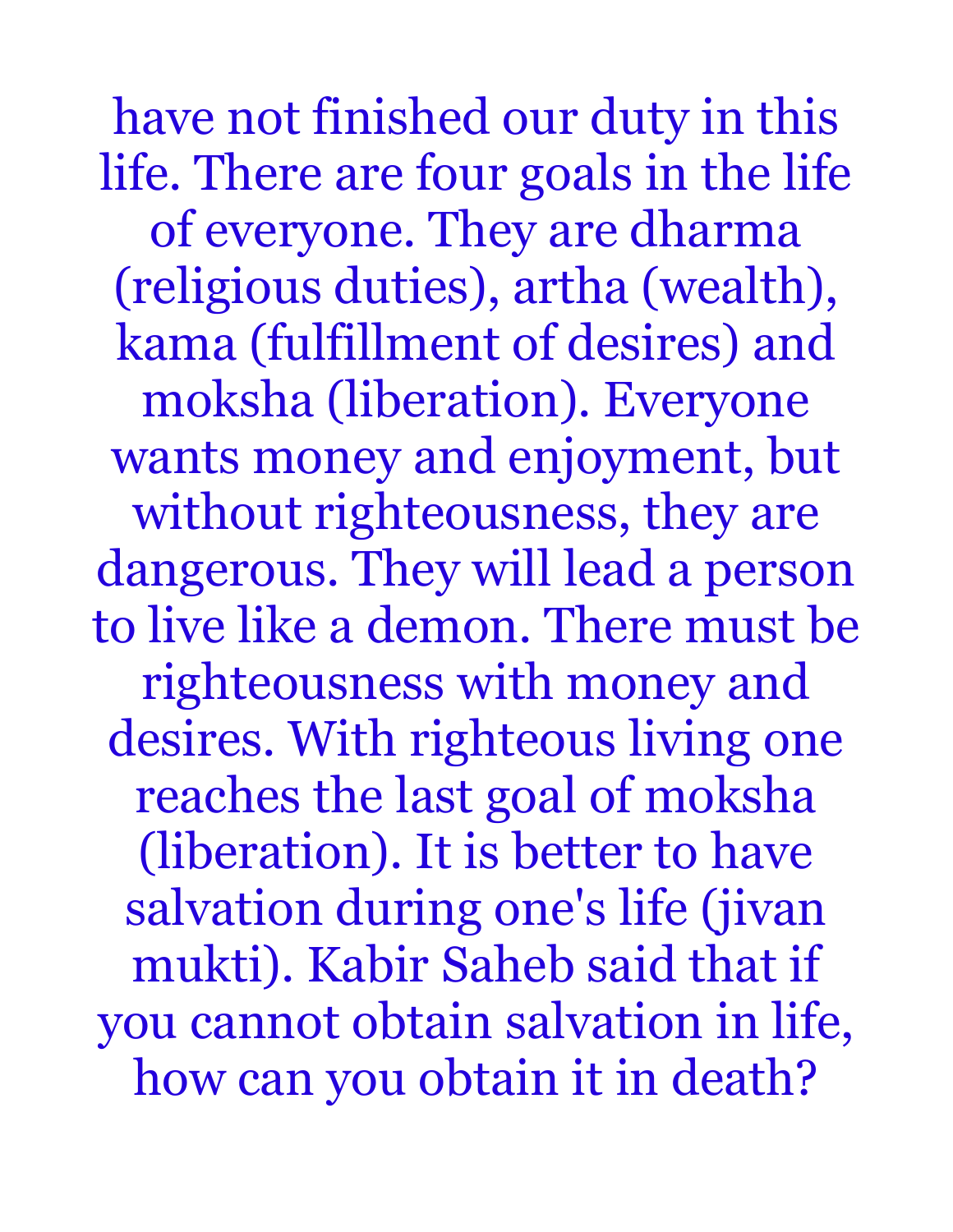have not finished our duty in this life. There are four goals in the life of everyone. They are dharma (religious duties), artha (wealth), kama (fulfillment of desires) and moksha (liberation). Everyone wants money and enjoyment, but without righteousness, they are dangerous. They will lead a person to live like a demon. There must be righteousness with money and desires. With righteous living one reaches the last goal of moksha (liberation). It is better to have salvation during one's life (jivan mukti). Kabir Saheb said that if you cannot obtain salvation in life, how can you obtain it in death?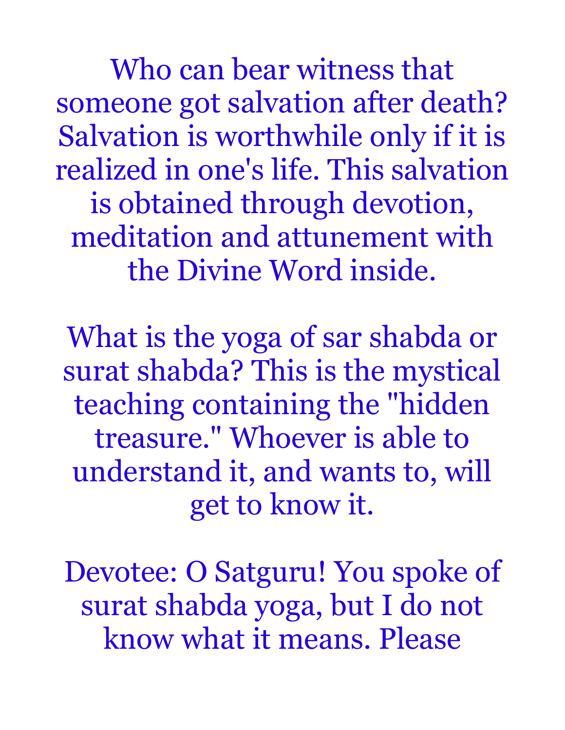Who can bear witness that someone got salvation after death? Salvation is worthwhile only if it is realized in one's life. This salvation is obtained through devotion, meditation and attunement with the Divine Word inside.

What is the yoga of sar shabda or surat shabda? This is the mystical teaching containing the "hidden treasure." Whoever is able to understand it, and wants to, will get to know it.

Devotee: O Satguru! You spoke of surat shabda yoga, but I do not know what it means. Please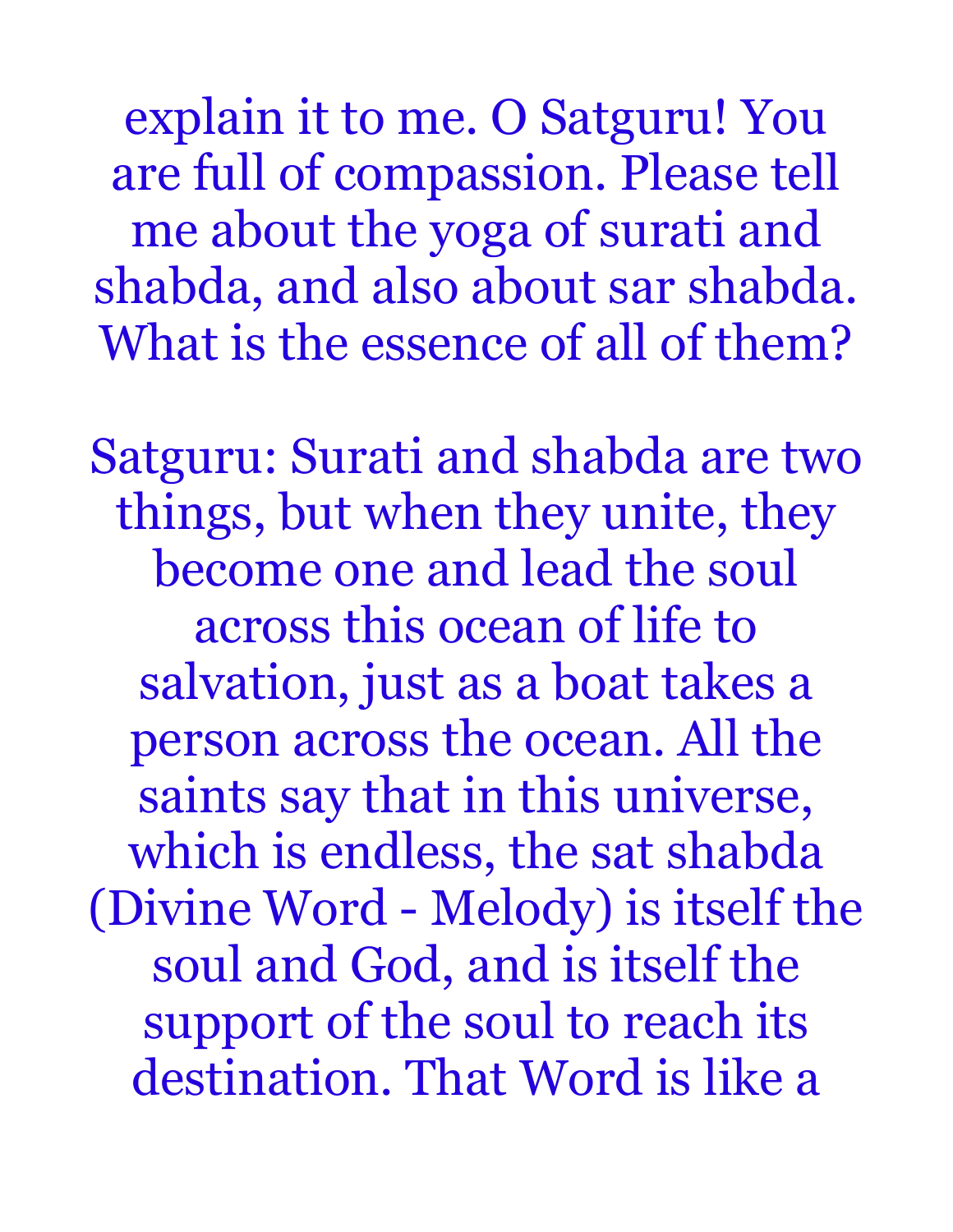explain it to me. O Satguru! You are full of compassion. Please tell me about the yoga of surati and shabda, and also about sar shabda. What is the essence of all of them?

Satguru: Surati and shabda are two things, but when they unite, they become one and lead the soul across this ocean of life to salvation, just as a boat takes a person across the ocean. All the saints say that in this universe, which is endless, the sat shabda (Divine Word - Melody) is itself the soul and God, and is itself the support of the soul to reach its destination. That Word is like a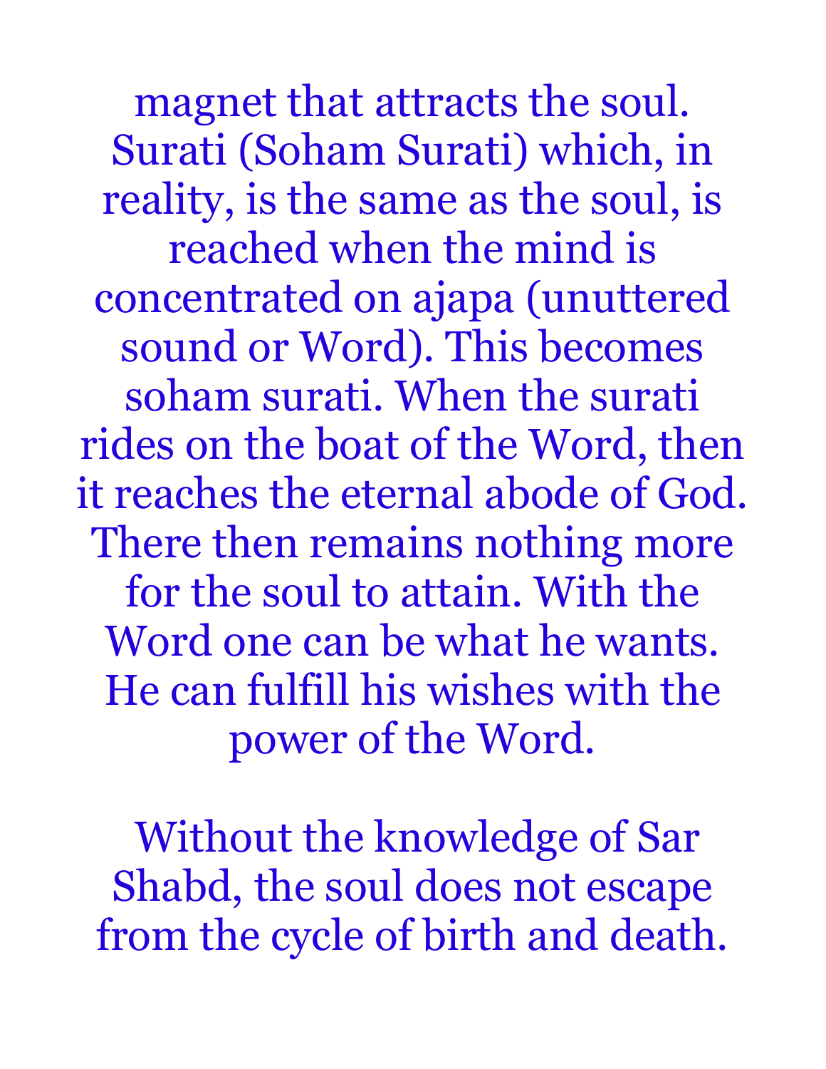magnet that attracts the soul. Surati (Soham Surati) which, in reality, is the same as the soul, is reached when the mind is concentrated on ajapa (unuttered sound or Word). This becomes soham surati. When the surati rides on the boat of the Word, then it reaches the eternal abode of God. There then remains nothing more for the soul to attain. With the Word one can be what he wants. He can fulfill his wishes with the power of the Word.

Without the knowledge of Sar Shabd, the soul does not escape from the cycle of birth and death.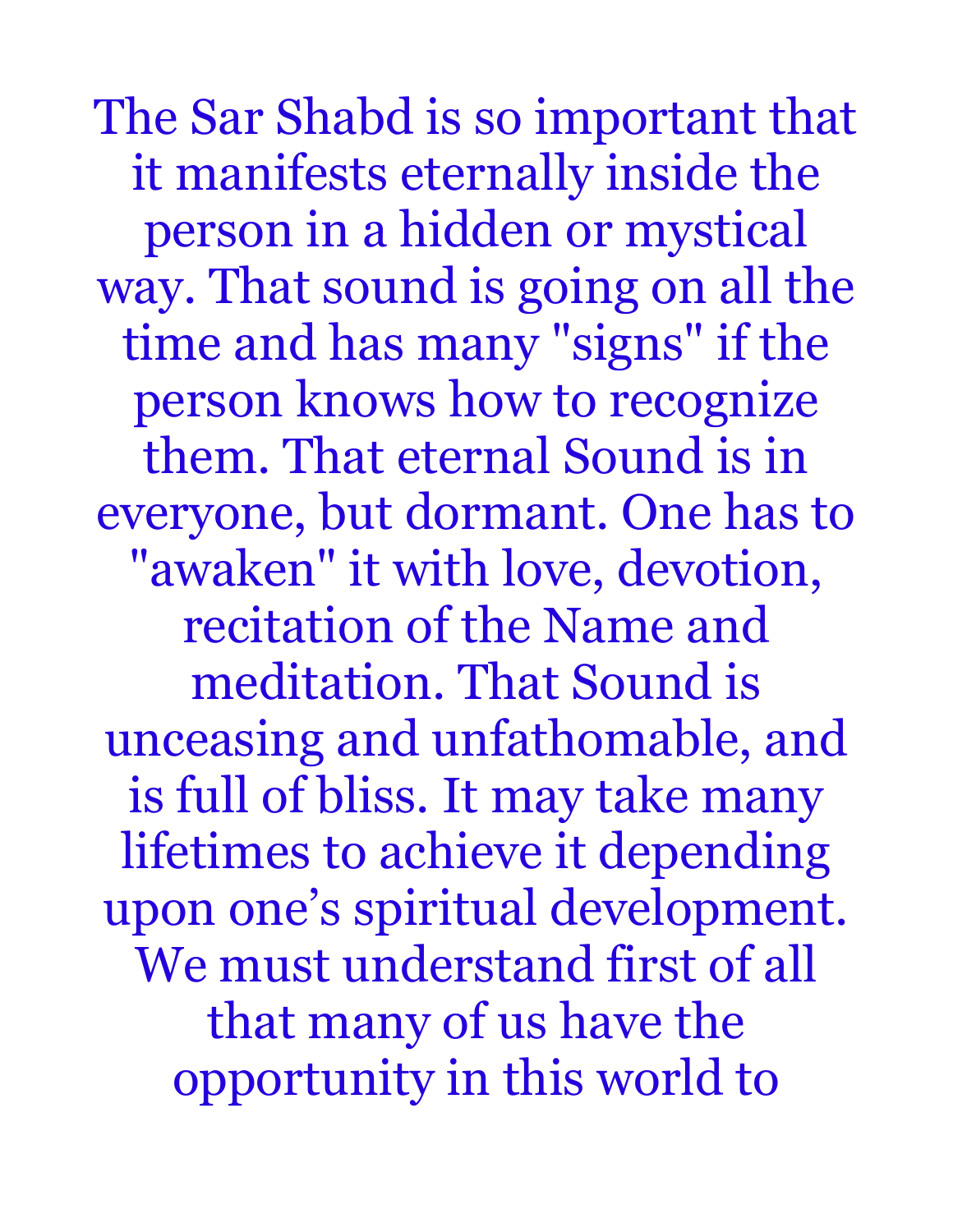The Sar Shabd is so important that it manifests eternally inside the person in a hidden or mystical way. That sound is going on all the time and has many "signs" if the person knows how to recognize them. That eternal Sound is in everyone, but dormant. One has to "awaken" it with love, devotion, recitation of the Name and meditation. That Sound is unceasing and unfathomable, and is full of bliss. It may take many lifetimes to achieve it depending upon one's spiritual development. We must understand first of all that many of us have the opportunity in this world to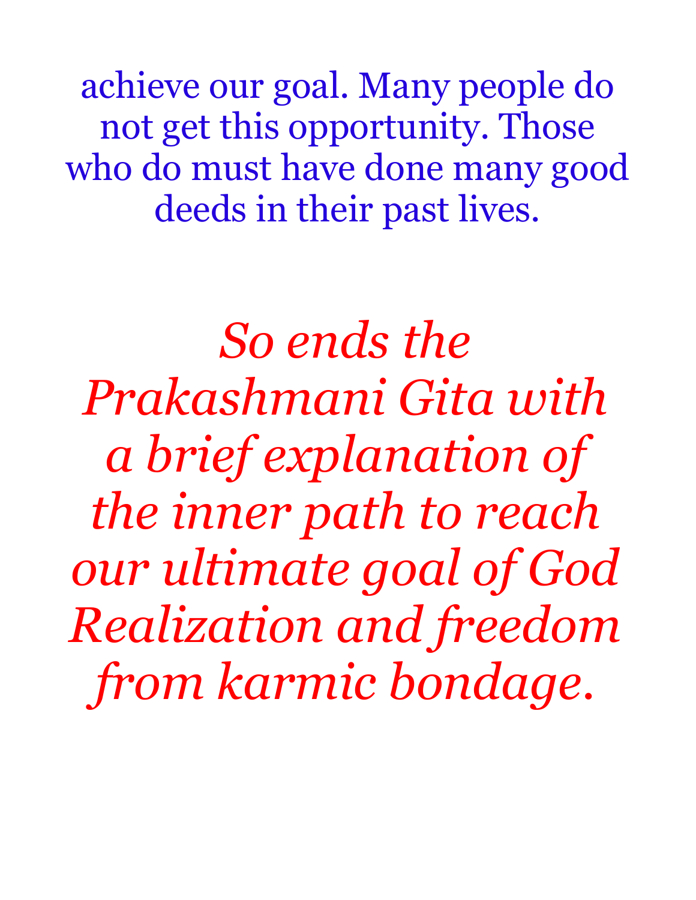achieve our goal. Many people do not get this opportunity. Those who do must have done many good deeds in their past lives.

*So ends the Prakashmani Gita with a brief explanation of the inner path to reach our ultimate goal of God Realization and freedom from karmic bondage.*